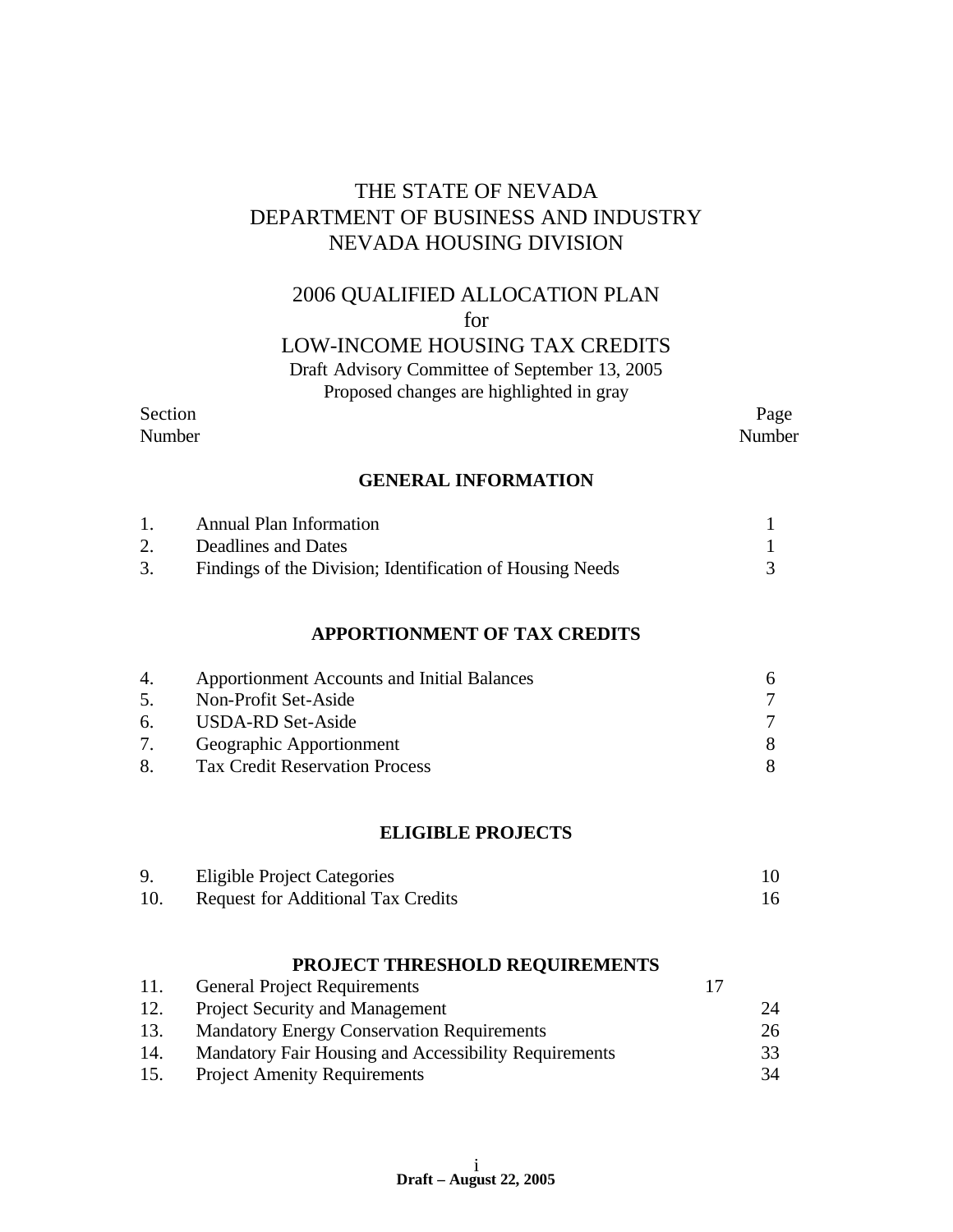# THE STATE OF NEVADA
# DEPARTMENT OF BUSINESS AND INDUSTRY
# NEVADA HOUSING DIVISION

## 2006 QUALIFIED ALLOCATION PLAN
## for
## LOW-INCOME HOUSING TAX CREDITS

Draft Advisory Committee of September 13, 2005
Proposed changes are highlighted in gray

| Section Number | | Page Number |
|---|---|---|
| | **GENERAL INFORMATION** | |
| 1. | Annual Plan Information | 1 |
| 2. | Deadlines and Dates | 1 |
| 3. | Findings of the Division; Identification of Housing Needs | 3 |
| | **APPORTIONMENT OF TAX CREDITS** | |
| 4. | Apportionment Accounts and Initial Balances | 6 |
| 5. | Non-Profit Set-Aside | 7 |
| 6. | USDA-RD Set-Aside | 7 |
| 7. | Geographic Apportionment | 8 |
| 8. | Tax Credit Reservation Process | 8 |
| | **ELIGIBLE PROJECTS** | |
| 9. | Eligible Project Categories | 10 |
| 10. | Request for Additional Tax Credits | 16 |
| | **PROJECT THRESHOLD REQUIREMENTS** | |
| 11. | General Project Requirements | 17 |
| 12. | Project Security and Management | 24 |
| 13. | Mandatory Energy Conservation Requirements | 26 |
| 14. | Mandatory Fair Housing and Accessibility Requirements | 33 |
| 15. | Project Amenity Requirements | 34 |

**Draft – August 22, 2005**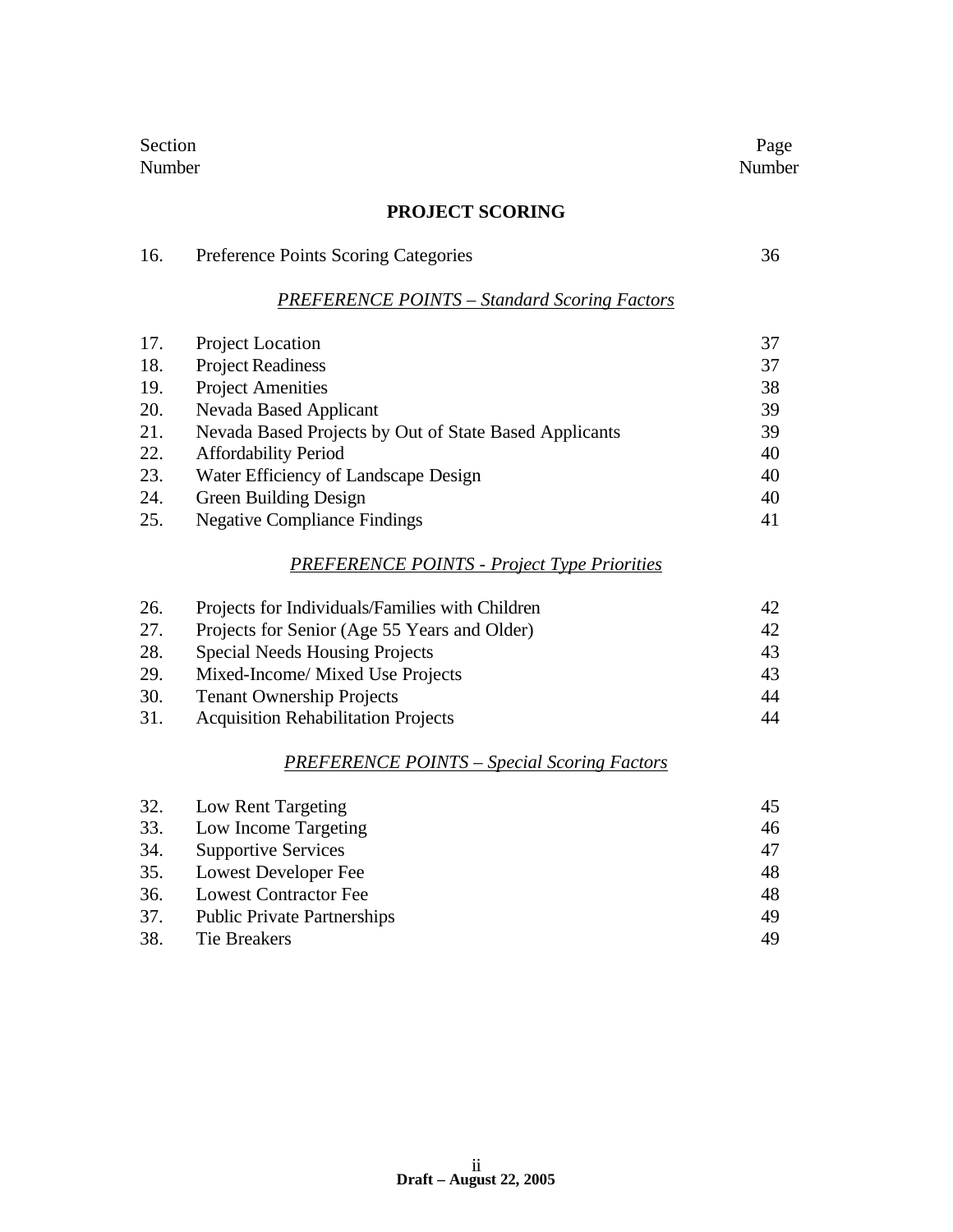| Section Number | | Page Number |
|---|---|---|
| | **PROJECT SCORING** | |
| 16. | Preference Points Scoring Categories | 36 |
| | *PREFERENCE POINTS – Standard Scoring Factors* | |
| 17. | Project Location | 37 |
| 18. | Project Readiness | 37 |
| 19. | Project Amenities | 38 |
| 20. | Nevada Based Applicant | 39 |
| 21. | Nevada Based Projects by Out of State Based Applicants | 39 |
| 22. | Affordability Period | 40 |
| 23. | Water Efficiency of Landscape Design | 40 |
| 24. | Green Building Design | 40 |
| 25. | Negative Compliance Findings | 41 |
| | *PREFERENCE POINTS - Project Type Priorities* | |
| 26. | Projects for Individuals/Families with Children | 42 |
| 27. | Projects for Senior (Age 55 Years and Older) | 42 |
| 28. | Special Needs Housing Projects | 43 |
| 29. | Mixed-Income/ Mixed Use Projects | 43 |
| 30. | Tenant Ownership Projects | 44 |
| 31. | Acquisition Rehabilitation Projects | 44 |
| | *PREFERENCE POINTS – Special Scoring Factors* | |
| 32. | Low Rent Targeting | 45 |
| 33. | Low Income Targeting | 46 |
| 34. | Supportive Services | 47 |
| 35. | Lowest Developer Fee | 48 |
| 36. | Lowest Contractor Fee | 48 |
| 37. | Public Private Partnerships | 49 |
| 38. | Tie Breakers | 49 |

**Draft – August 22, 2005**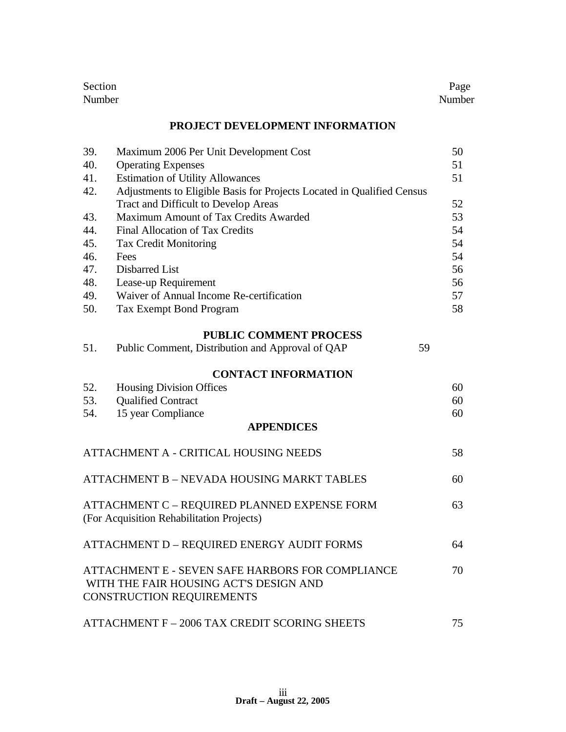| Section Number | | Page Number |
|---|---|---|

**PROJECT DEVELOPMENT INFORMATION**

| | | |
|---|---|---|
| 39. | Maximum 2006 Per Unit Development Cost | 50 |
| 40. | Operating Expenses | 51 |
| 41. | Estimation of Utility Allowances | 51 |
| 42. | Adjustments to Eligible Basis for Projects Located in Qualified Census Tract and Difficult to Develop Areas | 52 |
| 43. | Maximum Amount of Tax Credits Awarded | 53 |
| 44. | Final Allocation of Tax Credits | 54 |
| 45. | Tax Credit Monitoring | 54 |
| 46. | Fees | 54 |
| 47. | Disbarred List | 56 |
| 48. | Lease-up Requirement | 56 |
| 49. | Waiver of Annual Income Re-certification | 57 |
| 50. | Tax Exempt Bond Program | 58 |

**PUBLIC COMMENT PROCESS**

| | | |
|---|---|---|
| 51. | Public Comment, Distribution and Approval of QAP | 59 |

**CONTACT INFORMATION**

| | | |
|---|---|---|
| 52. | Housing Division Offices | 60 |
| 53. | Qualified Contract | 60 |
| 54. | 15 year Compliance | 60 |

**APPENDICES**

| | |
|---|---|
| ATTACHMENT A - CRITICAL HOUSING NEEDS | 58 |
| ATTACHMENT B – NEVADA HOUSING MARKT TABLES | 60 |
| ATTACHMENT C – REQUIRED PLANNED EXPENSE FORM (For Acquisition Rehabilitation Projects) | 63 |
| ATTACHMENT D – REQUIRED ENERGY AUDIT FORMS | 64 |
| ATTACHMENT E - SEVEN SAFE HARBORS FOR COMPLIANCE WITH THE FAIR HOUSING ACT'S DESIGN AND CONSTRUCTION REQUIREMENTS | 70 |
| ATTACHMENT F – 2006 TAX CREDIT SCORING SHEETS | 75 |

**Draft – August 22, 2005**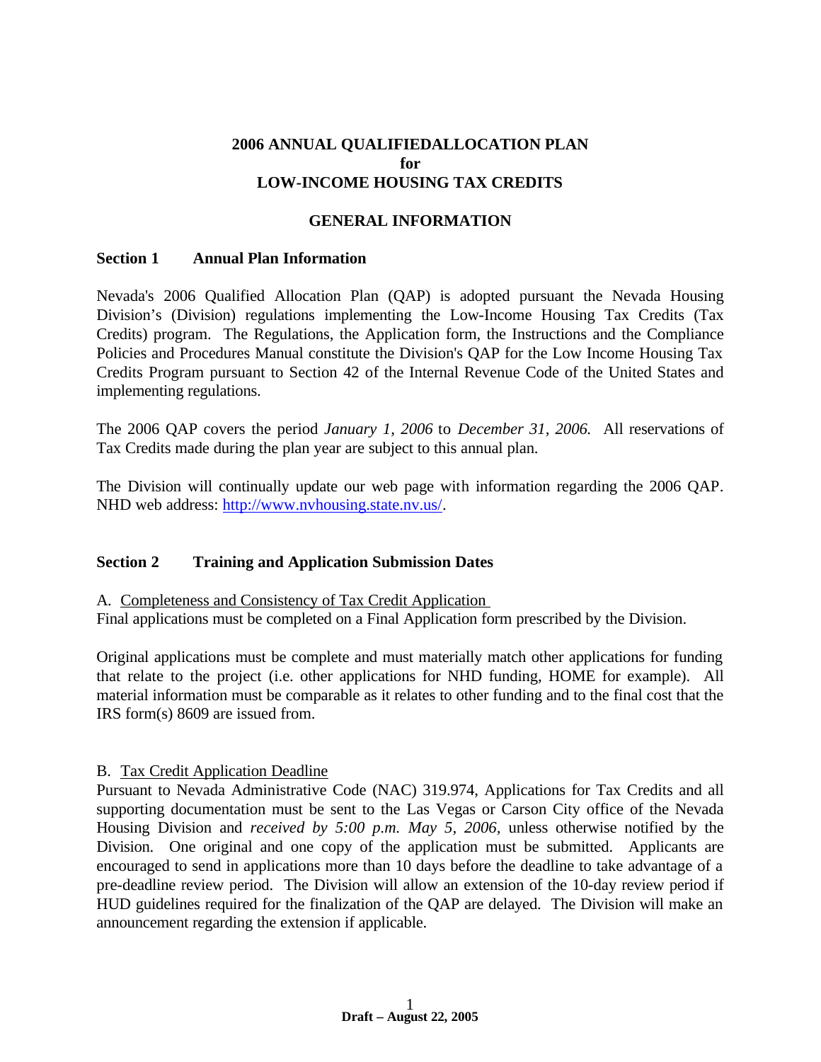**2006 ANNUAL QUALIFIEDALLOCATION PLAN**
**for**
**LOW-INCOME HOUSING TAX CREDITS**

## GENERAL INFORMATION

### Section 1 Annual Plan Information

Nevada's 2006 Qualified Allocation Plan (QAP) is adopted pursuant the Nevada Housing Division's (Division) regulations implementing the Low-Income Housing Tax Credits (Tax Credits) program. The Regulations, the Application form, the Instructions and the Compliance Policies and Procedures Manual constitute the Division's QAP for the Low Income Housing Tax Credits Program pursuant to Section 42 of the Internal Revenue Code of the United States and implementing regulations.

The 2006 QAP covers the period *January 1, 2006* to *December 31, 2006.* All reservations of Tax Credits made during the plan year are subject to this annual plan.

The Division will continually update our web page with information regarding the 2006 QAP. NHD web address: http://www.nvhousing.state.nv.us/.

### Section 2 Training and Application Submission Dates

A. Completeness and Consistency of Tax Credit Application
Final applications must be completed on a Final Application form prescribed by the Division.

Original applications must be complete and must materially match other applications for funding that relate to the project (i.e. other applications for NHD funding, HOME for example). All material information must be comparable as it relates to other funding and to the final cost that the IRS form(s) 8609 are issued from.

B. Tax Credit Application Deadline
Pursuant to Nevada Administrative Code (NAC) 319.974, Applications for Tax Credits and all supporting documentation must be sent to the Las Vegas or Carson City office of the Nevada Housing Division and *received by 5:00 p.m. May 5, 2006,* unless otherwise notified by the Division. One original and one copy of the application must be submitted. Applicants are encouraged to send in applications more than 10 days before the deadline to take advantage of a pre-deadline review period. The Division will allow an extension of the 10-day review period if HUD guidelines required for the finalization of the QAP are delayed. The Division will make an announcement regarding the extension if applicable.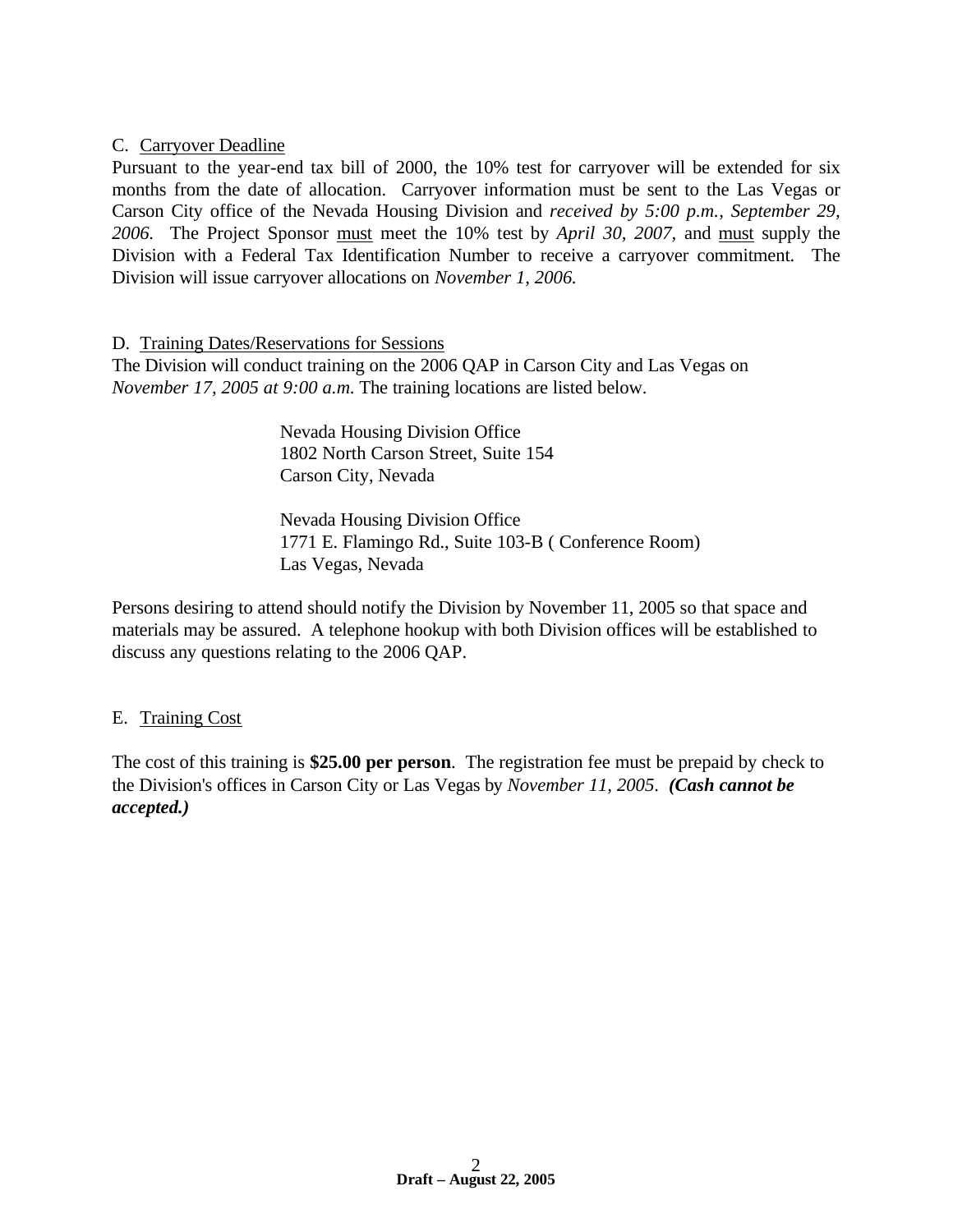C. Carryover Deadline

Pursuant to the year-end tax bill of 2000, the 10% test for carryover will be extended for six months from the date of allocation. Carryover information must be sent to the Las Vegas or Carson City office of the Nevada Housing Division and *received by 5:00 p.m., September 29, 2006.* The Project Sponsor must meet the 10% test by *April 30, 2007,* and must supply the Division with a Federal Tax Identification Number to receive a carryover commitment. The Division will issue carryover allocations on *November 1, 2006.*

D. Training Dates/Reservations for Sessions

The Division will conduct training on the 2006 QAP in Carson City and Las Vegas on *November 17, 2005 at 9:00 a.m.* The training locations are listed below.

> Nevada Housing Division Office
> 1802 North Carson Street, Suite 154
> Carson City, Nevada
>
> Nevada Housing Division Office
> 1771 E. Flamingo Rd., Suite 103-B ( Conference Room)
> Las Vegas, Nevada

Persons desiring to attend should notify the Division by November 11, 2005 so that space and materials may be assured. A telephone hookup with both Division offices will be established to discuss any questions relating to the 2006 QAP.

E. Training Cost

The cost of this training is **$25.00 per person**. The registration fee must be prepaid by check to the Division's offices in Carson City or Las Vegas by *November 11, 2005*. ***(Cash cannot be accepted.)***

**Draft – August 22, 2005**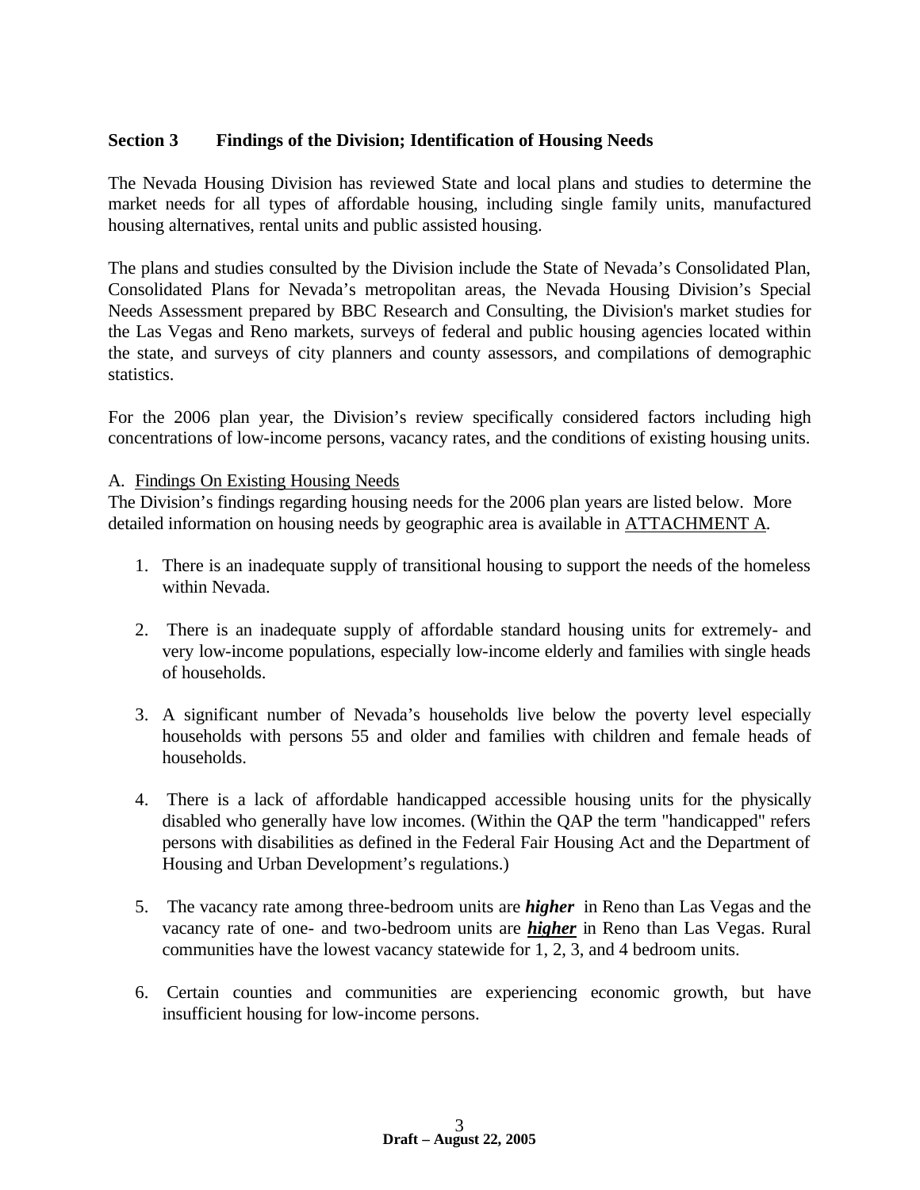## Section 3 Findings of the Division; Identification of Housing Needs

The Nevada Housing Division has reviewed State and local plans and studies to determine the market needs for all types of affordable housing, including single family units, manufactured housing alternatives, rental units and public assisted housing.

The plans and studies consulted by the Division include the State of Nevada's Consolidated Plan, Consolidated Plans for Nevada's metropolitan areas, the Nevada Housing Division's Special Needs Assessment prepared by BBC Research and Consulting, the Division's market studies for the Las Vegas and Reno markets, surveys of federal and public housing agencies located within the state, and surveys of city planners and county assessors, and compilations of demographic statistics.

For the 2006 plan year, the Division's review specifically considered factors including high concentrations of low-income persons, vacancy rates, and the conditions of existing housing units.

A. Findings On Existing Housing Needs

The Division's findings regarding housing needs for the 2006 plan years are listed below. More detailed information on housing needs by geographic area is available in ATTACHMENT A.

1. There is an inadequate supply of transitional housing to support the needs of the homeless within Nevada.

2. There is an inadequate supply of affordable standard housing units for extremely- and very low-income populations, especially low-income elderly and families with single heads of households.

3. A significant number of Nevada's households live below the poverty level especially households with persons 55 and older and families with children and female heads of households.

4. There is a lack of affordable handicapped accessible housing units for the physically disabled who generally have low incomes. (Within the QAP the term "handicapped" refers persons with disabilities as defined in the Federal Fair Housing Act and the Department of Housing and Urban Development's regulations.)

5. The vacancy rate among three-bedroom units are ***higher*** in Reno than Las Vegas and the vacancy rate of one- and two-bedroom units are ***higher*** in Reno than Las Vegas. Rural communities have the lowest vacancy statewide for 1, 2, 3, and 4 bedroom units.

6. Certain counties and communities are experiencing economic growth, but have insufficient housing for low-income persons.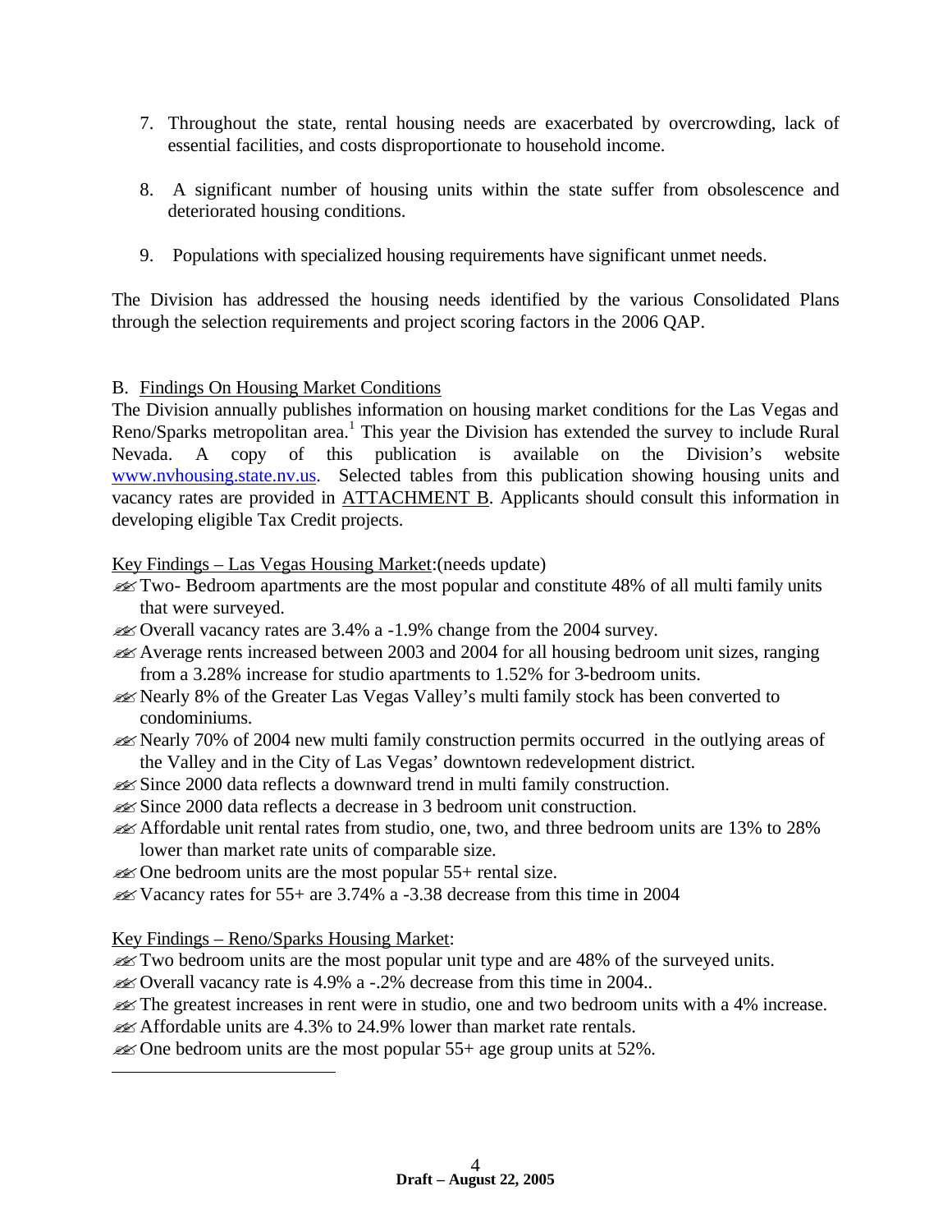7. Throughout the state, rental housing needs are exacerbated by overcrowding, lack of essential facilities, and costs disproportionate to household income.

8. A significant number of housing units within the state suffer from obsolescence and deteriorated housing conditions.

9. Populations with specialized housing requirements have significant unmet needs.

The Division has addressed the housing needs identified by the various Consolidated Plans through the selection requirements and project scoring factors in the 2006 QAP.

B. Findings On Housing Market Conditions

The Division annually publishes information on housing market conditions for the Las Vegas and Reno/Sparks metropolitan area.[1] This year the Division has extended the survey to include Rural Nevada. A copy of this publication is available on the Division's website www.nvhousing.state.nv.us. Selected tables from this publication showing housing units and vacancy rates are provided in ATTACHMENT B. Applicants should consult this information in developing eligible Tax Credit projects.

Key Findings – Las Vegas Housing Market:(needs update)

- Two- Bedroom apartments are the most popular and constitute 48% of all multi family units that were surveyed.
- Overall vacancy rates are 3.4% a -1.9% change from the 2004 survey.
- Average rents increased between 2003 and 2004 for all housing bedroom unit sizes, ranging from a 3.28% increase for studio apartments to 1.52% for 3-bedroom units.
- Nearly 8% of the Greater Las Vegas Valley's multi family stock has been converted to condominiums.
- Nearly 70% of 2004 new multi family construction permits occurred in the outlying areas of the Valley and in the City of Las Vegas' downtown redevelopment district.
- Since 2000 data reflects a downward trend in multi family construction.
- Since 2000 data reflects a decrease in 3 bedroom unit construction.
- Affordable unit rental rates from studio, one, two, and three bedroom units are 13% to 28% lower than market rate units of comparable size.
- One bedroom units are the most popular 55+ rental size.
- Vacancy rates for 55+ are 3.74% a -3.38 decrease from this time in 2004

Key Findings – Reno/Sparks Housing Market:

- Two bedroom units are the most popular unit type and are 48% of the surveyed units.
- Overall vacancy rate is 4.9% a -.2% decrease from this time in 2004..
- The greatest increases in rent were in studio, one and two bedroom units with a 4% increase.
- Affordable units are 4.3% to 24.9% lower than market rate rentals.
- One bedroom units are the most popular 55+ age group units at 52%.

Draft – August 22, 2005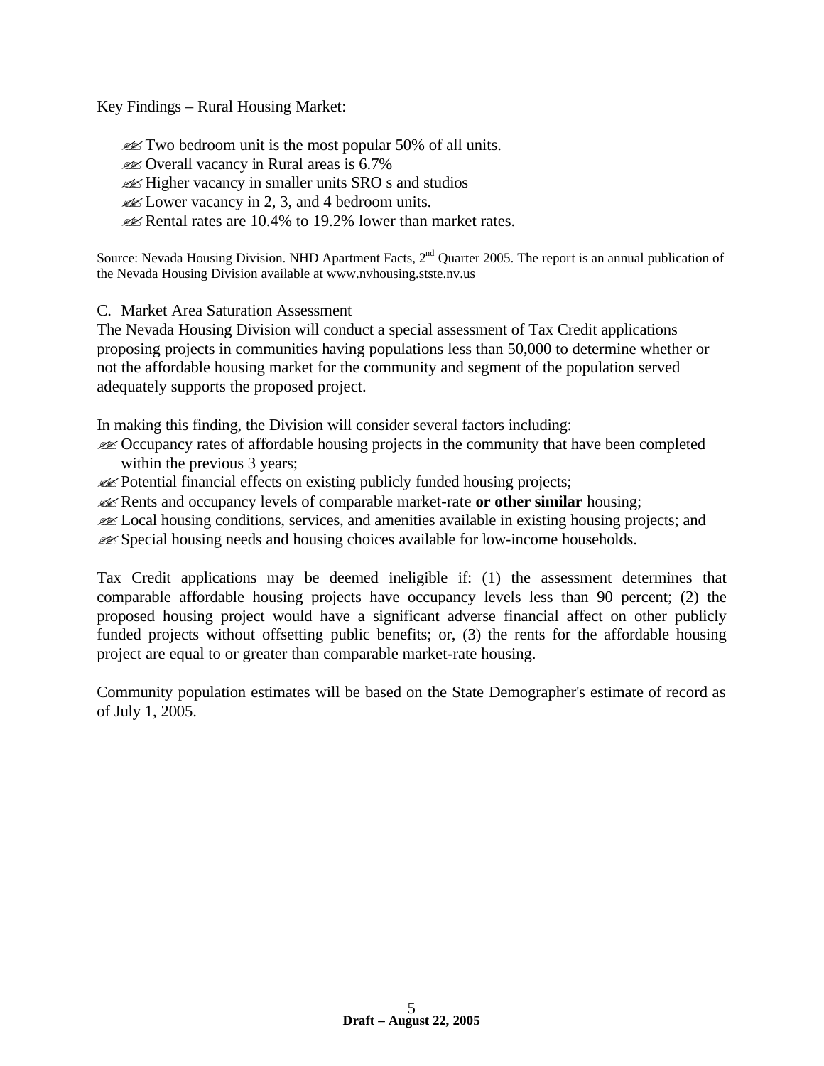Key Findings – Rural Housing Market:

- Two bedroom unit is the most popular 50% of all units.
- Overall vacancy in Rural areas is 6.7%
- Higher vacancy in smaller units SRO s and studios
- Lower vacancy in 2, 3, and 4 bedroom units.
- Rental rates are 10.4% to 19.2% lower than market rates.

Source: Nevada Housing Division. NHD Apartment Facts, 2nd Quarter 2005. The report is an annual publication of the Nevada Housing Division available at www.nvhousing.stste.nv.us

C. Market Area Saturation Assessment

The Nevada Housing Division will conduct a special assessment of Tax Credit applications proposing projects in communities having populations less than 50,000 to determine whether or not the affordable housing market for the community and segment of the population served adequately supports the proposed project.

In making this finding, the Division will consider several factors including:

- Occupancy rates of affordable housing projects in the community that have been completed within the previous 3 years;
- Potential financial effects on existing publicly funded housing projects;
- Rents and occupancy levels of comparable market-rate **or other similar** housing;
- Local housing conditions, services, and amenities available in existing housing projects; and
- Special housing needs and housing choices available for low-income households.

Tax Credit applications may be deemed ineligible if: (1) the assessment determines that comparable affordable housing projects have occupancy levels less than 90 percent; (2) the proposed housing project would have a significant adverse financial affect on other publicly funded projects without offsetting public benefits; or, (3) the rents for the affordable housing project are equal to or greater than comparable market-rate housing.

Community population estimates will be based on the State Demographer's estimate of record as of July 1, 2005.

**Draft – August 22, 2005**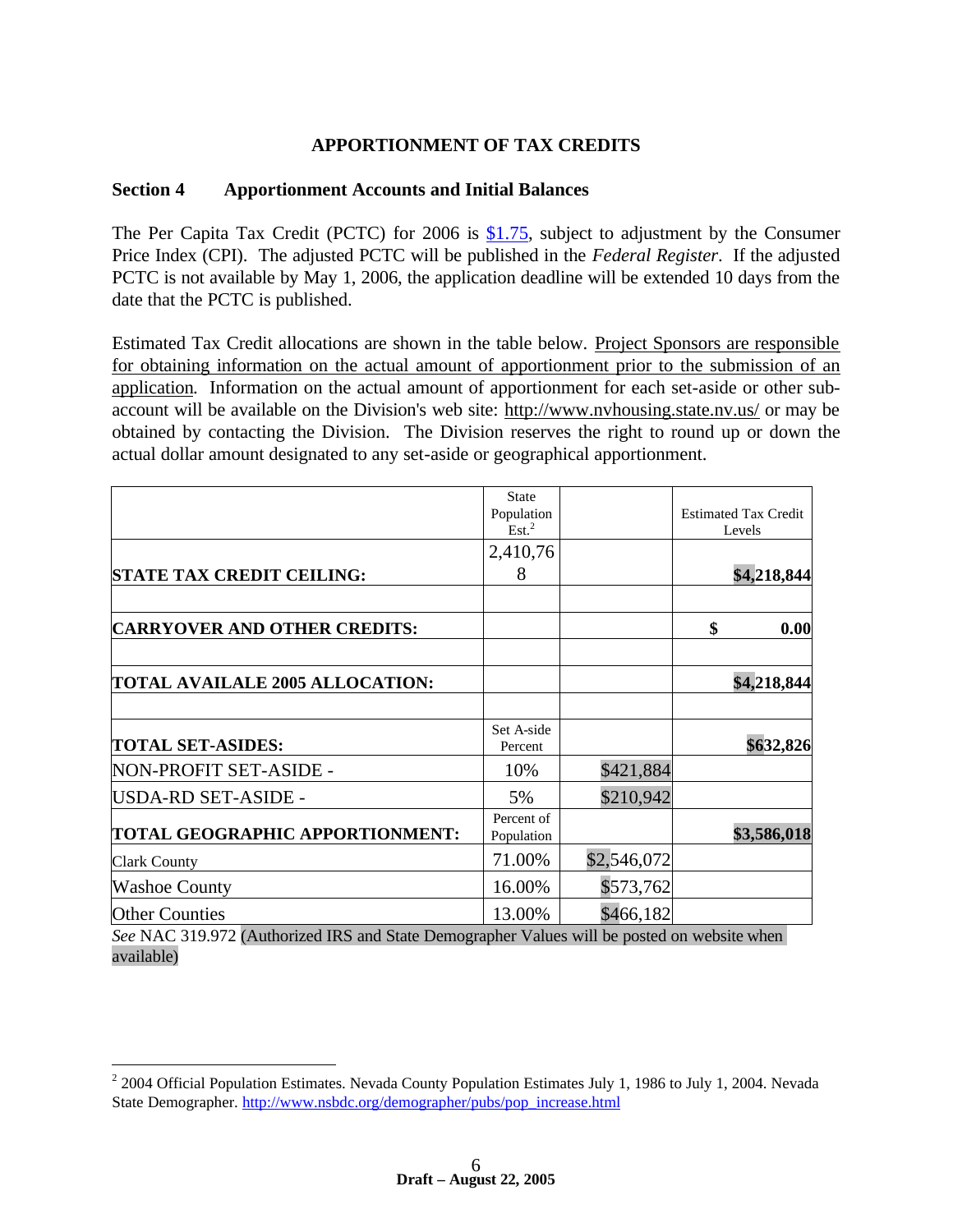## APPORTIONMENT OF TAX CREDITS

### Section 4 Apportionment Accounts and Initial Balances

The Per Capita Tax Credit (PCTC) for 2006 is $1.75, subject to adjustment by the Consumer Price Index (CPI). The adjusted PCTC will be published in the *Federal Register*. If the adjusted PCTC is not available by May 1, 2006, the application deadline will be extended 10 days from the date that the PCTC is published.

Estimated Tax Credit allocations are shown in the table below. Project Sponsors are responsible for obtaining information on the actual amount of apportionment prior to the submission of an application. Information on the actual amount of apportionment for each set-aside or other sub-account will be available on the Division's web site: http://www.nvhousing.state.nv.us/ or may be obtained by contacting the Division. The Division reserves the right to round up or down the actual dollar amount designated to any set-aside or geographical apportionment.

| | State Population Est.[2] | | Estimated Tax Credit Levels |
|---|---|---|---|
| **STATE TAX CREDIT CEILING:** | 2,410,768 | | **$4,218,844** |
| | | | |
| **CARRYOVER AND OTHER CREDITS:** | | | **$ 0.00** |
| | | | |
| **TOTAL AVAILALE 2005 ALLOCATION:** | | | **$4,218,844** |
| | | | |
| **TOTAL SET-ASIDES:** | Set A-side Percent | | **$632,826** |
| NON-PROFIT SET-ASIDE - | 10% | $421,884 | |
| USDA-RD SET-ASIDE - | 5% | $210,942 | |
| **TOTAL GEOGRAPHIC APPORTIONMENT:** | Percent of Population | | **$3,586,018** |
| Clark County | 71.00% | $2,546,072 | |
| Washoe County | 16.00% | $573,762 | |
| Other Counties | 13.00% | $466,182 | |

*See* NAC 319.972 (Authorized IRS and State Demographer Values will be posted on website when available)

[2] 2004 Official Population Estimates. Nevada County Population Estimates July 1, 1986 to July 1, 2004. Nevada State Demographer. http://www.nsbdc.org/demographer/pubs/pop_increase.html

**Draft – August 22, 2005**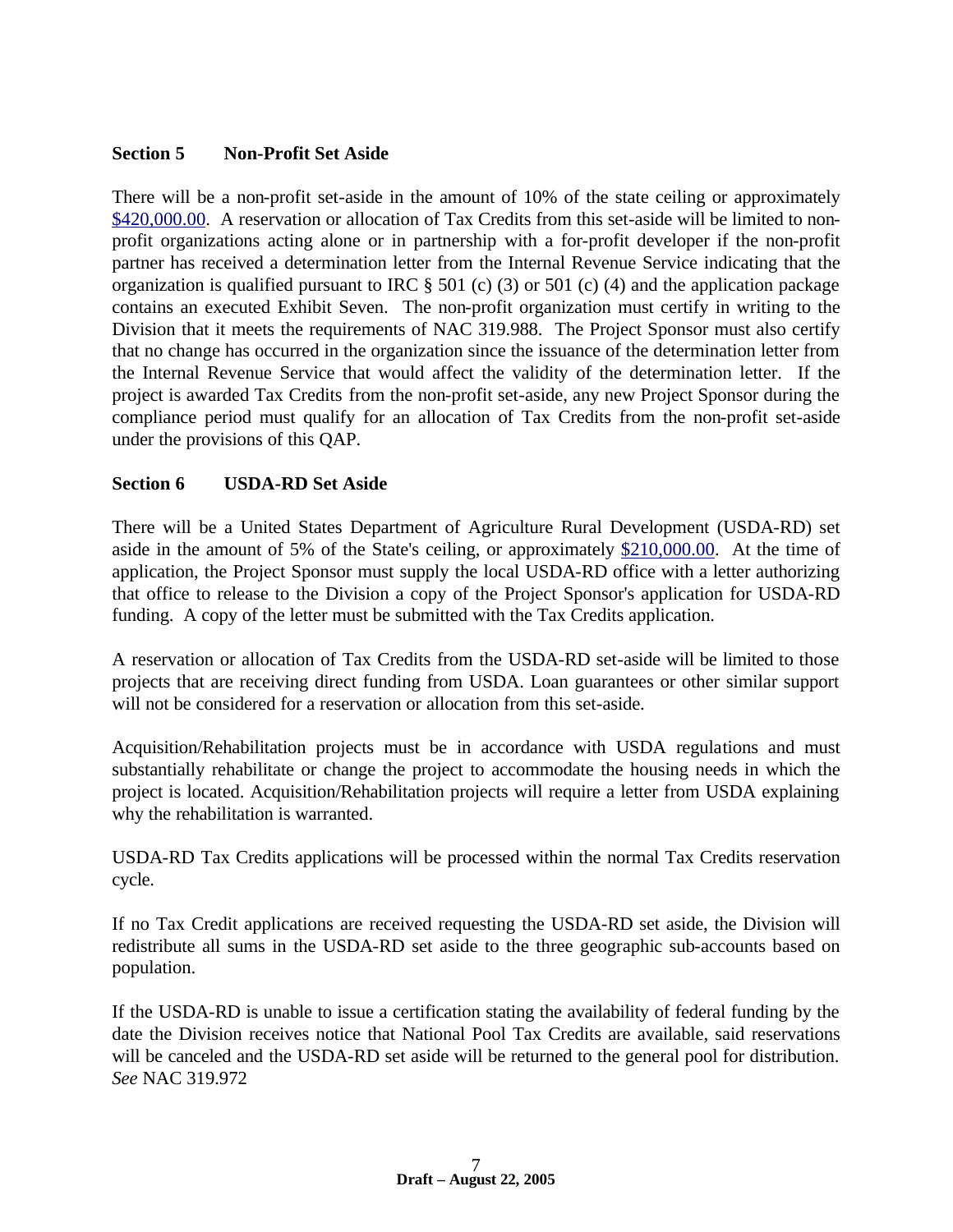## Section 5 Non-Profit Set Aside

There will be a non-profit set-aside in the amount of 10% of the state ceiling or approximately $420,000.00. A reservation or allocation of Tax Credits from this set-aside will be limited to non-profit organizations acting alone or in partnership with a for-profit developer if the non-profit partner has received a determination letter from the Internal Revenue Service indicating that the organization is qualified pursuant to IRC § 501 (c) (3) or 501 (c) (4) and the application package contains an executed Exhibit Seven. The non-profit organization must certify in writing to the Division that it meets the requirements of NAC 319.988. The Project Sponsor must also certify that no change has occurred in the organization since the issuance of the determination letter from the Internal Revenue Service that would affect the validity of the determination letter. If the project is awarded Tax Credits from the non-profit set-aside, any new Project Sponsor during the compliance period must qualify for an allocation of Tax Credits from the non-profit set-aside under the provisions of this QAP.

## Section 6 USDA-RD Set Aside

There will be a United States Department of Agriculture Rural Development (USDA-RD) set aside in the amount of 5% of the State's ceiling, or approximately $210,000.00. At the time of application, the Project Sponsor must supply the local USDA-RD office with a letter authorizing that office to release to the Division a copy of the Project Sponsor's application for USDA-RD funding. A copy of the letter must be submitted with the Tax Credits application.

A reservation or allocation of Tax Credits from the USDA-RD set-aside will be limited to those projects that are receiving direct funding from USDA. Loan guarantees or other similar support will not be considered for a reservation or allocation from this set-aside.

Acquisition/Rehabilitation projects must be in accordance with USDA regulations and must substantially rehabilitate or change the project to accommodate the housing needs in which the project is located. Acquisition/Rehabilitation projects will require a letter from USDA explaining why the rehabilitation is warranted.

USDA-RD Tax Credits applications will be processed within the normal Tax Credits reservation cycle.

If no Tax Credit applications are received requesting the USDA-RD set aside, the Division will redistribute all sums in the USDA-RD set aside to the three geographic sub-accounts based on population.

If the USDA-RD is unable to issue a certification stating the availability of federal funding by the date the Division receives notice that National Pool Tax Credits are available, said reservations will be canceled and the USDA-RD set aside will be returned to the general pool for distribution. *See* NAC 319.972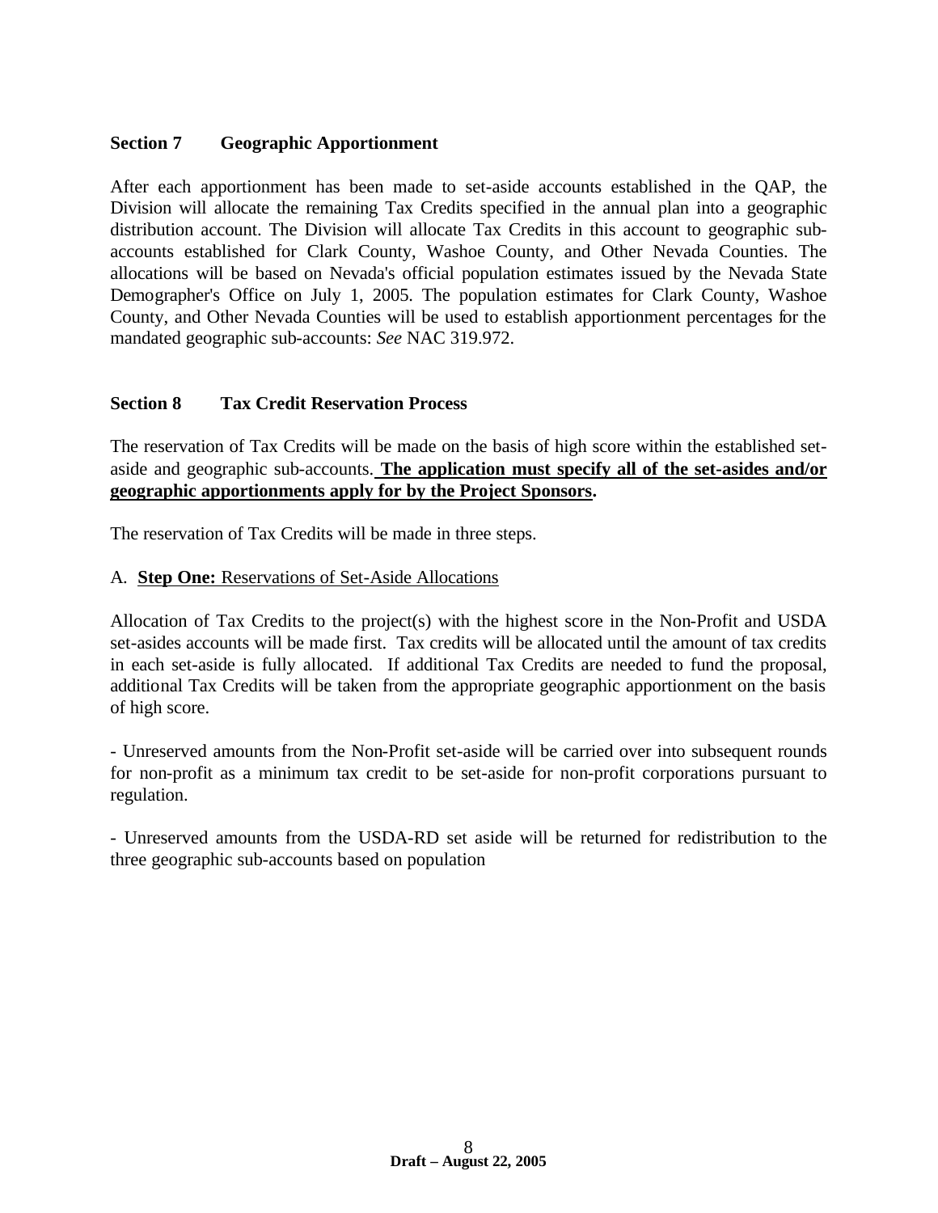## Section 7 Geographic Apportionment

After each apportionment has been made to set-aside accounts established in the QAP, the Division will allocate the remaining Tax Credits specified in the annual plan into a geographic distribution account. The Division will allocate Tax Credits in this account to geographic sub-accounts established for Clark County, Washoe County, and Other Nevada Counties. The allocations will be based on Nevada's official population estimates issued by the Nevada State Demographer's Office on July 1, 2005. The population estimates for Clark County, Washoe County, and Other Nevada Counties will be used to establish apportionment percentages for the mandated geographic sub-accounts: *See* NAC 319.972.

## Section 8 Tax Credit Reservation Process

The reservation of Tax Credits will be made on the basis of high score within the established set-aside and geographic sub-accounts. **The application must specify all of the set-asides and/or geographic apportionments apply for by the Project Sponsors.**

The reservation of Tax Credits will be made in three steps.

A. **Step One:** Reservations of Set-Aside Allocations

Allocation of Tax Credits to the project(s) with the highest score in the Non-Profit and USDA set-asides accounts will be made first. Tax credits will be allocated until the amount of tax credits in each set-aside is fully allocated. If additional Tax Credits are needed to fund the proposal, additional Tax Credits will be taken from the appropriate geographic apportionment on the basis of high score.

- Unreserved amounts from the Non-Profit set-aside will be carried over into subsequent rounds for non-profit as a minimum tax credit to be set-aside for non-profit corporations pursuant to regulation.

- Unreserved amounts from the USDA-RD set aside will be returned for redistribution to the three geographic sub-accounts based on population

Draft – August 22, 2005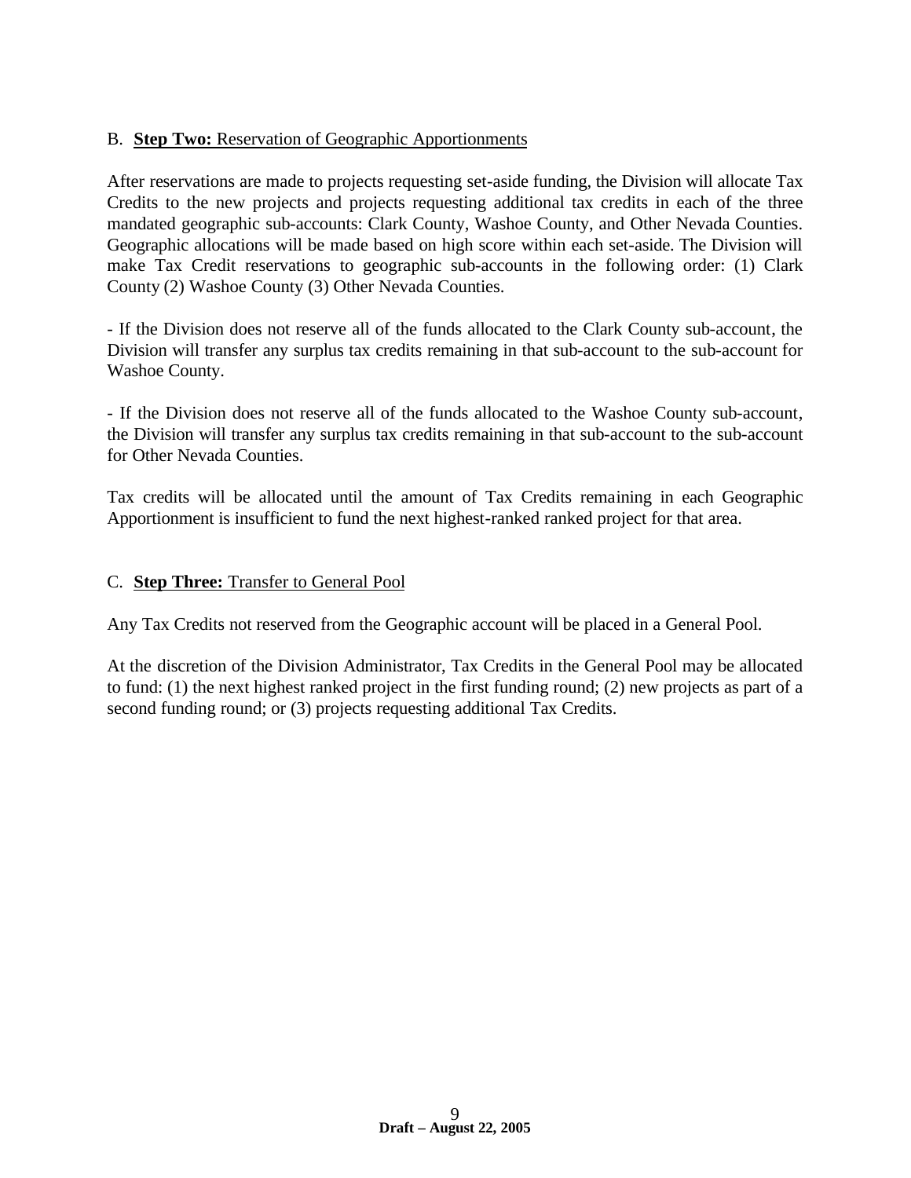B. **Step Two:** Reservation of Geographic Apportionments

After reservations are made to projects requesting set-aside funding, the Division will allocate Tax Credits to the new projects and projects requesting additional tax credits in each of the three mandated geographic sub-accounts: Clark County, Washoe County, and Other Nevada Counties. Geographic allocations will be made based on high score within each set-aside. The Division will make Tax Credit reservations to geographic sub-accounts in the following order: (1) Clark County (2) Washoe County (3) Other Nevada Counties.

- If the Division does not reserve all of the funds allocated to the Clark County sub-account, the Division will transfer any surplus tax credits remaining in that sub-account to the sub-account for Washoe County.

- If the Division does not reserve all of the funds allocated to the Washoe County sub-account, the Division will transfer any surplus tax credits remaining in that sub-account to the sub-account for Other Nevada Counties.

Tax credits will be allocated until the amount of Tax Credits remaining in each Geographic Apportionment is insufficient to fund the next highest-ranked ranked project for that area.

C. **Step Three:** Transfer to General Pool

Any Tax Credits not reserved from the Geographic account will be placed in a General Pool.

At the discretion of the Division Administrator, Tax Credits in the General Pool may be allocated to fund: (1) the next highest ranked project in the first funding round; (2) new projects as part of a second funding round; or (3) projects requesting additional Tax Credits.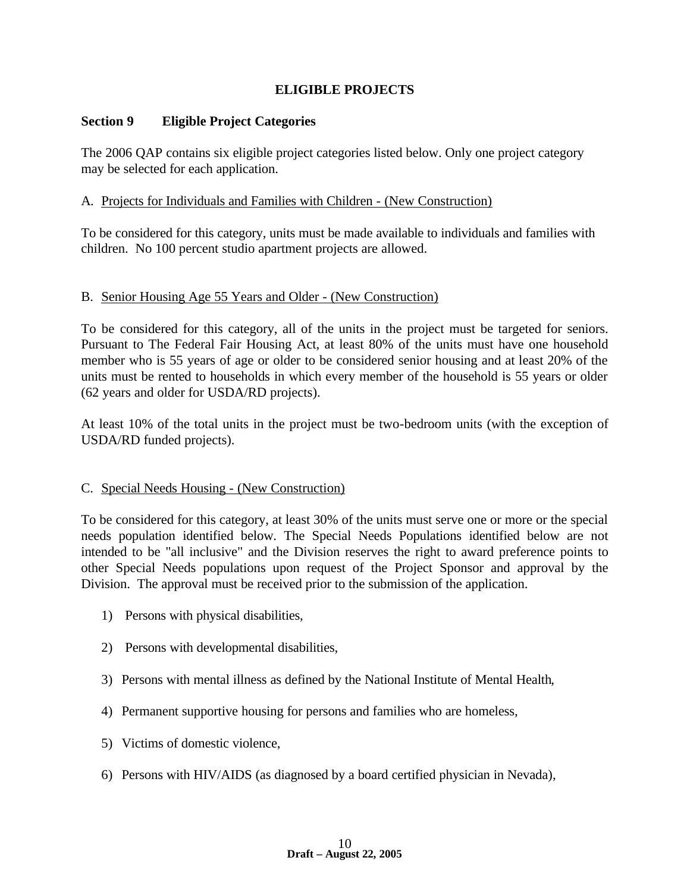## ELIGIBLE PROJECTS

### Section 9 Eligible Project Categories

The 2006 QAP contains six eligible project categories listed below. Only one project category may be selected for each application.

A. Projects for Individuals and Families with Children - (New Construction)

To be considered for this category, units must be made available to individuals and families with children. No 100 percent studio apartment projects are allowed.

B. Senior Housing Age 55 Years and Older - (New Construction)

To be considered for this category, all of the units in the project must be targeted for seniors. Pursuant to The Federal Fair Housing Act, at least 80% of the units must have one household member who is 55 years of age or older to be considered senior housing and at least 20% of the units must be rented to households in which every member of the household is 55 years or older (62 years and older for USDA/RD projects).

At least 10% of the total units in the project must be two-bedroom units (with the exception of USDA/RD funded projects).

C. Special Needs Housing - (New Construction)

To be considered for this category, at least 30% of the units must serve one or more or the special needs population identified below. The Special Needs Populations identified below are not intended to be "all inclusive" and the Division reserves the right to award preference points to other Special Needs populations upon request of the Project Sponsor and approval by the Division. The approval must be received prior to the submission of the application.

1) Persons with physical disabilities,

2) Persons with developmental disabilities,

3) Persons with mental illness as defined by the National Institute of Mental Health,

4) Permanent supportive housing for persons and families who are homeless,

5) Victims of domestic violence,

6) Persons with HIV/AIDS (as diagnosed by a board certified physician in Nevada),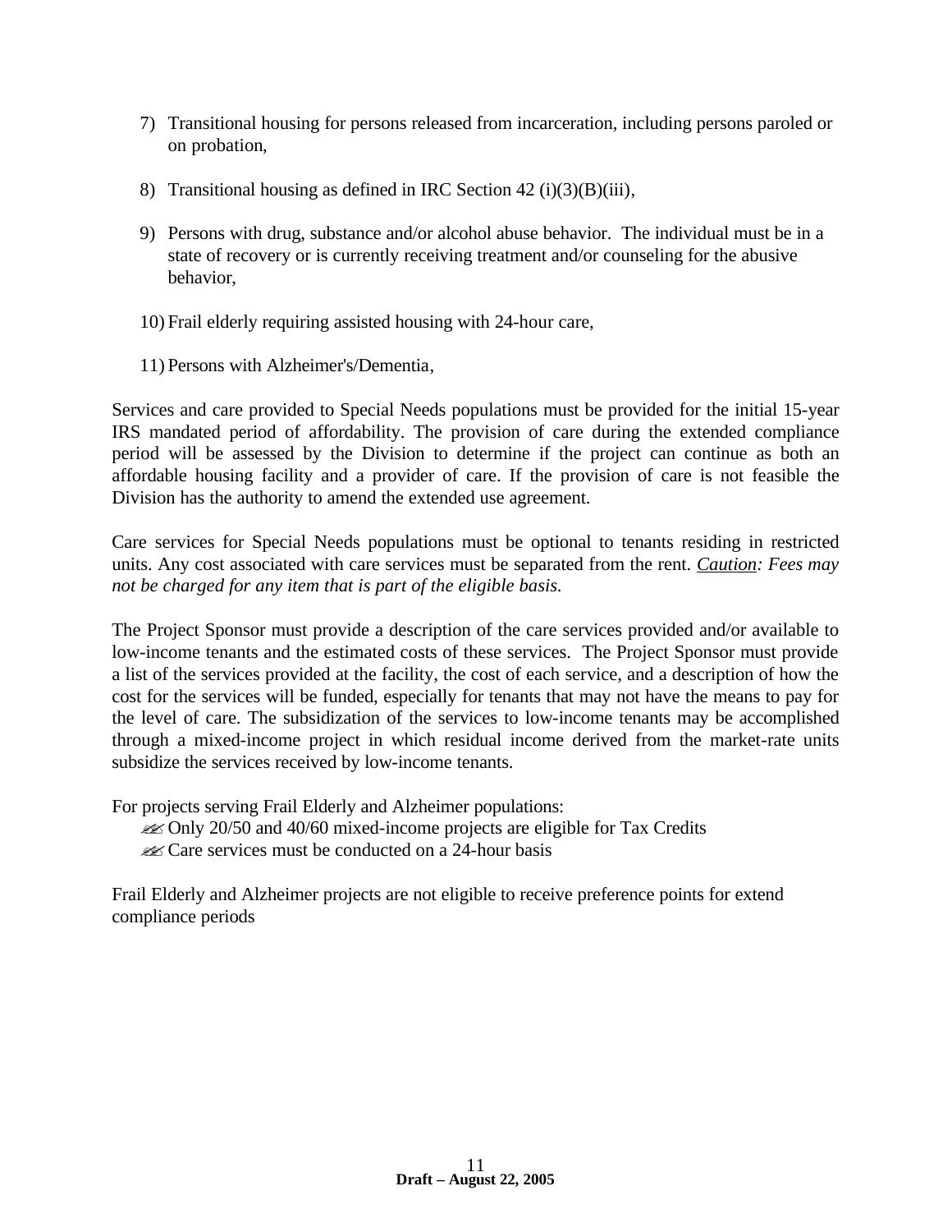7) Transitional housing for persons released from incarceration, including persons paroled or on probation,

8) Transitional housing as defined in IRC Section 42 (i)(3)(B)(iii),

9) Persons with drug, substance and/or alcohol abuse behavior. The individual must be in a state of recovery or is currently receiving treatment and/or counseling for the abusive behavior,

10) Frail elderly requiring assisted housing with 24-hour care,

11) Persons with Alzheimer's/Dementia,

Services and care provided to Special Needs populations must be provided for the initial 15-year IRS mandated period of affordability. The provision of care during the extended compliance period will be assessed by the Division to determine if the project can continue as both an affordable housing facility and a provider of care. If the provision of care is not feasible the Division has the authority to amend the extended use agreement.

Care services for Special Needs populations must be optional to tenants residing in restricted units. Any cost associated with care services must be separated from the rent. *Caution: Fees may not be charged for any item that is part of the eligible basis.*

The Project Sponsor must provide a description of the care services provided and/or available to low-income tenants and the estimated costs of these services. The Project Sponsor must provide a list of the services provided at the facility, the cost of each service, and a description of how the cost for the services will be funded, especially for tenants that may not have the means to pay for the level of care. The subsidization of the services to low-income tenants may be accomplished through a mixed-income project in which residual income derived from the market-rate units subsidize the services received by low-income tenants.

For projects serving Frail Elderly and Alzheimer populations:

- Only 20/50 and 40/60 mixed-income projects are eligible for Tax Credits
- Care services must be conducted on a 24-hour basis

Frail Elderly and Alzheimer projects are not eligible to receive preference points for extend compliance periods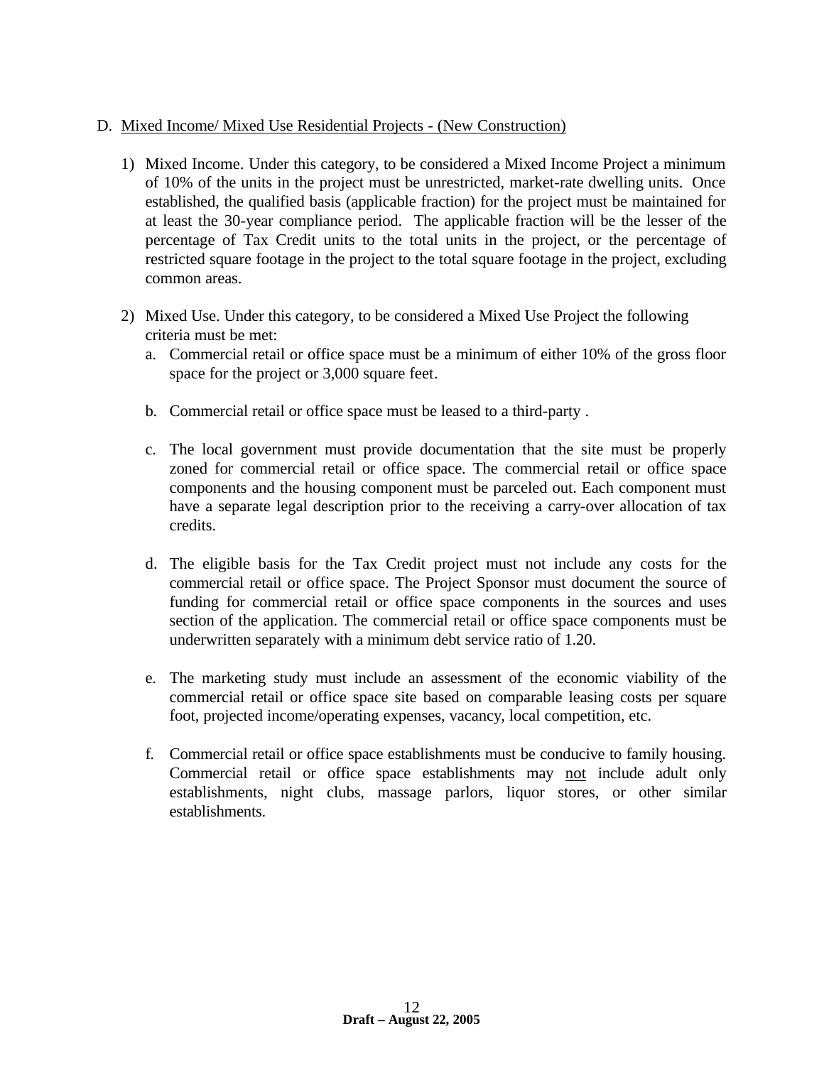D. <u>Mixed Income/ Mixed Use Residential Projects - (New Construction)</u>

1) Mixed Income. Under this category, to be considered a Mixed Income Project a minimum of 10% of the units in the project must be unrestricted, market-rate dwelling units. Once established, the qualified basis (applicable fraction) for the project must be maintained for at least the 30-year compliance period. The applicable fraction will be the lesser of the percentage of Tax Credit units to the total units in the project, or the percentage of restricted square footage in the project to the total square footage in the project, excluding common areas.

2) Mixed Use. Under this category, to be considered a Mixed Use Project the following criteria must be met:

   a. Commercial retail or office space must be a minimum of either 10% of the gross floor space for the project or 3,000 square feet.

   b. Commercial retail or office space must be leased to a third-party .

   c. The local government must provide documentation that the site must be properly zoned for commercial retail or office space. The commercial retail or office space components and the housing component must be parceled out. Each component must have a separate legal description prior to the receiving a carry-over allocation of tax credits.

   d. The eligible basis for the Tax Credit project must not include any costs for the commercial retail or office space. The Project Sponsor must document the source of funding for commercial retail or office space components in the sources and uses section of the application. The commercial retail or office space components must be underwritten separately with a minimum debt service ratio of 1.20.

   e. The marketing study must include an assessment of the economic viability of the commercial retail or office space site based on comparable leasing costs per square foot, projected income/operating expenses, vacancy, local competition, etc.

   f. Commercial retail or office space establishments must be conducive to family housing. Commercial retail or office space establishments may <u>not</u> include adult only establishments, night clubs, massage parlors, liquor stores, or other similar establishments.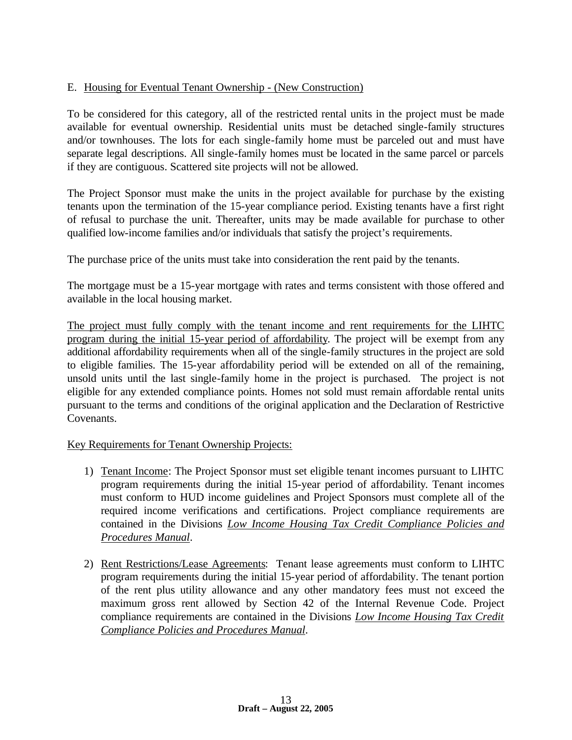E. Housing for Eventual Tenant Ownership - (New Construction)

To be considered for this category, all of the restricted rental units in the project must be made available for eventual ownership. Residential units must be detached single-family structures and/or townhouses. The lots for each single-family home must be parceled out and must have separate legal descriptions. All single-family homes must be located in the same parcel or parcels if they are contiguous. Scattered site projects will not be allowed.

The Project Sponsor must make the units in the project available for purchase by the existing tenants upon the termination of the 15-year compliance period. Existing tenants have a first right of refusal to purchase the unit. Thereafter, units may be made available for purchase to other qualified low-income families and/or individuals that satisfy the project's requirements.

The purchase price of the units must take into consideration the rent paid by the tenants.

The mortgage must be a 15-year mortgage with rates and terms consistent with those offered and available in the local housing market.

The project must fully comply with the tenant income and rent requirements for the LIHTC program during the initial 15-year period of affordability. The project will be exempt from any additional affordability requirements when all of the single-family structures in the project are sold to eligible families. The 15-year affordability period will be extended on all of the remaining, unsold units until the last single-family home in the project is purchased. The project is not eligible for any extended compliance points. Homes not sold must remain affordable rental units pursuant to the terms and conditions of the original application and the Declaration of Restrictive Covenants.

Key Requirements for Tenant Ownership Projects:

1) Tenant Income: The Project Sponsor must set eligible tenant incomes pursuant to LIHTC program requirements during the initial 15-year period of affordability. Tenant incomes must conform to HUD income guidelines and Project Sponsors must complete all of the required income verifications and certifications. Project compliance requirements are contained in the Divisions *Low Income Housing Tax Credit Compliance Policies and Procedures Manual*.

2) Rent Restrictions/Lease Agreements: Tenant lease agreements must conform to LIHTC program requirements during the initial 15-year period of affordability. The tenant portion of the rent plus utility allowance and any other mandatory fees must not exceed the maximum gross rent allowed by Section 42 of the Internal Revenue Code. Project compliance requirements are contained in the Divisions *Low Income Housing Tax Credit Compliance Policies and Procedures Manual*.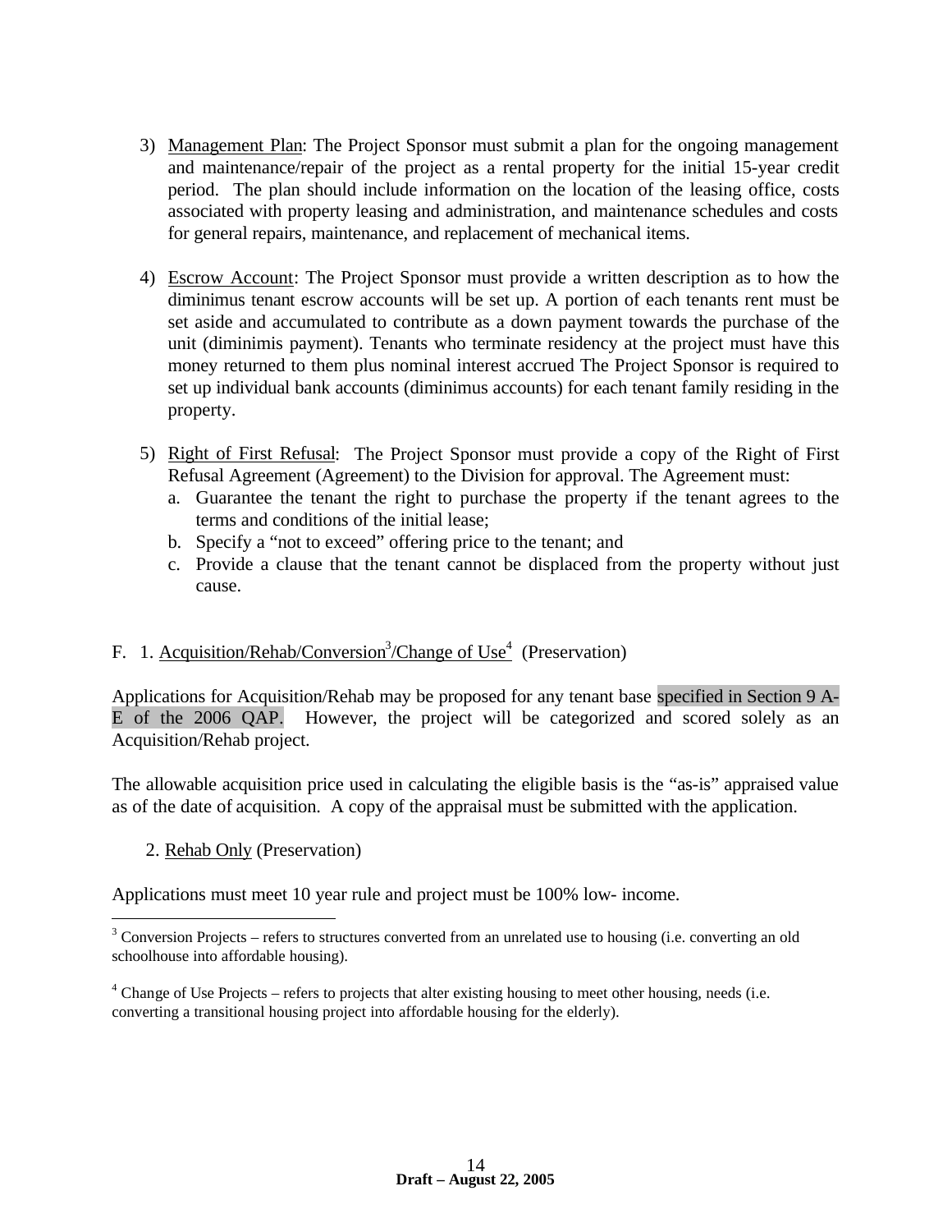3) Management Plan: The Project Sponsor must submit a plan for the ongoing management and maintenance/repair of the project as a rental property for the initial 15-year credit period. The plan should include information on the location of the leasing office, costs associated with property leasing and administration, and maintenance schedules and costs for general repairs, maintenance, and replacement of mechanical items.

4) Escrow Account: The Project Sponsor must provide a written description as to how the diminimus tenant escrow accounts will be set up. A portion of each tenants rent must be set aside and accumulated to contribute as a down payment towards the purchase of the unit (diminimis payment). Tenants who terminate residency at the project must have this money returned to them plus nominal interest accrued The Project Sponsor is required to set up individual bank accounts (diminimus accounts) for each tenant family residing in the property.

5) Right of First Refusal: The Project Sponsor must provide a copy of the Right of First Refusal Agreement (Agreement) to the Division for approval. The Agreement must:
   a. Guarantee the tenant the right to purchase the property if the tenant agrees to the terms and conditions of the initial lease;
   b. Specify a "not to exceed" offering price to the tenant; and
   c. Provide a clause that the tenant cannot be displaced from the property without just cause.

F. 1. Acquisition/Rehab/Conversion[3]/Change of Use[4] (Preservation)

Applications for Acquisition/Rehab may be proposed for any tenant base specified in Section 9 A-E of the 2006 QAP. However, the project will be categorized and scored solely as an Acquisition/Rehab project.

The allowable acquisition price used in calculating the eligible basis is the "as-is" appraised value as of the date of acquisition. A copy of the appraisal must be submitted with the application.

2. Rehab Only (Preservation)

Applications must meet 10 year rule and project must be 100% low- income.

[3] Conversion Projects – refers to structures converted from an unrelated use to housing (i.e. converting an old schoolhouse into affordable housing).

[4] Change of Use Projects – refers to projects that alter existing housing to meet other housing, needs (i.e. converting a transitional housing project into affordable housing for the elderly).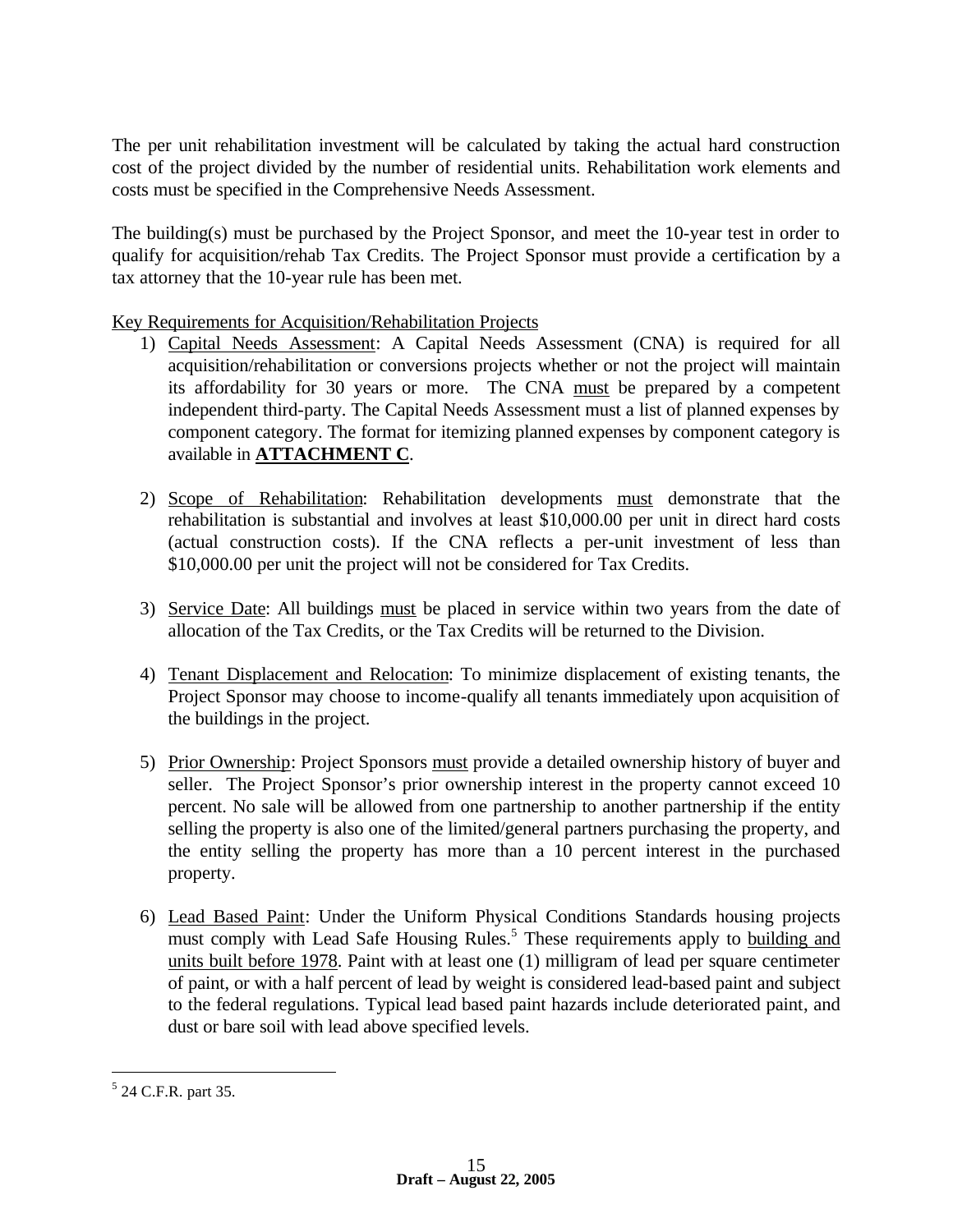The per unit rehabilitation investment will be calculated by taking the actual hard construction cost of the project divided by the number of residential units. Rehabilitation work elements and costs must be specified in the Comprehensive Needs Assessment.

The building(s) must be purchased by the Project Sponsor, and meet the 10-year test in order to qualify for acquisition/rehab Tax Credits. The Project Sponsor must provide a certification by a tax attorney that the 10-year rule has been met.

Key Requirements for Acquisition/Rehabilitation Projects

1) Capital Needs Assessment: A Capital Needs Assessment (CNA) is required for all acquisition/rehabilitation or conversions projects whether or not the project will maintain its affordability for 30 years or more. The CNA must be prepared by a competent independent third-party. The Capital Needs Assessment must a list of planned expenses by component category. The format for itemizing planned expenses by component category is available in **ATTACHMENT C**.

2) Scope of Rehabilitation: Rehabilitation developments must demonstrate that the rehabilitation is substantial and involves at least $10,000.00 per unit in direct hard costs (actual construction costs). If the CNA reflects a per-unit investment of less than $10,000.00 per unit the project will not be considered for Tax Credits.

3) Service Date: All buildings must be placed in service within two years from the date of allocation of the Tax Credits, or the Tax Credits will be returned to the Division.

4) Tenant Displacement and Relocation: To minimize displacement of existing tenants, the Project Sponsor may choose to income-qualify all tenants immediately upon acquisition of the buildings in the project.

5) Prior Ownership: Project Sponsors must provide a detailed ownership history of buyer and seller. The Project Sponsor's prior ownership interest in the property cannot exceed 10 percent. No sale will be allowed from one partnership to another partnership if the entity selling the property is also one of the limited/general partners purchasing the property, and the entity selling the property has more than a 10 percent interest in the purchased property.

6) Lead Based Paint: Under the Uniform Physical Conditions Standards housing projects must comply with Lead Safe Housing Rules.[5] These requirements apply to building and units built before 1978. Paint with at least one (1) milligram of lead per square centimeter of paint, or with a half percent of lead by weight is considered lead-based paint and subject to the federal regulations. Typical lead based paint hazards include deteriorated paint, and dust or bare soil with lead above specified levels.

[5] 24 C.F.R. part 35.

**Draft – August 22, 2005**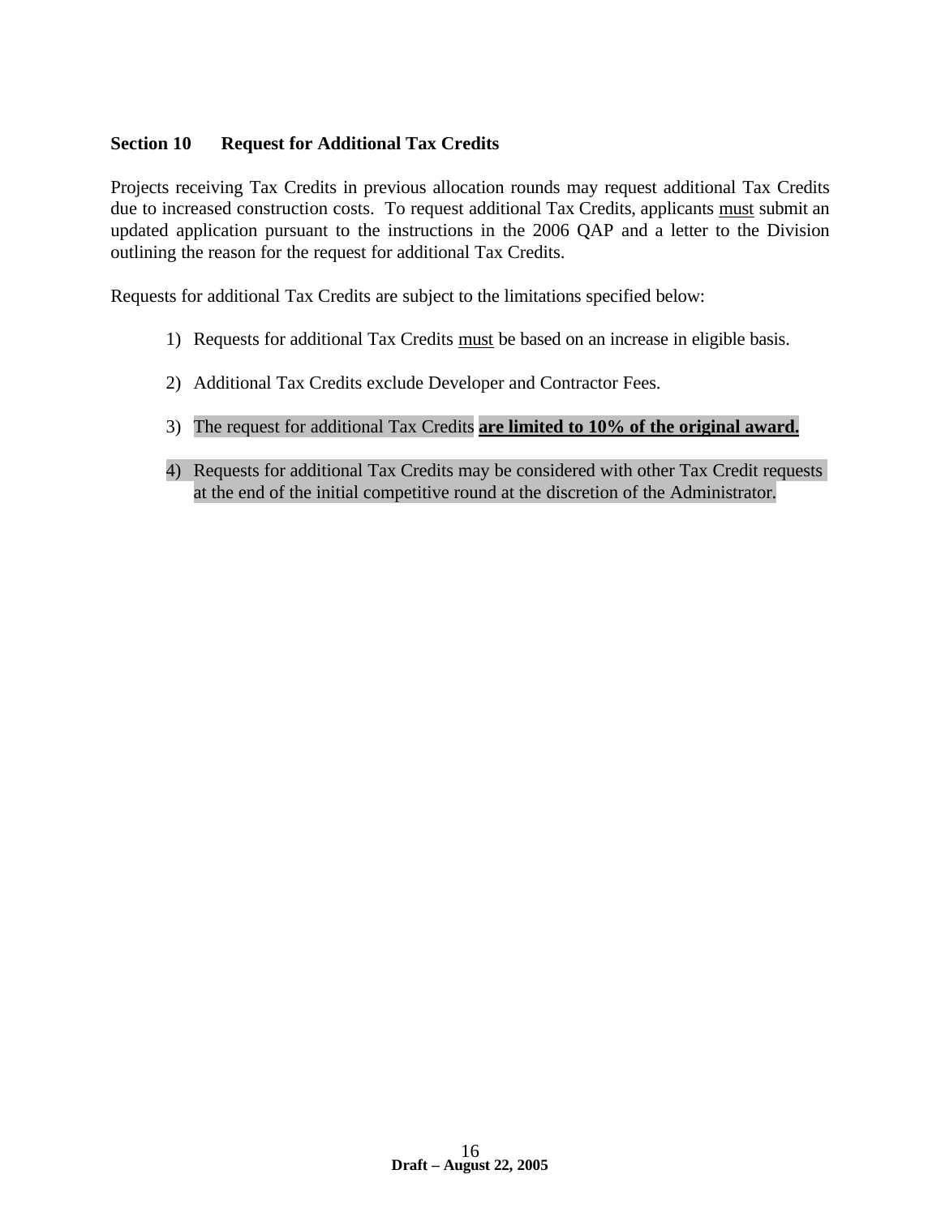### Section 10 Request for Additional Tax Credits

Projects receiving Tax Credits in previous allocation rounds may request additional Tax Credits due to increased construction costs. To request additional Tax Credits, applicants <u>must</u> submit an updated application pursuant to the instructions in the 2006 QAP and a letter to the Division outlining the reason for the request for additional Tax Credits.

Requests for additional Tax Credits are subject to the limitations specified below:

1) Requests for additional Tax Credits <u>must</u> be based on an increase in eligible basis.

2) Additional Tax Credits exclude Developer and Contractor Fees.

3) The request for additional Tax Credits **<u>are limited to 10% of the original award.</u>**

4) Requests for additional Tax Credits may be considered with other Tax Credit requests at the end of the initial competitive round at the discretion of the Administrator.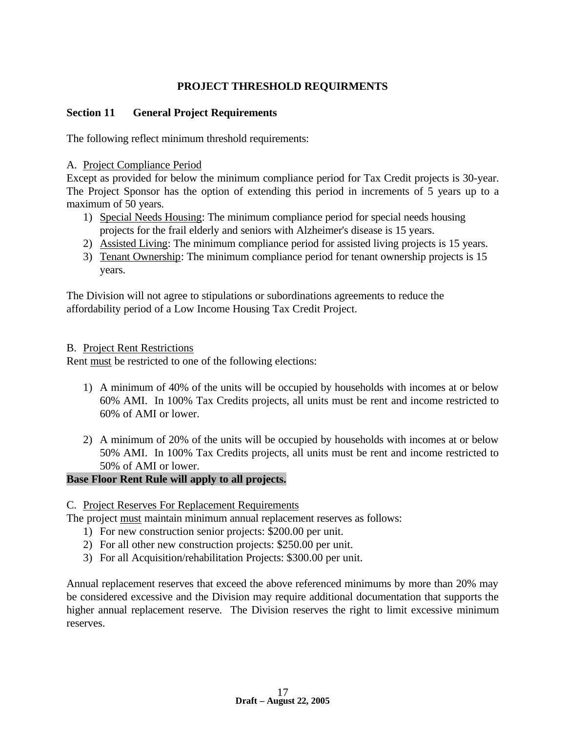## PROJECT THRESHOLD REQUIRMENTS

### Section 11 General Project Requirements

The following reflect minimum threshold requirements:

A. Project Compliance Period

Except as provided for below the minimum compliance period for Tax Credit projects is 30-year. The Project Sponsor has the option of extending this period in increments of 5 years up to a maximum of 50 years.

1) Special Needs Housing: The minimum compliance period for special needs housing projects for the frail elderly and seniors with Alzheimer's disease is 15 years.
2) Assisted Living: The minimum compliance period for assisted living projects is 15 years.
3) Tenant Ownership: The minimum compliance period for tenant ownership projects is 15 years.

The Division will not agree to stipulations or subordinations agreements to reduce the affordability period of a Low Income Housing Tax Credit Project.

B. Project Rent Restrictions

Rent must be restricted to one of the following elections:

1) A minimum of 40% of the units will be occupied by households with incomes at or below 60% AMI. In 100% Tax Credits projects, all units must be rent and income restricted to 60% of AMI or lower.

2) A minimum of 20% of the units will be occupied by households with incomes at or below 50% AMI. In 100% Tax Credits projects, all units must be rent and income restricted to 50% of AMI or lower.

**Base Floor Rent Rule will apply to all projects.**

C. Project Reserves For Replacement Requirements

The project must maintain minimum annual replacement reserves as follows:

1) For new construction senior projects: $200.00 per unit.
2) For all other new construction projects: $250.00 per unit.
3) For all Acquisition/rehabilitation Projects: $300.00 per unit.

Annual replacement reserves that exceed the above referenced minimums by more than 20% may be considered excessive and the Division may require additional documentation that supports the higher annual replacement reserve. The Division reserves the right to limit excessive minimum reserves.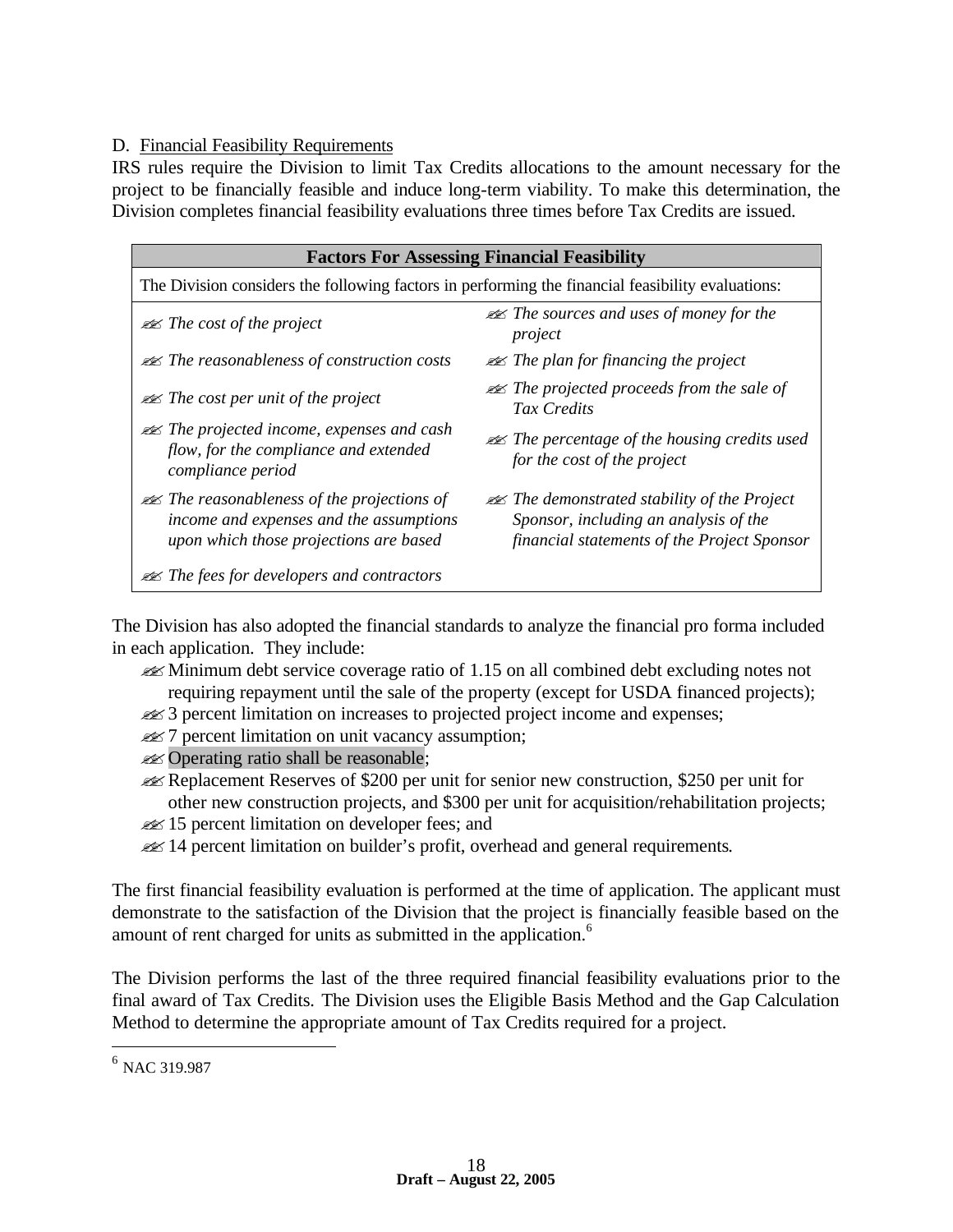D. Financial Feasibility Requirements

IRS rules require the Division to limit Tax Credits allocations to the amount necessary for the project to be financially feasible and induce long-term viability. To make this determination, the Division completes financial feasibility evaluations three times before Tax Credits are issued.

| **Factors For Assessing Financial Feasibility** | |
|---|---|
| The Division considers the following factors in performing the financial feasibility evaluations: | |
| ✍ *The cost of the project* | ✍ *The sources and uses of money for the project* |
| ✍ *The reasonableness of construction costs* | ✍ *The plan for financing the project* |
| ✍ *The cost per unit of the project* | ✍ *The projected proceeds from the sale of Tax Credits* |
| ✍ *The projected income, expenses and cash flow, for the compliance and extended compliance period* | ✍ *The percentage of the housing credits used for the cost of the project* |
| ✍ *The reasonableness of the projections of income and expenses and the assumptions upon which those projections are based* | ✍ *The demonstrated stability of the Project Sponsor, including an analysis of the financial statements of the Project Sponsor* |
| ✍ *The fees for developers and contractors* | |

The Division has also adopted the financial standards to analyze the financial pro forma included in each application. They include:

- Minimum debt service coverage ratio of 1.15 on all combined debt excluding notes not requiring repayment until the sale of the property (except for USDA financed projects);
- 3 percent limitation on increases to projected project income and expenses;
- 7 percent limitation on unit vacancy assumption;
- Operating ratio shall be reasonable;
- Replacement Reserves of $200 per unit for senior new construction, $250 per unit for other new construction projects, and $300 per unit for acquisition/rehabilitation projects;
- 15 percent limitation on developer fees; and
- 14 percent limitation on builder's profit, overhead and general requirements.

The first financial feasibility evaluation is performed at the time of application. The applicant must demonstrate to the satisfaction of the Division that the project is financially feasible based on the amount of rent charged for units as submitted in the application.[6]

The Division performs the last of the three required financial feasibility evaluations prior to the final award of Tax Credits. The Division uses the Eligible Basis Method and the Gap Calculation Method to determine the appropriate amount of Tax Credits required for a project.

[6] NAC 319.987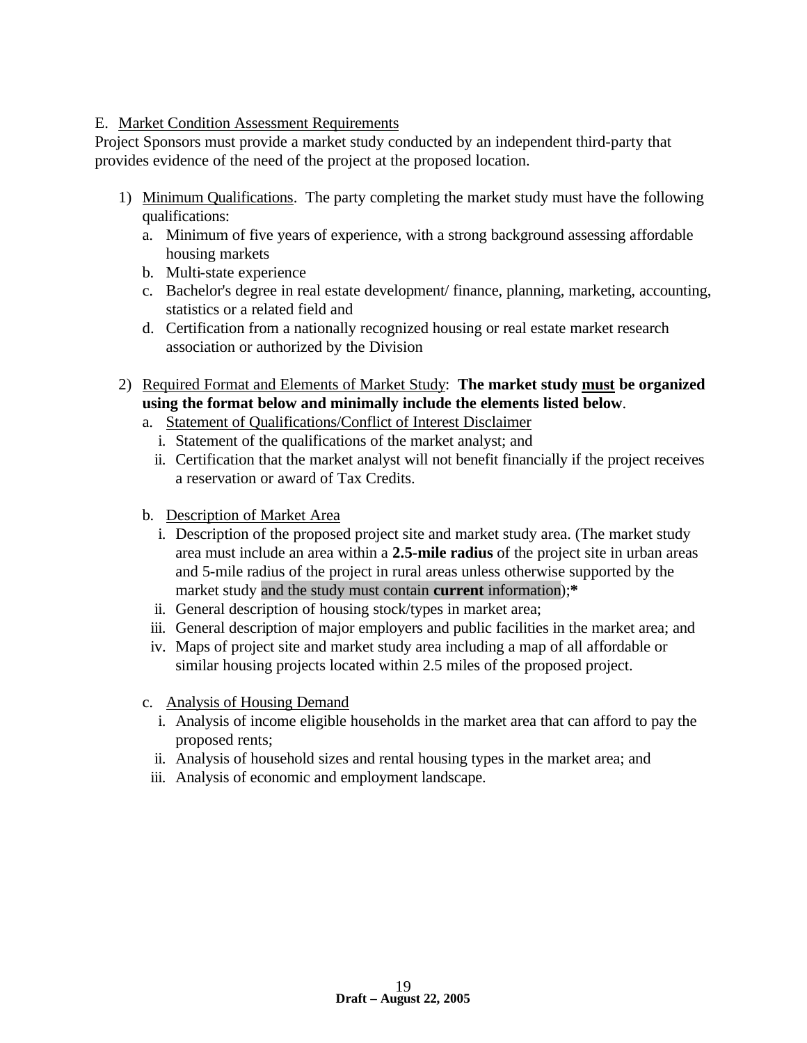E. Market Condition Assessment Requirements

Project Sponsors must provide a market study conducted by an independent third-party that provides evidence of the need of the project at the proposed location.

1) Minimum Qualifications. The party completing the market study must have the following qualifications:
   a. Minimum of five years of experience, with a strong background assessing affordable housing markets
   b. Multi-state experience
   c. Bachelor's degree in real estate development/ finance, planning, marketing, accounting, statistics or a related field and
   d. Certification from a nationally recognized housing or real estate market research association or authorized by the Division

2) Required Format and Elements of Market Study: **The market study must be organized using the format below and minimally include the elements listed below**.
   a. Statement of Qualifications/Conflict of Interest Disclaimer
      i. Statement of the qualifications of the market analyst; and
      ii. Certification that the market analyst will not benefit financially if the project receives a reservation or award of Tax Credits.

   b. Description of Market Area
      i. Description of the proposed project site and market study area. (The market study area must include an area within a **2.5-mile radius** of the project site in urban areas and 5-mile radius of the project in rural areas unless otherwise supported by the market study and the study must contain **current** information);**\***
      ii. General description of housing stock/types in market area;
      iii. General description of major employers and public facilities in the market area; and
      iv. Maps of project site and market study area including a map of all affordable or similar housing projects located within 2.5 miles of the proposed project.

   c. Analysis of Housing Demand
      i. Analysis of income eligible households in the market area that can afford to pay the proposed rents;
      ii. Analysis of household sizes and rental housing types in the market area; and
      iii. Analysis of economic and employment landscape.

**Draft – August 22, 2005**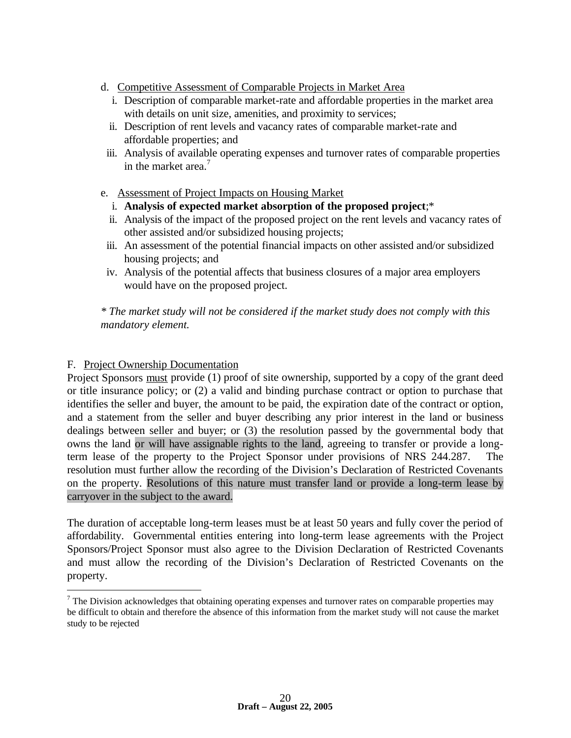d. Competitive Assessment of Comparable Projects in Market Area

   i. Description of comparable market-rate and affordable properties in the market area with details on unit size, amenities, and proximity to services;
   ii. Description of rent levels and vacancy rates of comparable market-rate and affordable properties; and
   iii. Analysis of available operating expenses and turnover rates of comparable properties in the market area.[7]

e. Assessment of Project Impacts on Housing Market

   i. **Analysis of expected market absorption of the proposed project**;*
   ii. Analysis of the impact of the proposed project on the rent levels and vacancy rates of other assisted and/or subsidized housing projects;
   iii. An assessment of the potential financial impacts on other assisted and/or subsidized housing projects; and
   iv. Analysis of the potential affects that business closures of a major area employers would have on the proposed project.

*\* The market study will not be considered if the market study does not comply with this mandatory element.*

F. Project Ownership Documentation

Project Sponsors must provide (1) proof of site ownership, supported by a copy of the grant deed or title insurance policy; or (2) a valid and binding purchase contract or option to purchase that identifies the seller and buyer, the amount to be paid, the expiration date of the contract or option, and a statement from the seller and buyer describing any prior interest in the land or business dealings between seller and buyer; or (3) the resolution passed by the governmental body that owns the land or will have assignable rights to the land, agreeing to transfer or provide a long-term lease of the property to the Project Sponsor under provisions of NRS 244.287. The resolution must further allow the recording of the Division's Declaration of Restricted Covenants on the property. Resolutions of this nature must transfer land or provide a long-term lease by carryover in the subject to the award.

The duration of acceptable long-term leases must be at least 50 years and fully cover the period of affordability. Governmental entities entering into long-term lease agreements with the Project Sponsors/Project Sponsor must also agree to the Division Declaration of Restricted Covenants and must allow the recording of the Division's Declaration of Restricted Covenants on the property.

[7] The Division acknowledges that obtaining operating expenses and turnover rates on comparable properties may be difficult to obtain and therefore the absence of this information from the market study will not cause the market study to be rejected

**Draft – August 22, 2005**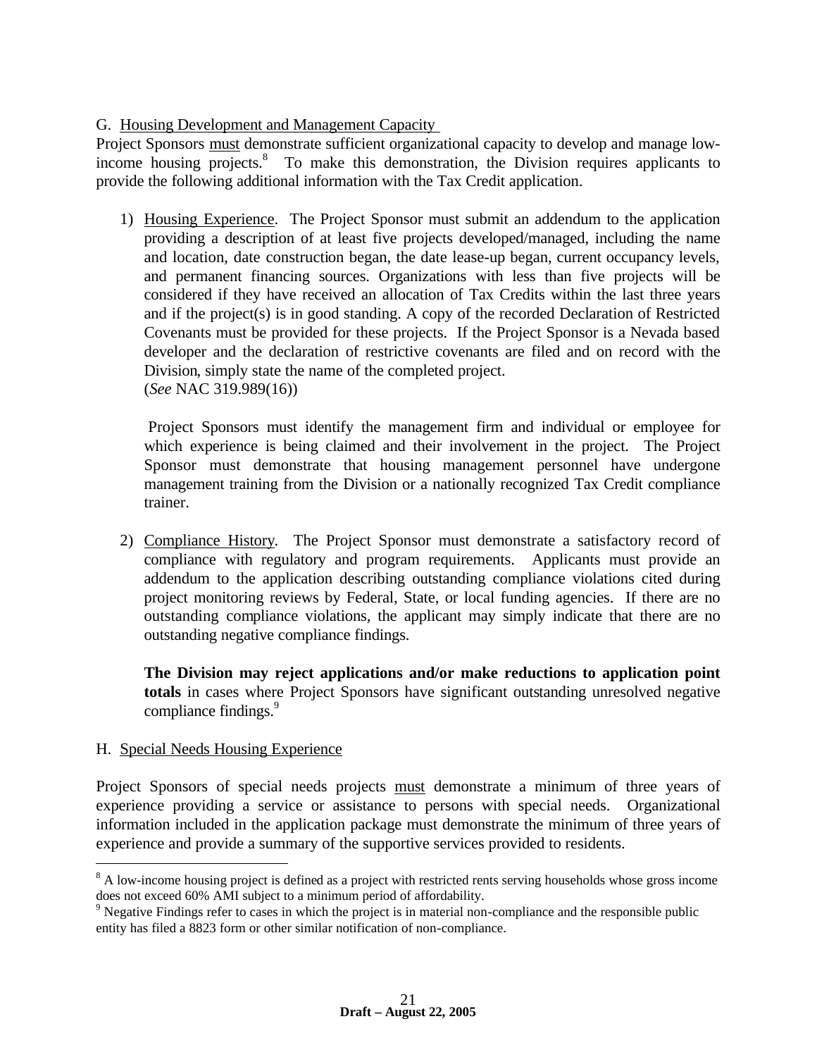G. Housing Development and Management Capacity

Project Sponsors must demonstrate sufficient organizational capacity to develop and manage low-income housing projects.[8] To make this demonstration, the Division requires applicants to provide the following additional information with the Tax Credit application.

1) Housing Experience. The Project Sponsor must submit an addendum to the application providing a description of at least five projects developed/managed, including the name and location, date construction began, the date lease-up began, current occupancy levels, and permanent financing sources. Organizations with less than five projects will be considered if they have received an allocation of Tax Credits within the last three years and if the project(s) is in good standing. A copy of the recorded Declaration of Restricted Covenants must be provided for these projects. If the Project Sponsor is a Nevada based developer and the declaration of restrictive covenants are filed and on record with the Division, simply state the name of the completed project. (*See* NAC 319.989(16))

   Project Sponsors must identify the management firm and individual or employee for which experience is being claimed and their involvement in the project. The Project Sponsor must demonstrate that housing management personnel have undergone management training from the Division or a nationally recognized Tax Credit compliance trainer.

2) Compliance History. The Project Sponsor must demonstrate a satisfactory record of compliance with regulatory and program requirements. Applicants must provide an addendum to the application describing outstanding compliance violations cited during project monitoring reviews by Federal, State, or local funding agencies. If there are no outstanding compliance violations, the applicant may simply indicate that there are no outstanding negative compliance findings.

   **The Division may reject applications and/or make reductions to application point totals** in cases where Project Sponsors have significant outstanding unresolved negative compliance findings.[9]

H. Special Needs Housing Experience

Project Sponsors of special needs projects must demonstrate a minimum of three years of experience providing a service or assistance to persons with special needs. Organizational information included in the application package must demonstrate the minimum of three years of experience and provide a summary of the supportive services provided to residents.

---

[8] A low-income housing project is defined as a project with restricted rents serving households whose gross income does not exceed 60% AMI subject to a minimum period of affordability.

[9] Negative Findings refer to cases in which the project is in material non-compliance and the responsible public entity has filed a 8823 form or other similar notification of non-compliance.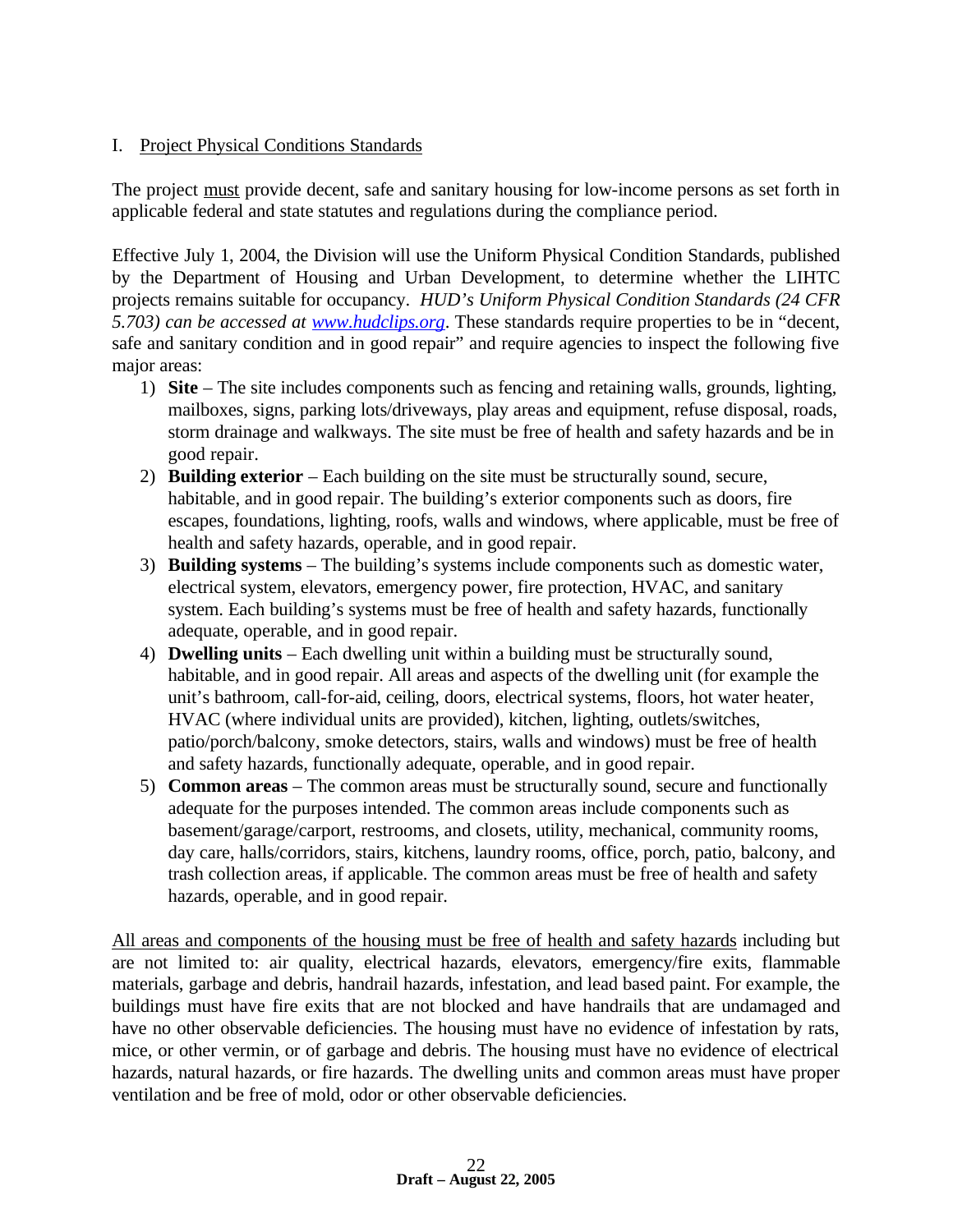## I. Project Physical Conditions Standards

The project <u>must</u> provide decent, safe and sanitary housing for low-income persons as set forth in applicable federal and state statutes and regulations during the compliance period.

Effective July 1, 2004, the Division will use the Uniform Physical Condition Standards, published by the Department of Housing and Urban Development, to determine whether the LIHTC projects remains suitable for occupancy. *HUD's Uniform Physical Condition Standards (24 CFR 5.703) can be accessed at [www.hudclips.org](http://www.hudclips.org).* These standards require properties to be in "decent, safe and sanitary condition and in good repair" and require agencies to inspect the following five major areas:

1) **Site** – The site includes components such as fencing and retaining walls, grounds, lighting, mailboxes, signs, parking lots/driveways, play areas and equipment, refuse disposal, roads, storm drainage and walkways. The site must be free of health and safety hazards and be in good repair.
2) **Building exterior** – Each building on the site must be structurally sound, secure, habitable, and in good repair. The building's exterior components such as doors, fire escapes, foundations, lighting, roofs, walls and windows, where applicable, must be free of health and safety hazards, operable, and in good repair.
3) **Building systems** – The building's systems include components such as domestic water, electrical system, elevators, emergency power, fire protection, HVAC, and sanitary system. Each building's systems must be free of health and safety hazards, functionally adequate, operable, and in good repair.
4) **Dwelling units** – Each dwelling unit within a building must be structurally sound, habitable, and in good repair. All areas and aspects of the dwelling unit (for example the unit's bathroom, call-for-aid, ceiling, doors, electrical systems, floors, hot water heater, HVAC (where individual units are provided), kitchen, lighting, outlets/switches, patio/porch/balcony, smoke detectors, stairs, walls and windows) must be free of health and safety hazards, functionally adequate, operable, and in good repair.
5) **Common areas** – The common areas must be structurally sound, secure and functionally adequate for the purposes intended. The common areas include components such as basement/garage/carport, restrooms, and closets, utility, mechanical, community rooms, day care, halls/corridors, stairs, kitchens, laundry rooms, office, porch, patio, balcony, and trash collection areas, if applicable. The common areas must be free of health and safety hazards, operable, and in good repair.

<u>All areas and components of the housing must be free of health and safety hazards</u> including but are not limited to: air quality, electrical hazards, elevators, emergency/fire exits, flammable materials, garbage and debris, handrail hazards, infestation, and lead based paint. For example, the buildings must have fire exits that are not blocked and have handrails that are undamaged and have no other observable deficiencies. The housing must have no evidence of infestation by rats, mice, or other vermin, or of garbage and debris. The housing must have no evidence of electrical hazards, natural hazards, or fire hazards. The dwelling units and common areas must have proper ventilation and be free of mold, odor or other observable deficiencies.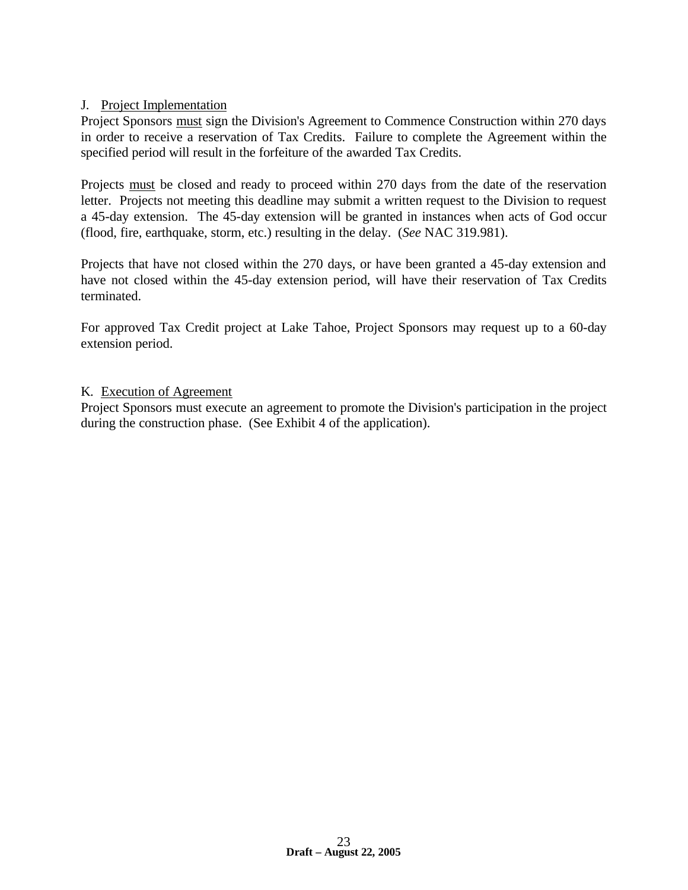J. Project Implementation

Project Sponsors must sign the Division's Agreement to Commence Construction within 270 days in order to receive a reservation of Tax Credits. Failure to complete the Agreement within the specified period will result in the forfeiture of the awarded Tax Credits.

Projects must be closed and ready to proceed within 270 days from the date of the reservation letter. Projects not meeting this deadline may submit a written request to the Division to request a 45-day extension. The 45-day extension will be granted in instances when acts of God occur (flood, fire, earthquake, storm, etc.) resulting in the delay. (*See* NAC 319.981).

Projects that have not closed within the 270 days, or have been granted a 45-day extension and have not closed within the 45-day extension period, will have their reservation of Tax Credits terminated.

For approved Tax Credit project at Lake Tahoe, Project Sponsors may request up to a 60-day extension period.

K. Execution of Agreement

Project Sponsors must execute an agreement to promote the Division's participation in the project during the construction phase. (See Exhibit 4 of the application).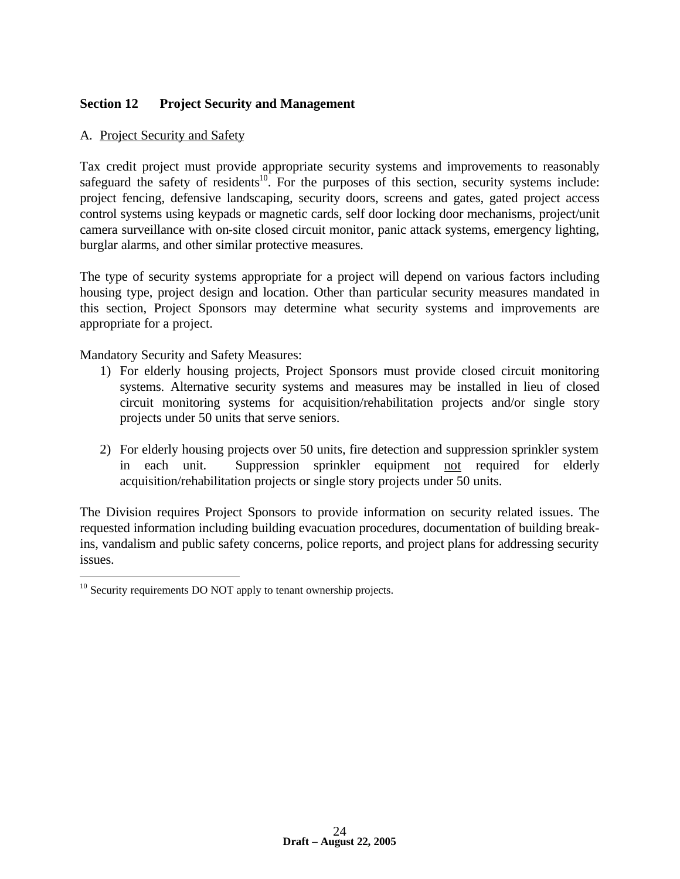## Section 12 Project Security and Management

A. Project Security and Safety

Tax credit project must provide appropriate security systems and improvements to reasonably safeguard the safety of residents[10]. For the purposes of this section, security systems include: project fencing, defensive landscaping, security doors, screens and gates, gated project access control systems using keypads or magnetic cards, self door locking door mechanisms, project/unit camera surveillance with on-site closed circuit monitor, panic attack systems, emergency lighting, burglar alarms, and other similar protective measures.

The type of security systems appropriate for a project will depend on various factors including housing type, project design and location. Other than particular security measures mandated in this section, Project Sponsors may determine what security systems and improvements are appropriate for a project.

Mandatory Security and Safety Measures:

1) For elderly housing projects, Project Sponsors must provide closed circuit monitoring systems. Alternative security systems and measures may be installed in lieu of closed circuit monitoring systems for acquisition/rehabilitation projects and/or single story projects under 50 units that serve seniors.

2) For elderly housing projects over 50 units, fire detection and suppression sprinkler system in each unit. Suppression sprinkler equipment not required for elderly acquisition/rehabilitation projects or single story projects under 50 units.

The Division requires Project Sponsors to provide information on security related issues. The requested information including building evacuation procedures, documentation of building break-ins, vandalism and public safety concerns, police reports, and project plans for addressing security issues.

[10] Security requirements DO NOT apply to tenant ownership projects.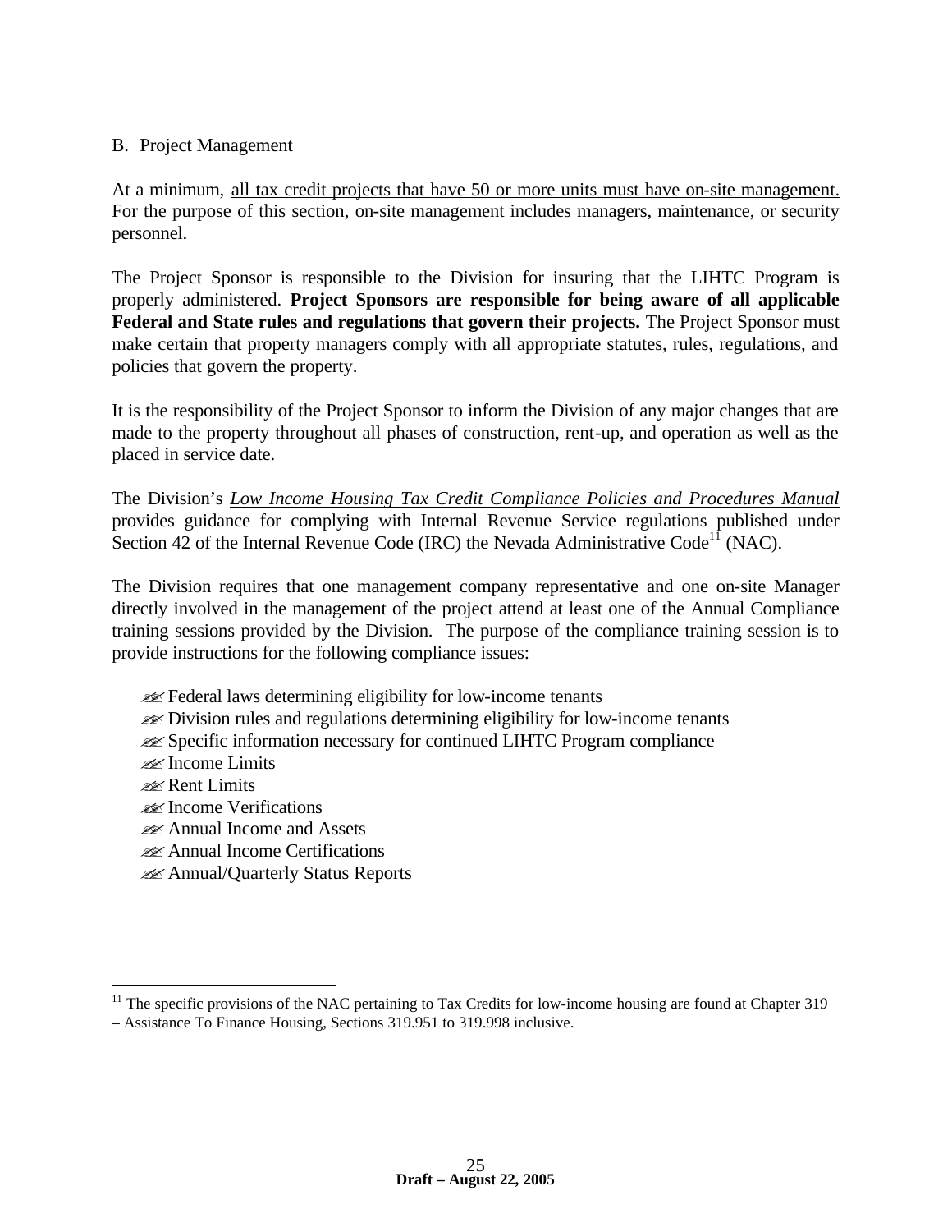B. Project Management

At a minimum, all tax credit projects that have 50 or more units must have on-site management. For the purpose of this section, on-site management includes managers, maintenance, or security personnel.

The Project Sponsor is responsible to the Division for insuring that the LIHTC Program is properly administered. **Project Sponsors are responsible for being aware of all applicable Federal and State rules and regulations that govern their projects.** The Project Sponsor must make certain that property managers comply with all appropriate statutes, rules, regulations, and policies that govern the property.

It is the responsibility of the Project Sponsor to inform the Division of any major changes that are made to the property throughout all phases of construction, rent-up, and operation as well as the placed in service date.

The Division's *Low Income Housing Tax Credit Compliance Policies and Procedures Manual* provides guidance for complying with Internal Revenue Service regulations published under Section 42 of the Internal Revenue Code (IRC) the Nevada Administrative Code[11] (NAC).

The Division requires that one management company representative and one on-site Manager directly involved in the management of the project attend at least one of the Annual Compliance training sessions provided by the Division. The purpose of the compliance training session is to provide instructions for the following compliance issues:

- Federal laws determining eligibility for low-income tenants
- Division rules and regulations determining eligibility for low-income tenants
- Specific information necessary for continued LIHTC Program compliance
- Income Limits
- Rent Limits
- Income Verifications
- Annual Income and Assets
- Annual Income Certifications
- Annual/Quarterly Status Reports

[11] The specific provisions of the NAC pertaining to Tax Credits for low-income housing are found at Chapter 319 – Assistance To Finance Housing, Sections 319.951 to 319.998 inclusive.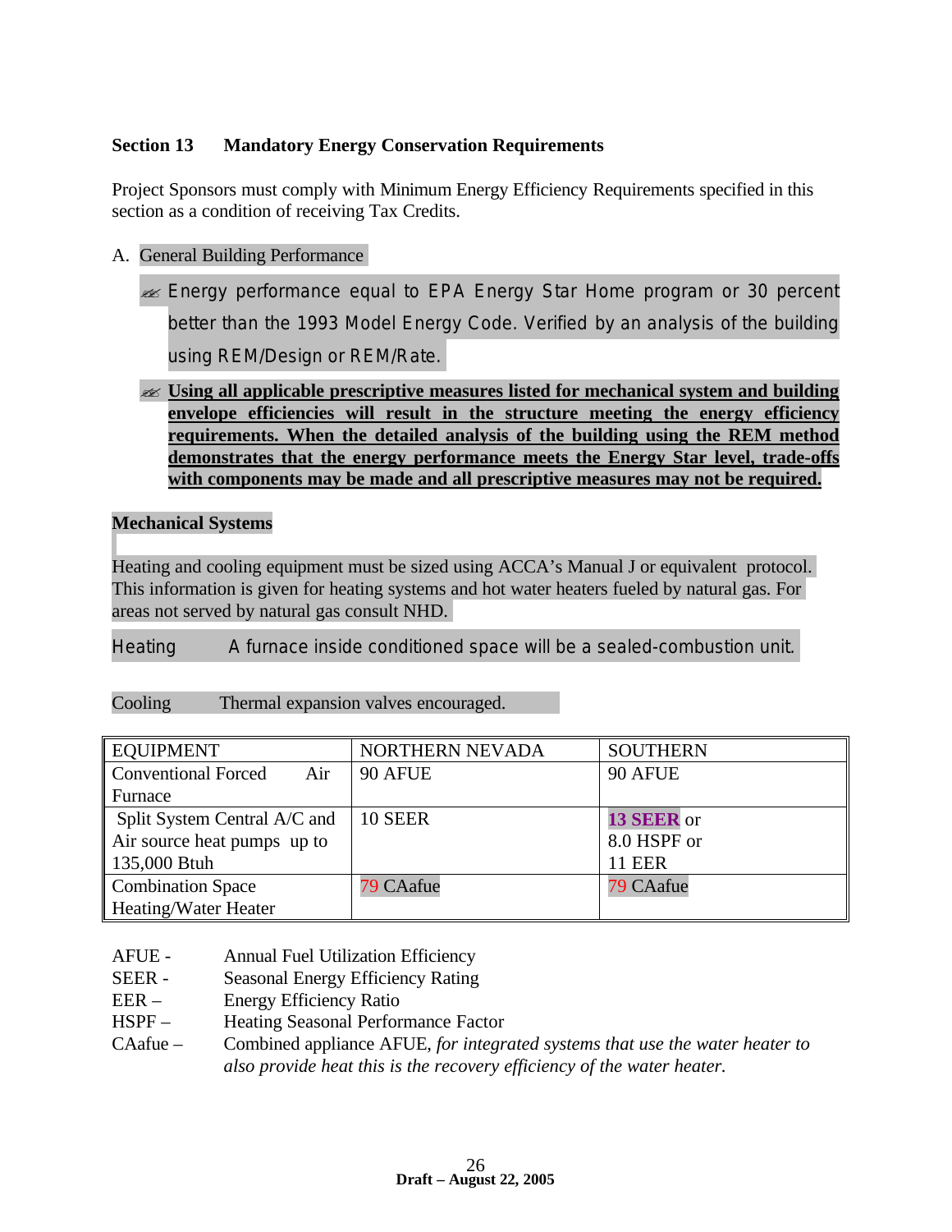## Section 13 Mandatory Energy Conservation Requirements

Project Sponsors must comply with Minimum Energy Efficiency Requirements specified in this section as a condition of receiving Tax Credits.

A. General Building Performance

- Energy performance equal to EPA Energy Star Home program or 30 percent better than the 1993 Model Energy Code. Verified by an analysis of the building using REM/Design or REM/Rate.
- **Using all applicable prescriptive measures listed for mechanical system and building envelope efficiencies will result in the structure meeting the energy efficiency requirements. When the detailed analysis of the building using the REM method demonstrates that the energy performance meets the Energy Star level, trade-offs with components may be made and all prescriptive measures may not be required.**

**Mechanical Systems**

Heating and cooling equipment must be sized using ACCA's Manual J or equivalent protocol. This information is given for heating systems and hot water heaters fueled by natural gas. For areas not served by natural gas consult NHD.

Heating  A furnace inside conditioned space will be a sealed-combustion unit.

Cooling  Thermal expansion valves encouraged.

| EQUIPMENT | NORTHERN NEVADA | SOUTHERN |
|---|---|---|
| Conventional Forced Air Furnace | 90 AFUE | 90 AFUE |
| Split System Central A/C and Air source heat pumps up to 135,000 Btuh | 10 SEER | **13 SEER** or 8.0 HSPF or 11 EER |
| Combination Space Heating/Water Heater | 79 CAafue | 79 CAafue |

AFUE - Annual Fuel Utilization Efficiency
SEER - Seasonal Energy Efficiency Rating
EER – Energy Efficiency Ratio
HSPF – Heating Seasonal Performance Factor
CAafue – Combined appliance AFUE, *for integrated systems that use the water heater to also provide heat this is the recovery efficiency of the water heater.*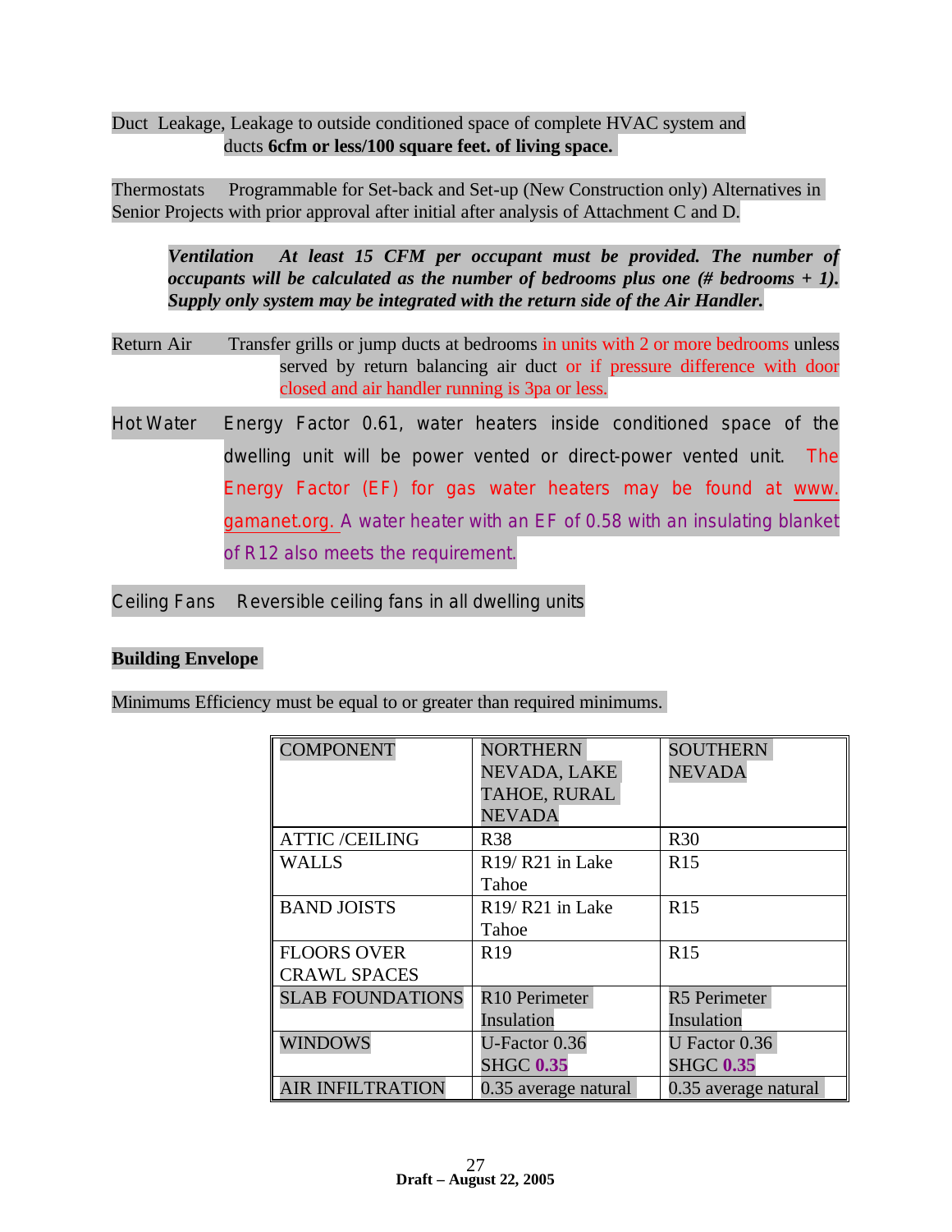Duct Leakage, Leakage to outside conditioned space of complete HVAC system and ducts **6cfm or less/100 square feet. of living space.**

Thermostats Programmable for Set-back and Set-up (New Construction only) Alternatives in Senior Projects with prior approval after initial after analysis of Attachment C and D.

***Ventilation At least 15 CFM per occupant must be provided. The number of occupants will be calculated as the number of bedrooms plus one (# bedrooms + 1). Supply only system may be integrated with the return side of the Air Handler.***

Return Air Transfer grills or jump ducts at bedrooms in units with 2 or more bedrooms unless served by return balancing air duct or if pressure difference with door closed and air handler running is 3pa or less.

Hot Water Energy Factor 0.61, water heaters inside conditioned space of the dwelling unit will be power vented or direct-power vented unit. The Energy Factor (EF) for gas water heaters may be found at www.gamanet.org. A water heater with an EF of 0.58 with an insulating blanket of R12 also meets the requirement.

Ceiling Fans Reversible ceiling fans in all dwelling units

**Building Envelope**

Minimums Efficiency must be equal to or greater than required minimums.

| COMPONENT | NORTHERN NEVADA, LAKE TAHOE, RURAL NEVADA | SOUTHERN NEVADA |
|---|---|---|
| ATTIC /CEILING | R38 | R30 |
| WALLS | R19/ R21 in Lake Tahoe | R15 |
| BAND JOISTS | R19/ R21 in Lake Tahoe | R15 |
| FLOORS OVER CRAWL SPACES | R19 | R15 |
| SLAB FOUNDATIONS | R10 Perimeter Insulation | R5 Perimeter Insulation |
| WINDOWS | U-Factor 0.36 SHGC **0.35** | U Factor 0.36 SHGC **0.35** |
| AIR INFILTRATION | 0.35 average natural | 0.35 average natural |

Draft – August 22, 2005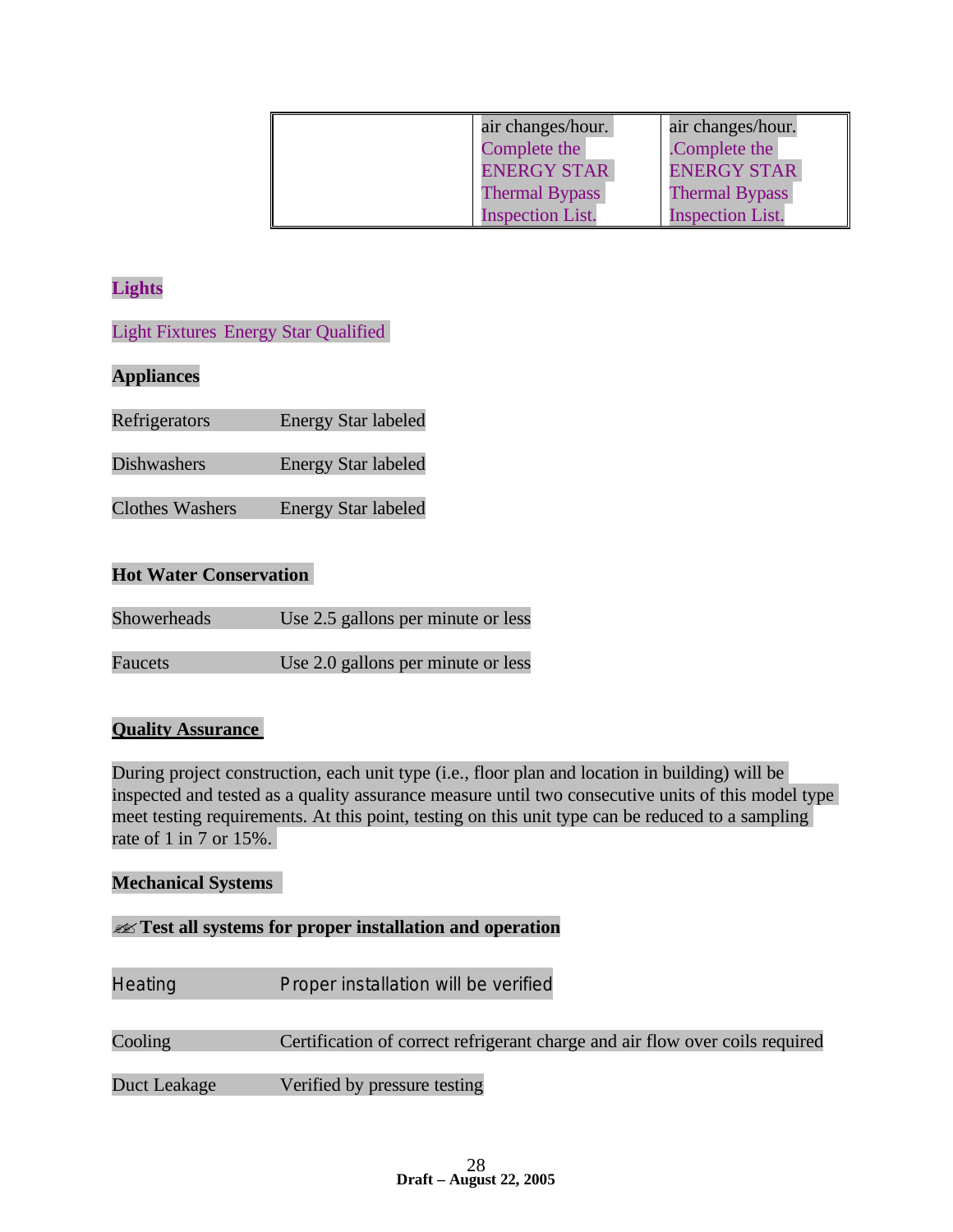| | | |
|---|---|---|
| | air changes/hour. Complete the ENERGY STAR Thermal Bypass Inspection List. | air changes/hour. .Complete the ENERGY STAR Thermal Bypass Inspection List. |

**Lights**

Light Fixtures Energy Star Qualified

**Appliances**

Refrigerators Energy Star labeled

Dishwashers Energy Star labeled

Clothes Washers Energy Star labeled

**Hot Water Conservation**

Showerheads Use 2.5 gallons per minute or less

Faucets Use 2.0 gallons per minute or less

**Quality Assurance**

During project construction, each unit type (i.e., floor plan and location in building) will be inspected and tested as a quality assurance measure until two consecutive units of this model type meet testing requirements. At this point, testing on this unit type can be reduced to a sampling rate of 1 in 7 or 15%.

**Mechanical Systems**

**✍ Test all systems for proper installation and operation**

Heating Proper installation will be verified

Cooling Certification of correct refrigerant charge and air flow over coils required

Duct Leakage Verified by pressure testing

**Draft – August 22, 2005**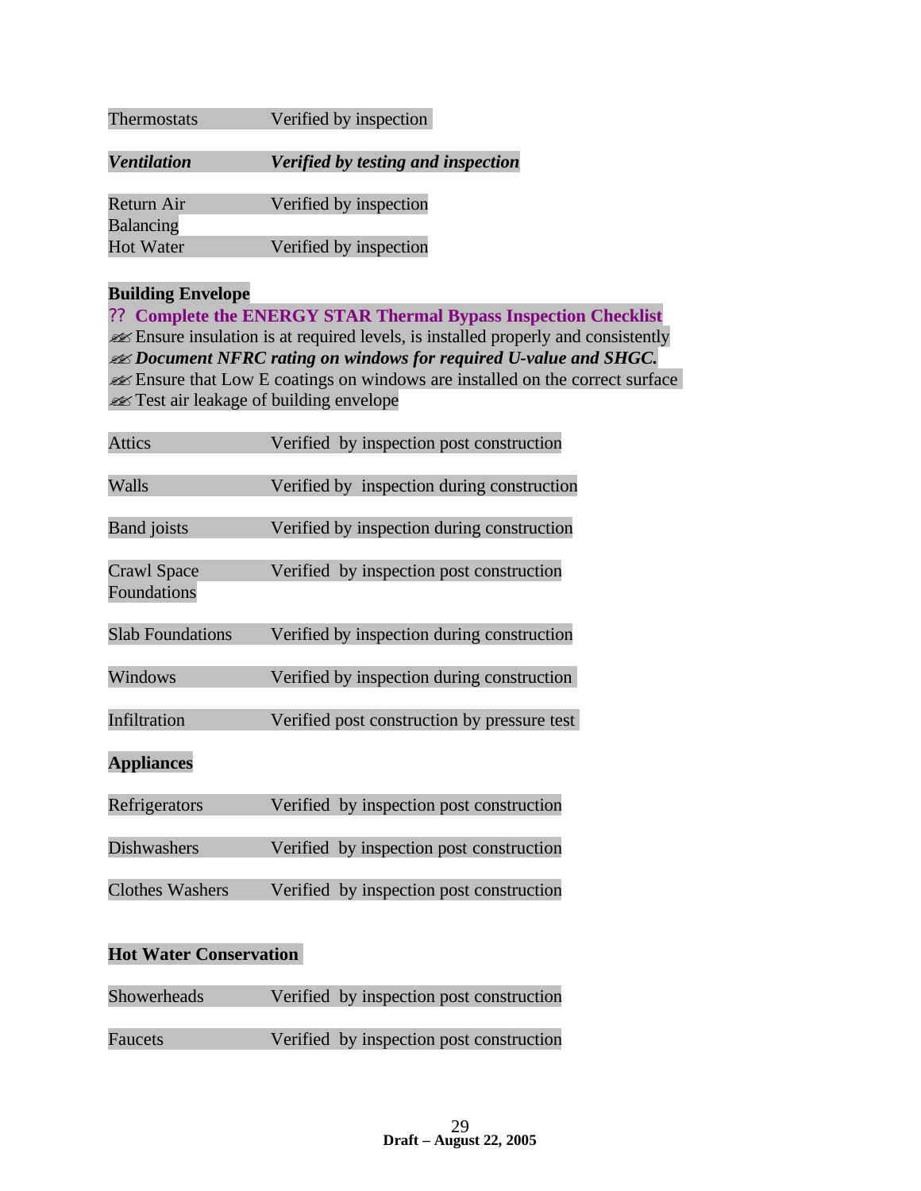| | |
|---|---|
| Thermostats | Verified by inspection |
| ***Ventilation*** | ***Verified by testing and inspection*** |
| Return Air Balancing | Verified by inspection |
| Hot Water | Verified by inspection |

**Building Envelope**

?? **Complete the ENERGY STAR Thermal Bypass Inspection Checklist**

- Ensure insulation is at required levels, is installed properly and consistently
- ***Document NFRC rating on windows for required U-value and SHGC.***
- Ensure that Low E coatings on windows are installed on the correct surface
- Test air leakage of building envelope

| | |
|---|---|
| Attics | Verified by inspection post construction |
| Walls | Verified by inspection during construction |
| Band joists | Verified by inspection during construction |
| Crawl Space Foundations | Verified by inspection post construction |
| Slab Foundations | Verified by inspection during construction |
| Windows | Verified by inspection during construction |
| Infiltration | Verified post construction by pressure test |

**Appliances**

| | |
|---|---|
| Refrigerators | Verified by inspection post construction |
| Dishwashers | Verified by inspection post construction |
| Clothes Washers | Verified by inspection post construction |

**Hot Water Conservation**

| | |
|---|---|
| Showerheads | Verified by inspection post construction |
| Faucets | Verified by inspection post construction |

**Draft – August 22, 2005**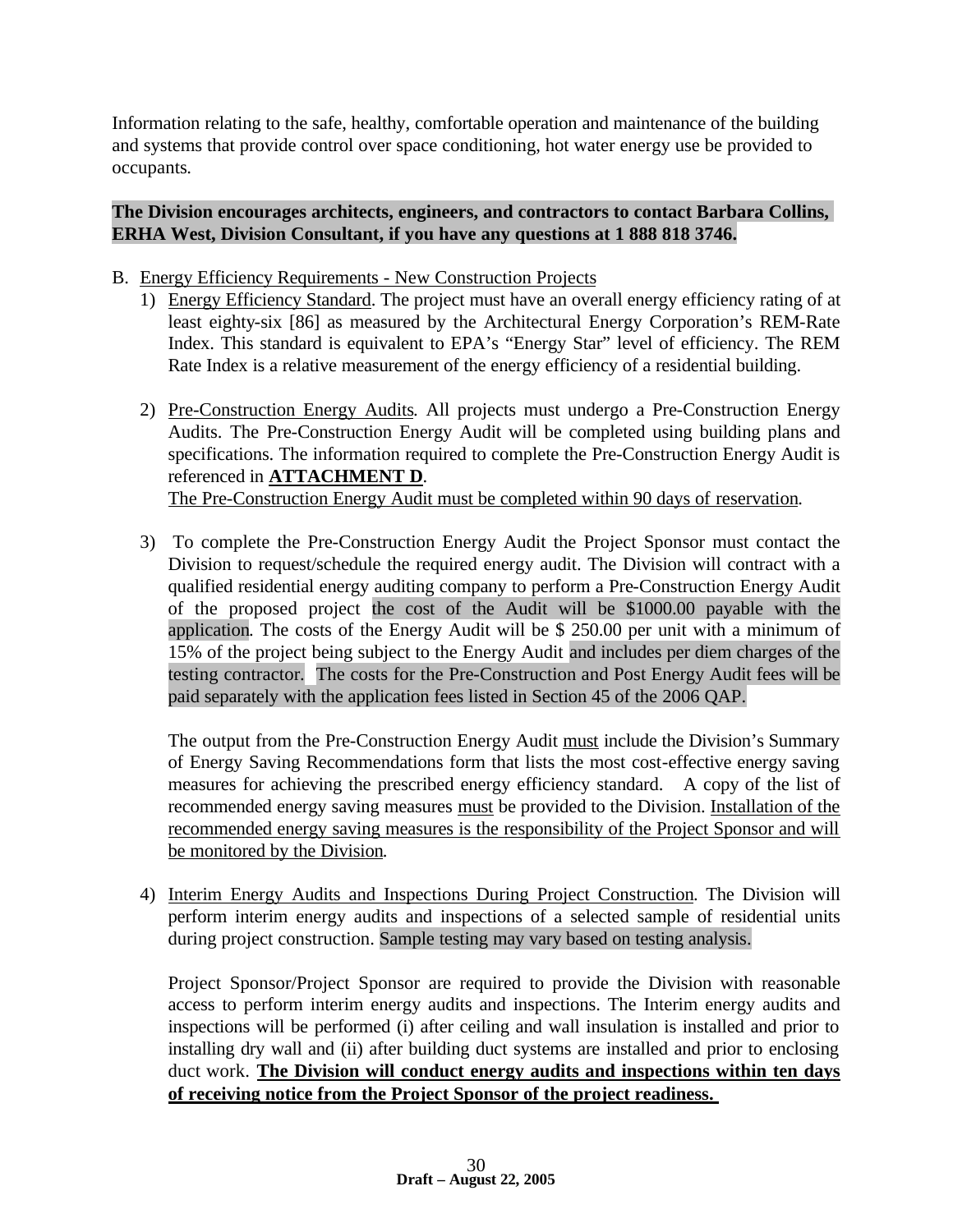Information relating to the safe, healthy, comfortable operation and maintenance of the building and systems that provide control over space conditioning, hot water energy use be provided to occupants.

**The Division encourages architects, engineers, and contractors to contact Barbara Collins, ERHA West, Division Consultant, if you have any questions at 1 888 818 3746.**

B. Energy Efficiency Requirements - New Construction Projects

1) Energy Efficiency Standard. The project must have an overall energy efficiency rating of at least eighty-six [86] as measured by the Architectural Energy Corporation's REM-Rate Index. This standard is equivalent to EPA's "Energy Star" level of efficiency. The REM Rate Index is a relative measurement of the energy efficiency of a residential building.

2) Pre-Construction Energy Audits. All projects must undergo a Pre-Construction Energy Audits. The Pre-Construction Energy Audit will be completed using building plans and specifications. The information required to complete the Pre-Construction Energy Audit is referenced in **ATTACHMENT D**.
The Pre-Construction Energy Audit must be completed within 90 days of reservation.

3) To complete the Pre-Construction Energy Audit the Project Sponsor must contact the Division to request/schedule the required energy audit. The Division will contract with a qualified residential energy auditing company to perform a Pre-Construction Energy Audit of the proposed project the cost of the Audit will be $1000.00 payable with the application. The costs of the Energy Audit will be $ 250.00 per unit with a minimum of 15% of the project being subject to the Energy Audit and includes per diem charges of the testing contractor. The costs for the Pre-Construction and Post Energy Audit fees will be paid separately with the application fees listed in Section 45 of the 2006 QAP.

   The output from the Pre-Construction Energy Audit must include the Division's Summary of Energy Saving Recommendations form that lists the most cost-effective energy saving measures for achieving the prescribed energy efficiency standard. A copy of the list of recommended energy saving measures must be provided to the Division. Installation of the recommended energy saving measures is the responsibility of the Project Sponsor and will be monitored by the Division.

4) Interim Energy Audits and Inspections During Project Construction. The Division will perform interim energy audits and inspections of a selected sample of residential units during project construction. Sample testing may vary based on testing analysis.

   Project Sponsor/Project Sponsor are required to provide the Division with reasonable access to perform interim energy audits and inspections. The Interim energy audits and inspections will be performed (i) after ceiling and wall insulation is installed and prior to installing dry wall and (ii) after building duct systems are installed and prior to enclosing duct work. **The Division will conduct energy audits and inspections within ten days of receiving notice from the Project Sponsor of the project readiness.**

**Draft – August 22, 2005**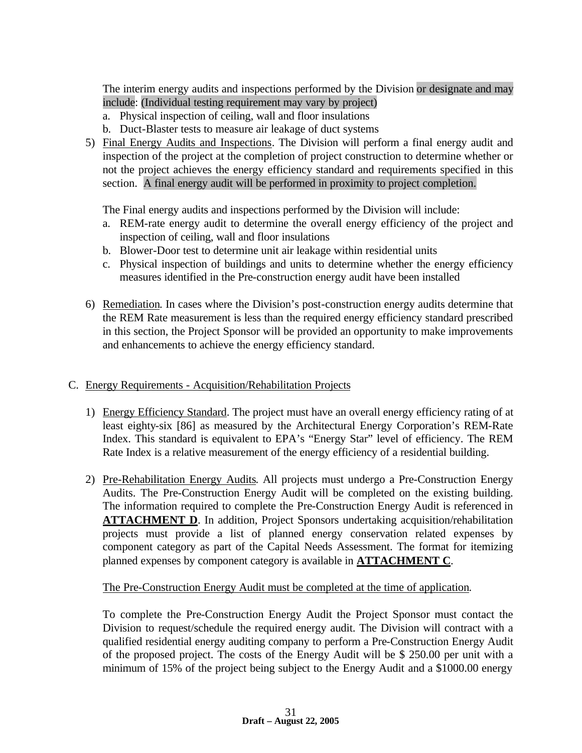The interim energy audits and inspections performed by the Division or designate and may include: (Individual testing requirement may vary by project)

   a. Physical inspection of ceiling, wall and floor insulations
   b. Duct-Blaster tests to measure air leakage of duct systems

5) Final Energy Audits and Inspections. The Division will perform a final energy audit and inspection of the project at the completion of project construction to determine whether or not the project achieves the energy efficiency standard and requirements specified in this section. A final energy audit will be performed in proximity to project completion.

   The Final energy audits and inspections performed by the Division will include:

   a. REM-rate energy audit to determine the overall energy efficiency of the project and inspection of ceiling, wall and floor insulations
   b. Blower-Door test to determine unit air leakage within residential units
   c. Physical inspection of buildings and units to determine whether the energy efficiency measures identified in the Pre-construction energy audit have been installed

6) Remediation. In cases where the Division's post-construction energy audits determine that the REM Rate measurement is less than the required energy efficiency standard prescribed in this section, the Project Sponsor will be provided an opportunity to make improvements and enhancements to achieve the energy efficiency standard.

C. Energy Requirements - Acquisition/Rehabilitation Projects

1) Energy Efficiency Standard. The project must have an overall energy efficiency rating of at least eighty-six [86] as measured by the Architectural Energy Corporation's REM-Rate Index. This standard is equivalent to EPA's "Energy Star" level of efficiency. The REM Rate Index is a relative measurement of the energy efficiency of a residential building.

2) Pre-Rehabilitation Energy Audits. All projects must undergo a Pre-Construction Energy Audits. The Pre-Construction Energy Audit will be completed on the existing building. The information required to complete the Pre-Construction Energy Audit is referenced in **ATTACHMENT D**. In addition, Project Sponsors undertaking acquisition/rehabilitation projects must provide a list of planned energy conservation related expenses by component category as part of the Capital Needs Assessment. The format for itemizing planned expenses by component category is available in **ATTACHMENT C**.

   The Pre-Construction Energy Audit must be completed at the time of application.

   To complete the Pre-Construction Energy Audit the Project Sponsor must contact the Division to request/schedule the required energy audit. The Division will contract with a qualified residential energy auditing company to perform a Pre-Construction Energy Audit of the proposed project. The costs of the Energy Audit will be $ 250.00 per unit with a minimum of 15% of the project being subject to the Energy Audit and a $1000.00 energy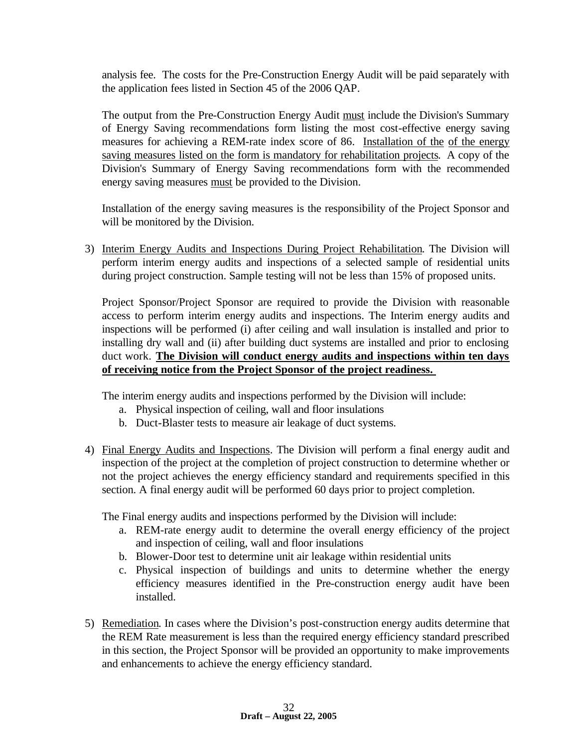analysis fee. The costs for the Pre-Construction Energy Audit will be paid separately with the application fees listed in Section 45 of the 2006 QAP.

The output from the Pre-Construction Energy Audit must include the Division's Summary of Energy Saving recommendations form listing the most cost-effective energy saving measures for achieving a REM-rate index score of 86. Installation of the of the energy saving measures listed on the form is mandatory for rehabilitation projects. A copy of the Division's Summary of Energy Saving recommendations form with the recommended energy saving measures must be provided to the Division.

Installation of the energy saving measures is the responsibility of the Project Sponsor and will be monitored by the Division.

3) Interim Energy Audits and Inspections During Project Rehabilitation. The Division will perform interim energy audits and inspections of a selected sample of residential units during project construction. Sample testing will not be less than 15% of proposed units.

   Project Sponsor/Project Sponsor are required to provide the Division with reasonable access to perform interim energy audits and inspections. The Interim energy audits and inspections will be performed (i) after ceiling and wall insulation is installed and prior to installing dry wall and (ii) after building duct systems are installed and prior to enclosing duct work. **The Division will conduct energy audits and inspections within ten days of receiving notice from the Project Sponsor of the project readiness.**

   The interim energy audits and inspections performed by the Division will include:
   a. Physical inspection of ceiling, wall and floor insulations
   b. Duct-Blaster tests to measure air leakage of duct systems.

4) Final Energy Audits and Inspections. The Division will perform a final energy audit and inspection of the project at the completion of project construction to determine whether or not the project achieves the energy efficiency standard and requirements specified in this section. A final energy audit will be performed 60 days prior to project completion.

   The Final energy audits and inspections performed by the Division will include:
   a. REM-rate energy audit to determine the overall energy efficiency of the project and inspection of ceiling, wall and floor insulations
   b. Blower-Door test to determine unit air leakage within residential units
   c. Physical inspection of buildings and units to determine whether the energy efficiency measures identified in the Pre-construction energy audit have been installed.

5) Remediation. In cases where the Division's post-construction energy audits determine that the REM Rate measurement is less than the required energy efficiency standard prescribed in this section, the Project Sponsor will be provided an opportunity to make improvements and enhancements to achieve the energy efficiency standard.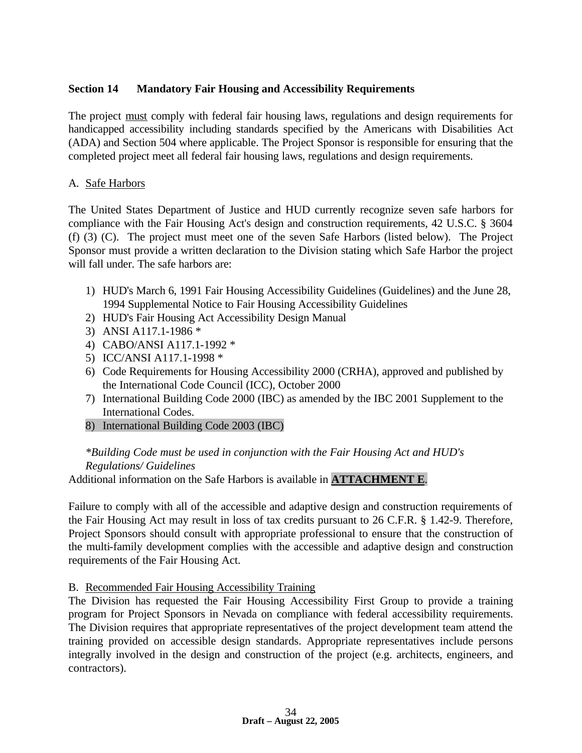## Section 14 Mandatory Fair Housing and Accessibility Requirements

The project must comply with federal fair housing laws, regulations and design requirements for handicapped accessibility including standards specified by the Americans with Disabilities Act (ADA) and Section 504 where applicable. The Project Sponsor is responsible for ensuring that the completed project meet all federal fair housing laws, regulations and design requirements.

### A. Safe Harbors

The United States Department of Justice and HUD currently recognize seven safe harbors for compliance with the Fair Housing Act's design and construction requirements, 42 U.S.C. § 3604 (f) (3) (C). The project must meet one of the seven Safe Harbors (listed below). The Project Sponsor must provide a written declaration to the Division stating which Safe Harbor the project will fall under. The safe harbors are:

1) HUD's March 6, 1991 Fair Housing Accessibility Guidelines (Guidelines) and the June 28, 1994 Supplemental Notice to Fair Housing Accessibility Guidelines
2) HUD's Fair Housing Act Accessibility Design Manual
3) ANSI A117.1-1986 *
4) CABO/ANSI A117.1-1992 *
5) ICC/ANSI A117.1-1998 *
6) Code Requirements for Housing Accessibility 2000 (CRHA), approved and published by the International Code Council (ICC), October 2000
7) International Building Code 2000 (IBC) as amended by the IBC 2001 Supplement to the International Codes.
8) International Building Code 2003 (IBC)

*\*Building Code must be used in conjunction with the Fair Housing Act and HUD's Regulations/ Guidelines*

Additional information on the Safe Harbors is available in **ATTACHMENT E**.

Failure to comply with all of the accessible and adaptive design and construction requirements of the Fair Housing Act may result in loss of tax credits pursuant to 26 C.F.R. § 1.42-9. Therefore, Project Sponsors should consult with appropriate professional to ensure that the construction of the multi-family development complies with the accessible and adaptive design and construction requirements of the Fair Housing Act.

### B. Recommended Fair Housing Accessibility Training

The Division has requested the Fair Housing Accessibility First Group to provide a training program for Project Sponsors in Nevada on compliance with federal accessibility requirements. The Division requires that appropriate representatives of the project development team attend the training provided on accessible design standards. Appropriate representatives include persons integrally involved in the design and construction of the project (e.g. architects, engineers, and contractors).

**Draft – August 22, 2005**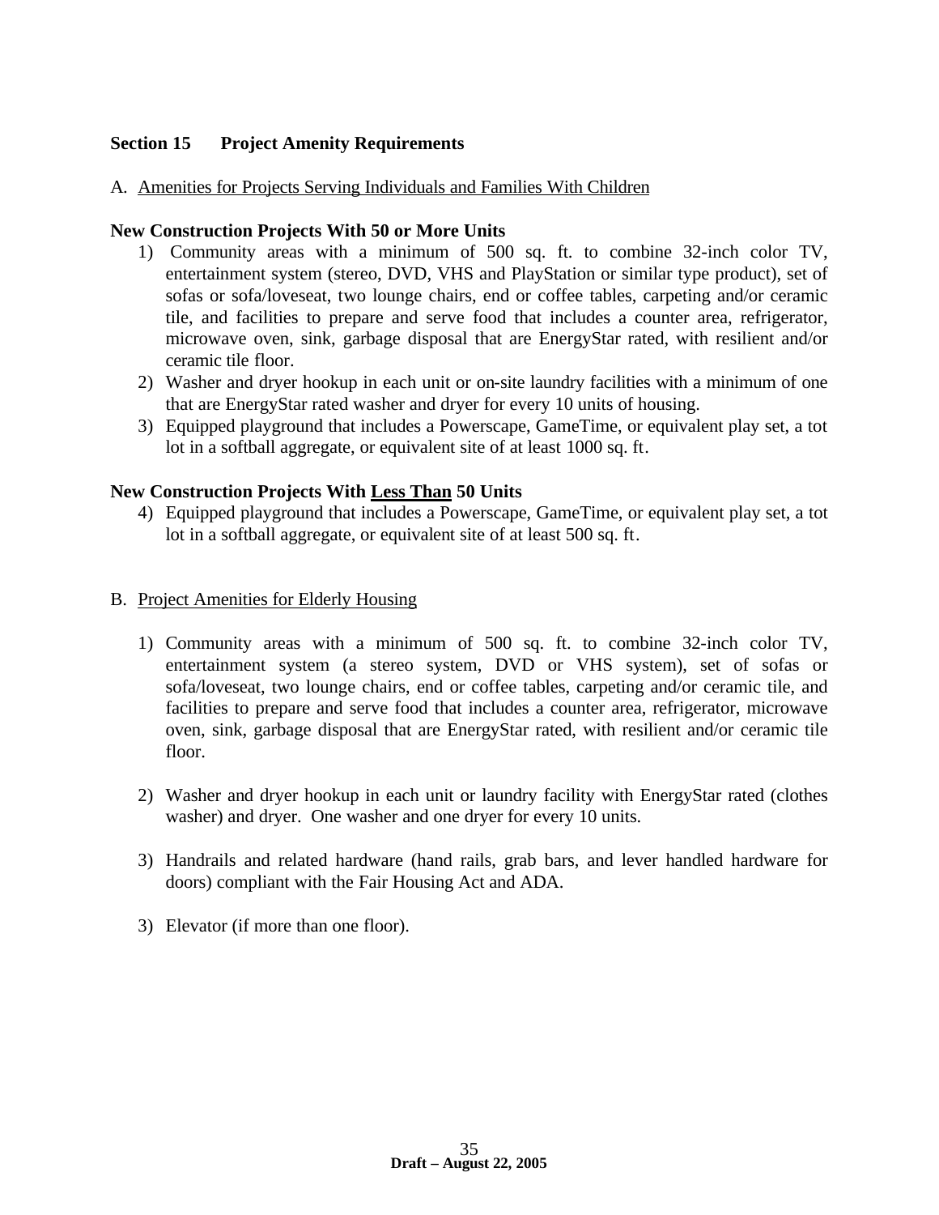## Section 15 Project Amenity Requirements

A. Amenities for Projects Serving Individuals and Families With Children

**New Construction Projects With 50 or More Units**

1) Community areas with a minimum of 500 sq. ft. to combine 32-inch color TV, entertainment system (stereo, DVD, VHS and PlayStation or similar type product), set of sofas or sofa/loveseat, two lounge chairs, end or coffee tables, carpeting and/or ceramic tile, and facilities to prepare and serve food that includes a counter area, refrigerator, microwave oven, sink, garbage disposal that are EnergyStar rated, with resilient and/or ceramic tile floor.
2) Washer and dryer hookup in each unit or on-site laundry facilities with a minimum of one that are EnergyStar rated washer and dryer for every 10 units of housing.
3) Equipped playground that includes a Powerscape, GameTime, or equivalent play set, a tot lot in a softball aggregate, or equivalent site of at least 1000 sq. ft.

**New Construction Projects With Less Than 50 Units**

4) Equipped playground that includes a Powerscape, GameTime, or equivalent play set, a tot lot in a softball aggregate, or equivalent site of at least 500 sq. ft.

B. Project Amenities for Elderly Housing

1) Community areas with a minimum of 500 sq. ft. to combine 32-inch color TV, entertainment system (a stereo system, DVD or VHS system), set of sofas or sofa/loveseat, two lounge chairs, end or coffee tables, carpeting and/or ceramic tile, and facilities to prepare and serve food that includes a counter area, refrigerator, microwave oven, sink, garbage disposal that are EnergyStar rated, with resilient and/or ceramic tile floor.

2) Washer and dryer hookup in each unit or laundry facility with EnergyStar rated (clothes washer) and dryer. One washer and one dryer for every 10 units.

3) Handrails and related hardware (hand rails, grab bars, and lever handled hardware for doors) compliant with the Fair Housing Act and ADA.

3) Elevator (if more than one floor).

Draft – August 22, 2005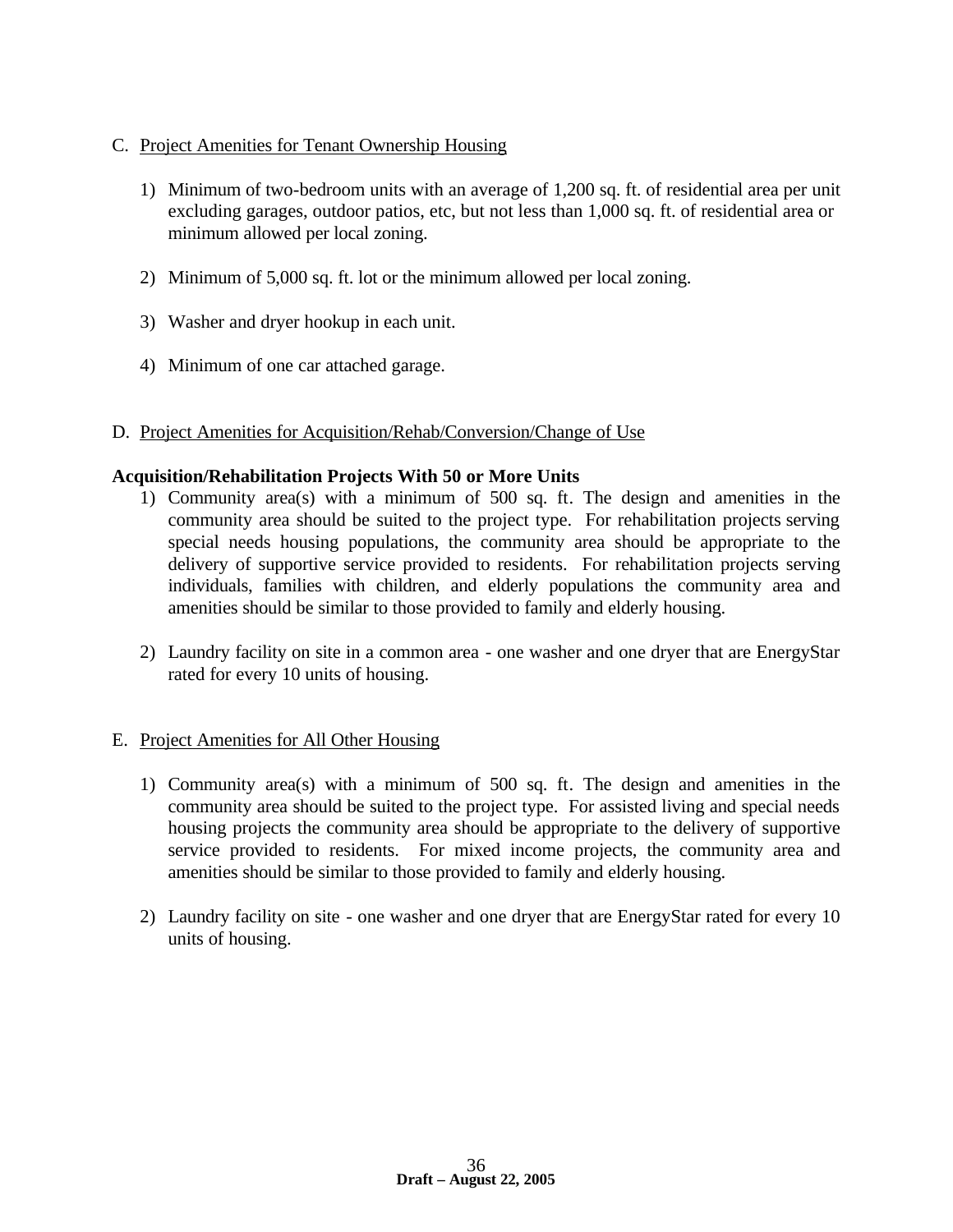C. Project Amenities for Tenant Ownership Housing

1) Minimum of two-bedroom units with an average of 1,200 sq. ft. of residential area per unit excluding garages, outdoor patios, etc, but not less than 1,000 sq. ft. of residential area or minimum allowed per local zoning.

2) Minimum of 5,000 sq. ft. lot or the minimum allowed per local zoning.

3) Washer and dryer hookup in each unit.

4) Minimum of one car attached garage.

D. Project Amenities for Acquisition/Rehab/Conversion/Change of Use

**Acquisition/Rehabilitation Projects With 50 or More Units**

1) Community area(s) with a minimum of 500 sq. ft. The design and amenities in the community area should be suited to the project type. For rehabilitation projects serving special needs housing populations, the community area should be appropriate to the delivery of supportive service provided to residents. For rehabilitation projects serving individuals, families with children, and elderly populations the community area and amenities should be similar to those provided to family and elderly housing.

2) Laundry facility on site in a common area - one washer and one dryer that are EnergyStar rated for every 10 units of housing.

E. Project Amenities for All Other Housing

1) Community area(s) with a minimum of 500 sq. ft. The design and amenities in the community area should be suited to the project type. For assisted living and special needs housing projects the community area should be appropriate to the delivery of supportive service provided to residents. For mixed income projects, the community area and amenities should be similar to those provided to family and elderly housing.

2) Laundry facility on site - one washer and one dryer that are EnergyStar rated for every 10 units of housing.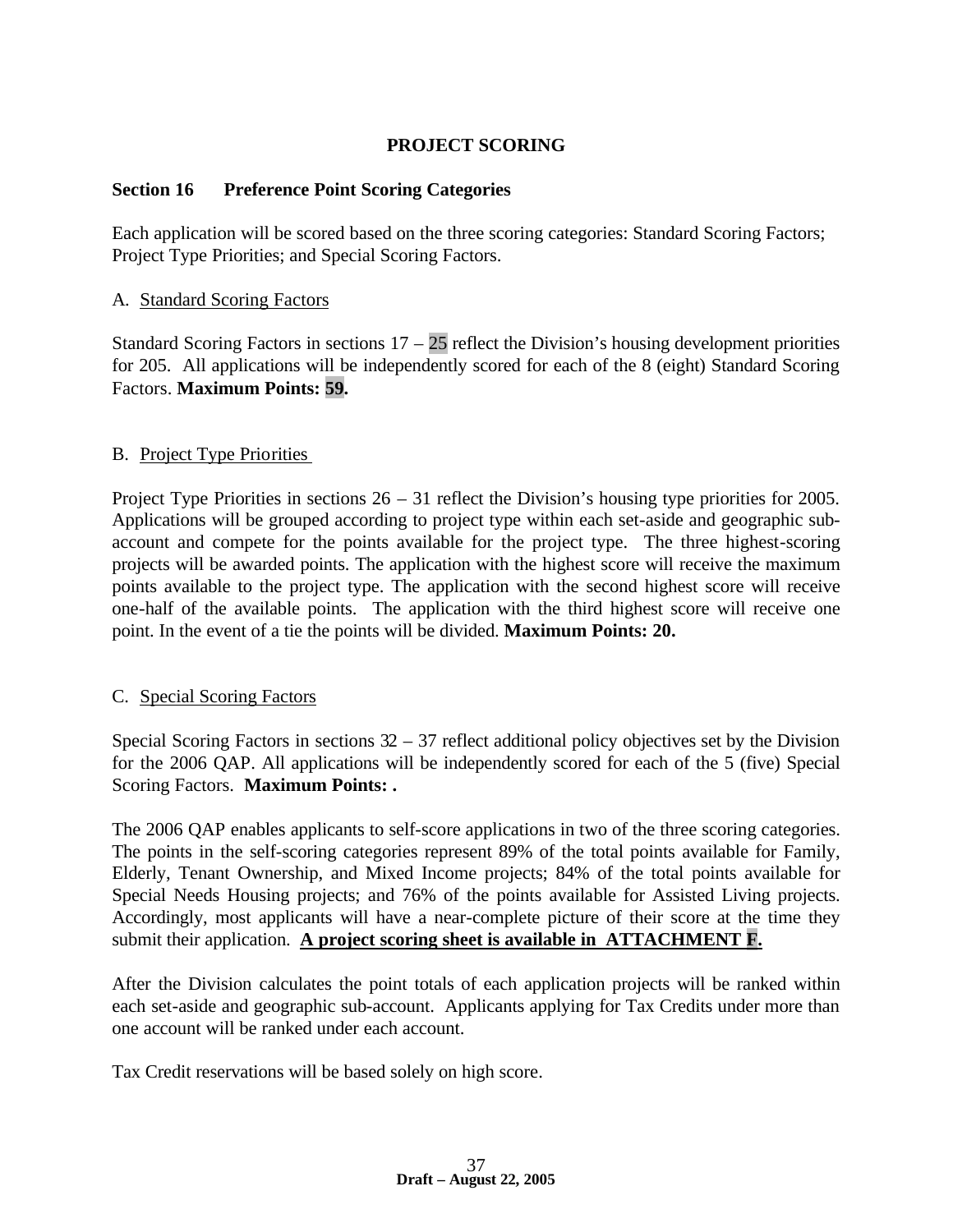**PROJECT SCORING**

**Section 16 Preference Point Scoring Categories**

Each application will be scored based on the three scoring categories: Standard Scoring Factors; Project Type Priorities; and Special Scoring Factors.

A. Standard Scoring Factors

Standard Scoring Factors in sections 17 – 25 reflect the Division's housing development priorities for 205. All applications will be independently scored for each of the 8 (eight) Standard Scoring Factors. **Maximum Points: 59.**

B. Project Type Priorities

Project Type Priorities in sections 26 – 31 reflect the Division's housing type priorities for 2005. Applications will be grouped according to project type within each set-aside and geographic sub-account and compete for the points available for the project type. The three highest-scoring projects will be awarded points. The application with the highest score will receive the maximum points available to the project type. The application with the second highest score will receive one-half of the available points. The application with the third highest score will receive one point. In the event of a tie the points will be divided. **Maximum Points: 20.**

C. Special Scoring Factors

Special Scoring Factors in sections 32 – 37 reflect additional policy objectives set by the Division for the 2006 QAP. All applications will be independently scored for each of the 5 (five) Special Scoring Factors. **Maximum Points: .**

The 2006 QAP enables applicants to self-score applications in two of the three scoring categories. The points in the self-scoring categories represent 89% of the total points available for Family, Elderly, Tenant Ownership, and Mixed Income projects; 84% of the total points available for Special Needs Housing projects; and 76% of the points available for Assisted Living projects. Accordingly, most applicants will have a near-complete picture of their score at the time they submit their application. **A project scoring sheet is available in ATTACHMENT F.**

After the Division calculates the point totals of each application projects will be ranked within each set-aside and geographic sub-account. Applicants applying for Tax Credits under more than one account will be ranked under each account.

Tax Credit reservations will be based solely on high score.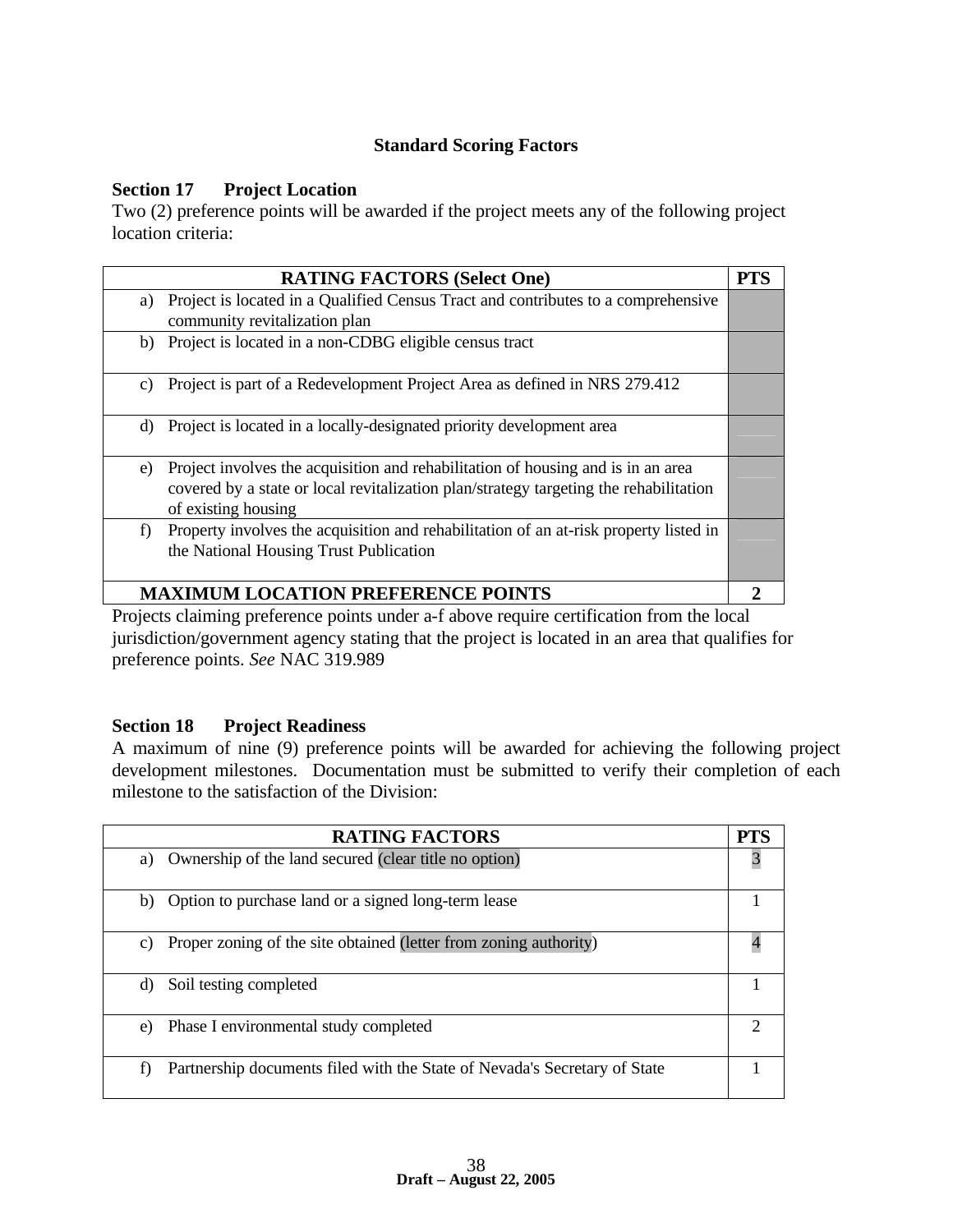## Standard Scoring Factors

### Section 17 Project Location

Two (2) preference points will be awarded if the project meets any of the following project location criteria:

| RATING FACTORS (Select One) | PTS |
| --- | --- |
| a) Project is located in a Qualified Census Tract and contributes to a comprehensive community revitalization plan | |
| b) Project is located in a non-CDBG eligible census tract | |
| c) Project is part of a Redevelopment Project Area as defined in NRS 279.412 | |
| d) Project is located in a locally-designated priority development area | |
| e) Project involves the acquisition and rehabilitation of housing and is in an area covered by a state or local revitalization plan/strategy targeting the rehabilitation of existing housing | |
| f) Property involves the acquisition and rehabilitation of an at-risk property listed in the National Housing Trust Publication | |
| **MAXIMUM LOCATION PREFERENCE POINTS** | **2** |

Projects claiming preference points under a-f above require certification from the local jurisdiction/government agency stating that the project is located in an area that qualifies for preference points. *See* NAC 319.989

### Section 18 Project Readiness

A maximum of nine (9) preference points will be awarded for achieving the following project development milestones. Documentation must be submitted to verify their completion of each milestone to the satisfaction of the Division:

| RATING FACTORS | PTS |
| --- | --- |
| a) Ownership of the land secured (clear title no option) | 3 |
| b) Option to purchase land or a signed long-term lease | 1 |
| c) Proper zoning of the site obtained (letter from zoning authority) | 4 |
| d) Soil testing completed | 1 |
| e) Phase I environmental study completed | 2 |
| f) Partnership documents filed with the State of Nevada's Secretary of State | 1 |

**Draft – August 22, 2005**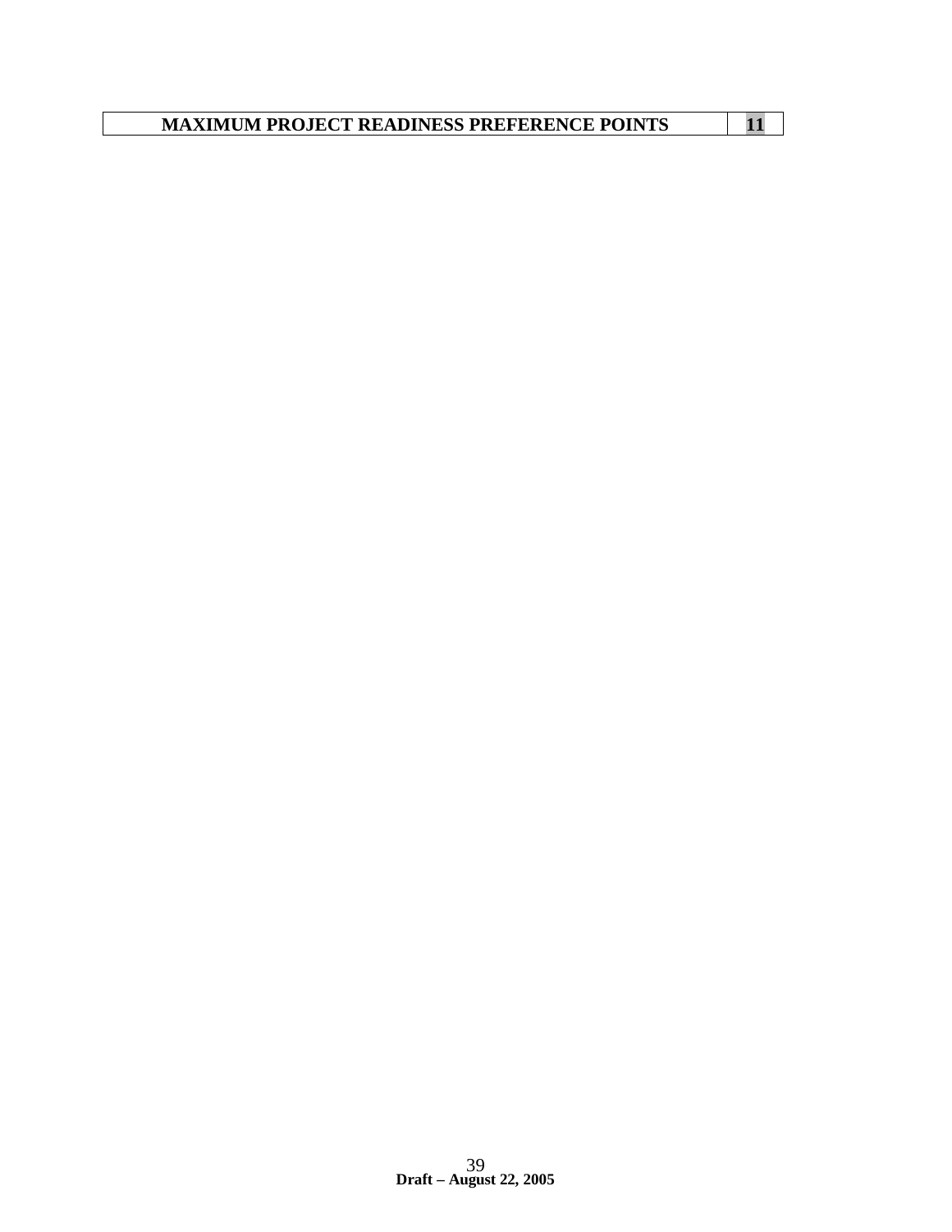| MAXIMUM PROJECT READINESS PREFERENCE POINTS | 11 |
| --- | --- |

Draft – August 22, 2005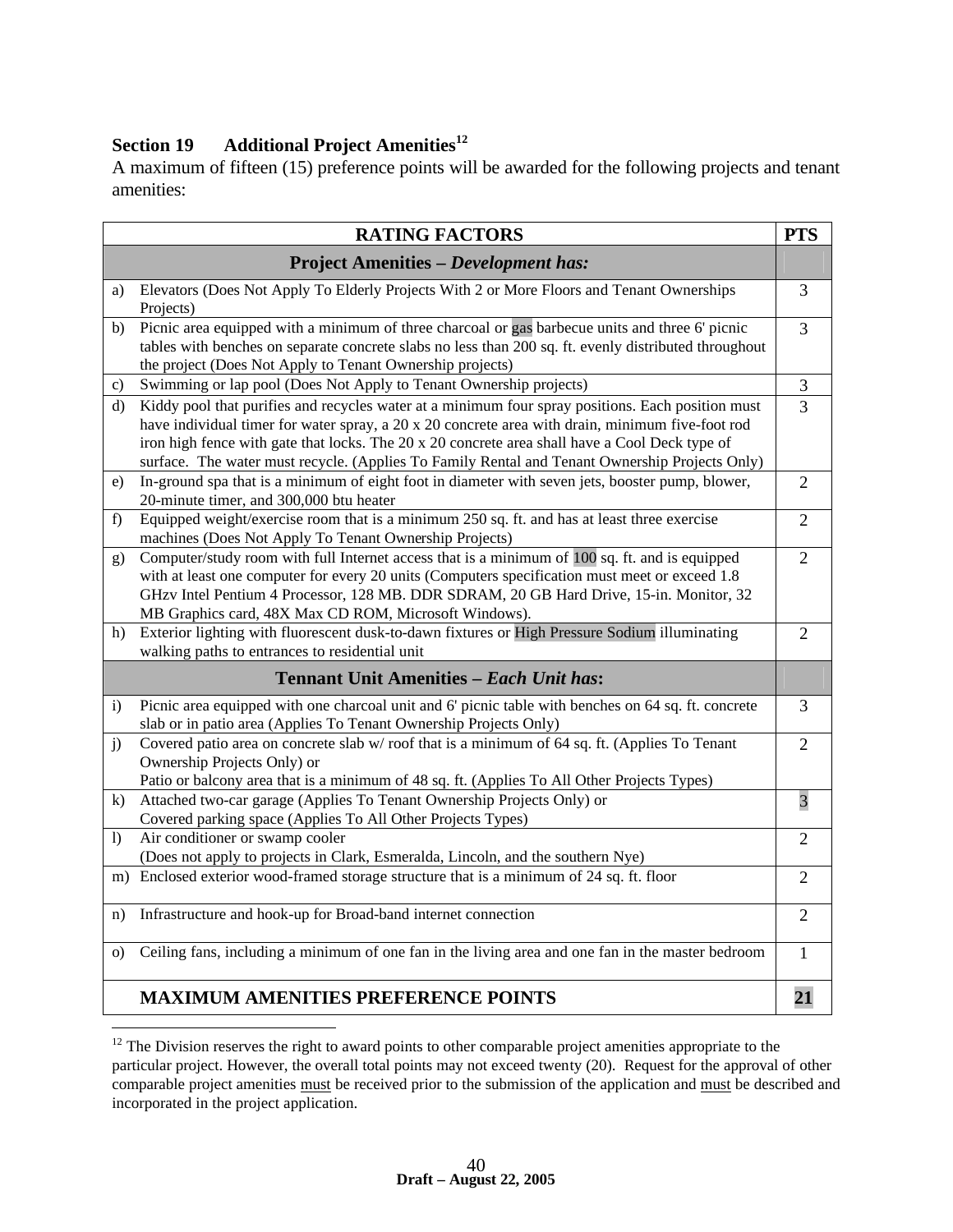## Section 19 Additional Project Amenities[12]

A maximum of fifteen (15) preference points will be awarded for the following projects and tenant amenities:

| | RATING FACTORS | PTS |
|---|---|---|
| | **Project Amenities – *Development has:*** | |
| a) | Elevators (Does Not Apply To Elderly Projects With 2 or More Floors and Tenant Ownerships Projects) | 3 |
| b) | Picnic area equipped with a minimum of three charcoal or gas barbecue units and three 6' picnic tables with benches on separate concrete slabs no less than 200 sq. ft. evenly distributed throughout the project (Does Not Apply to Tenant Ownership projects) | 3 |
| c) | Swimming or lap pool (Does Not Apply to Tenant Ownership projects) | 3 |
| d) | Kiddy pool that purifies and recycles water at a minimum four spray positions. Each position must have individual timer for water spray, a 20 x 20 concrete area with drain, minimum five-foot rod iron high fence with gate that locks. The 20 x 20 concrete area shall have a Cool Deck type of surface. The water must recycle. (Applies To Family Rental and Tenant Ownership Projects Only) | 3 |
| e) | In-ground spa that is a minimum of eight foot in diameter with seven jets, booster pump, blower, 20-minute timer, and 300,000 btu heater | 2 |
| f) | Equipped weight/exercise room that is a minimum 250 sq. ft. and has at least three exercise machines (Does Not Apply To Tenant Ownership Projects) | 2 |
| g) | Computer/study room with full Internet access that is a minimum of 100 sq. ft. and is equipped with at least one computer for every 20 units (Computers specification must meet or exceed 1.8 GHzv Intel Pentium 4 Processor, 128 MB. DDR SDRAM, 20 GB Hard Drive, 15-in. Monitor, 32 MB Graphics card, 48X Max CD ROM, Microsoft Windows). | 2 |
| h) | Exterior lighting with fluorescent dusk-to-dawn fixtures or High Pressure Sodium illuminating walking paths to entrances to residential unit | 2 |
| | **Tennant Unit Amenities – *Each Unit has*:** | |
| i) | Picnic area equipped with one charcoal unit and 6' picnic table with benches on 64 sq. ft. concrete slab or in patio area (Applies To Tenant Ownership Projects Only) | 3 |
| j) | Covered patio area on concrete slab w/ roof that is a minimum of 64 sq. ft. (Applies To Tenant Ownership Projects Only) or<br>Patio or balcony area that is a minimum of 48 sq. ft. (Applies To All Other Projects Types) | 2 |
| k) | Attached two-car garage (Applies To Tenant Ownership Projects Only) or<br>Covered parking space (Applies To All Other Projects Types) | 3 |
| l) | Air conditioner or swamp cooler<br>(Does not apply to projects in Clark, Esmeralda, Lincoln, and the southern Nye) | 2 |
| m) | Enclosed exterior wood-framed storage structure that is a minimum of 24 sq. ft. floor | 2 |
| n) | Infrastructure and hook-up for Broad-band internet connection | 2 |
| o) | Ceiling fans, including a minimum of one fan in the living area and one fan in the master bedroom | 1 |
| | **MAXIMUM AMENITIES PREFERENCE POINTS** | **21** |

[12] The Division reserves the right to award points to other comparable project amenities appropriate to the particular project. However, the overall total points may not exceed twenty (20). Request for the approval of other comparable project amenities must be received prior to the submission of the application and must be described and incorporated in the project application.

**Draft – August 22, 2005**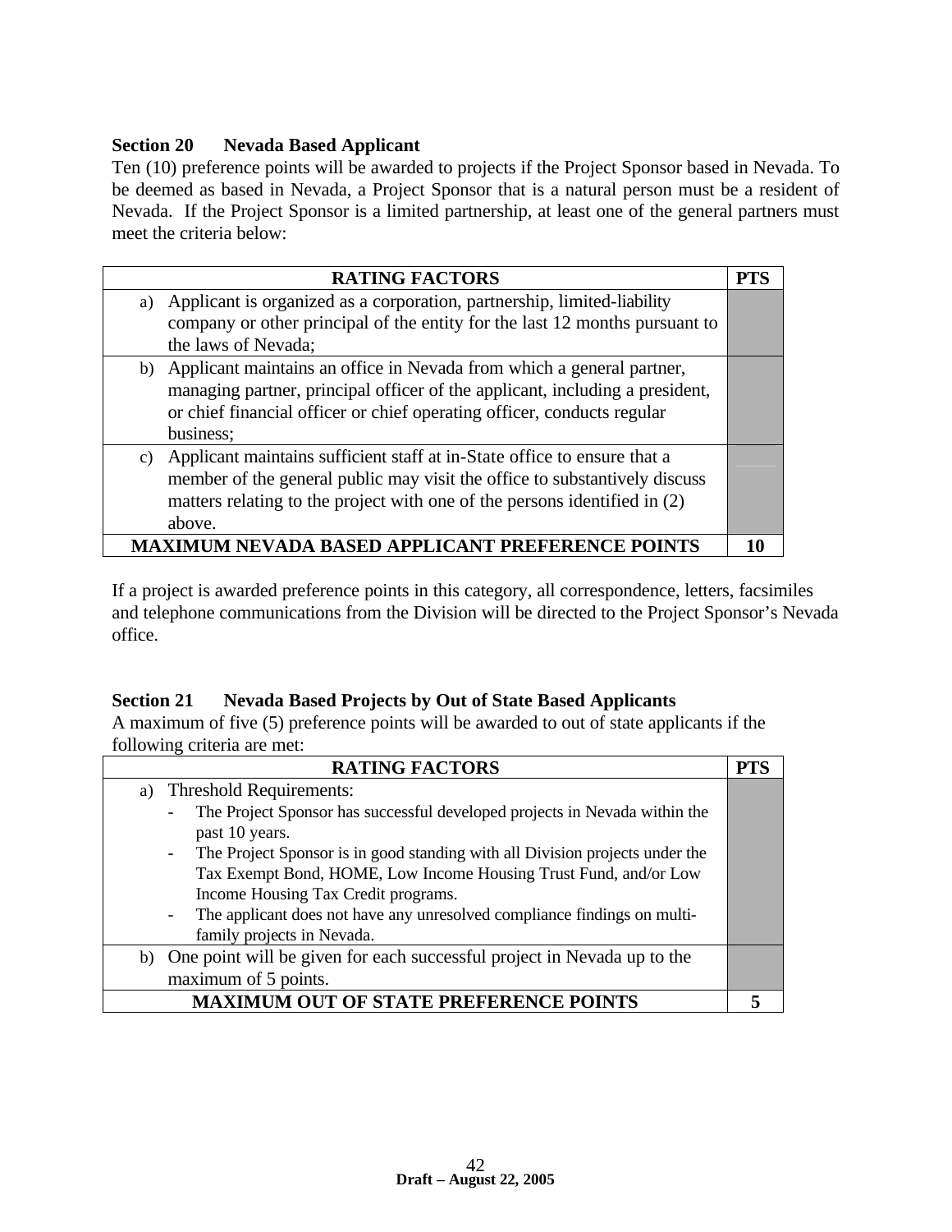### Section 20 Nevada Based Applicant

Ten (10) preference points will be awarded to projects if the Project Sponsor based in Nevada. To be deemed as based in Nevada, a Project Sponsor that is a natural person must be a resident of Nevada. If the Project Sponsor is a limited partnership, at least one of the general partners must meet the criteria below:

| RATING FACTORS | PTS |
|---|---|
| a) Applicant is organized as a corporation, partnership, limited-liability company or other principal of the entity for the last 12 months pursuant to the laws of Nevada; | |
| b) Applicant maintains an office in Nevada from which a general partner, managing partner, principal officer of the applicant, including a president, or chief financial officer or chief operating officer, conducts regular business; | |
| c) Applicant maintains sufficient staff at in-State office to ensure that a member of the general public may visit the office to substantively discuss matters relating to the project with one of the persons identified in (2) above. | |
| **MAXIMUM NEVADA BASED APPLICANT PREFERENCE POINTS** | **10** |

If a project is awarded preference points in this category, all correspondence, letters, facsimiles and telephone communications from the Division will be directed to the Project Sponsor's Nevada office.

### Section 21 Nevada Based Projects by Out of State Based Applicants

A maximum of five (5) preference points will be awarded to out of state applicants if the following criteria are met:

| RATING FACTORS | PTS |
|---|---|
| a) Threshold Requirements:<br>- The Project Sponsor has successful developed projects in Nevada within the past 10 years.<br>- The Project Sponsor is in good standing with all Division projects under the Tax Exempt Bond, HOME, Low Income Housing Trust Fund, and/or Low Income Housing Tax Credit programs.<br>- The applicant does not have any unresolved compliance findings on multi-family projects in Nevada. | |
| b) One point will be given for each successful project in Nevada up to the maximum of 5 points. | |
| **MAXIMUM OUT OF STATE PREFERENCE POINTS** | **5** |

**Draft – August 22, 2005**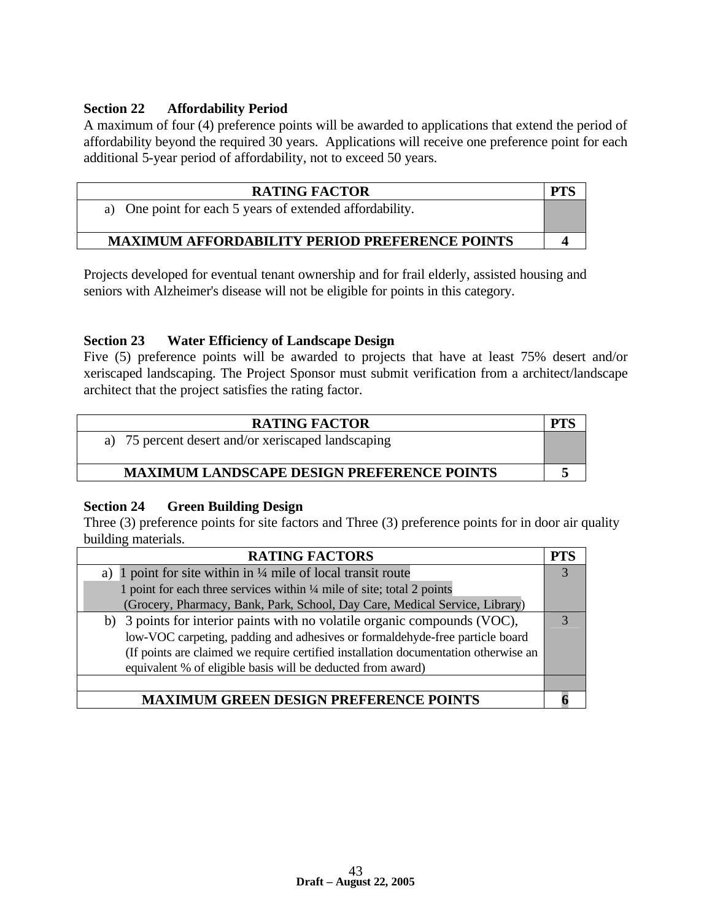**Section 22 Affordability Period**

A maximum of four (4) preference points will be awarded to applications that extend the period of affordability beyond the required 30 years. Applications will receive one preference point for each additional 5-year period of affordability, not to exceed 50 years.

| RATING FACTOR | PTS |
|---|---|
| a) One point for each 5 years of extended affordability. | |
| **MAXIMUM AFFORDABILITY PERIOD PREFERENCE POINTS** | **4** |

Projects developed for eventual tenant ownership and for frail elderly, assisted housing and seniors with Alzheimer's disease will not be eligible for points in this category.

**Section 23 Water Efficiency of Landscape Design**

Five (5) preference points will be awarded to projects that have at least 75% desert and/or xeriscaped landscaping. The Project Sponsor must submit verification from a architect/landscape architect that the project satisfies the rating factor.

| RATING FACTOR | PTS |
|---|---|
| a) 75 percent desert and/or xeriscaped landscaping | |
| **MAXIMUM LANDSCAPE DESIGN PREFERENCE POINTS** | **5** |

**Section 24 Green Building Design**

Three (3) preference points for site factors and Three (3) preference points for in door air quality building materials.

| RATING FACTORS | PTS |
|---|---|
| a) 1 point for site within in ¼ mile of local transit route<br>1 point for each three services within ¼ mile of site; total 2 points<br>(Grocery, Pharmacy, Bank, Park, School, Day Care, Medical Service, Library) | 3 |
| b) 3 points for interior paints with no volatile organic compounds (VOC), low-VOC carpeting, padding and adhesives or formaldehyde-free particle board (If points are claimed we require certified installation documentation otherwise an equivalent % of eligible basis will be deducted from award) | 3 |
| | |
| **MAXIMUM GREEN DESIGN PREFERENCE POINTS** | **6** |

**Draft – August 22, 2005**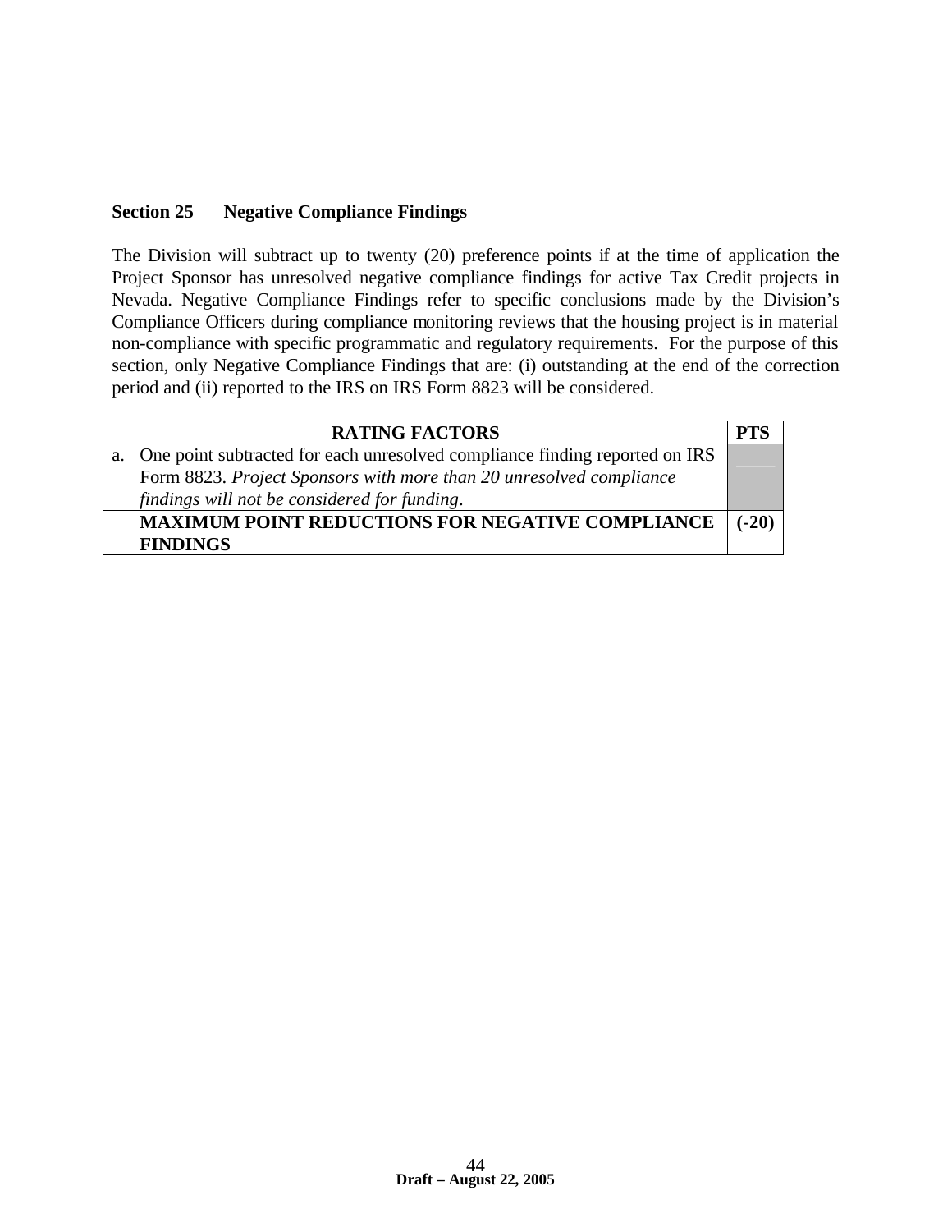### Section 25 Negative Compliance Findings

The Division will subtract up to twenty (20) preference points if at the time of application the Project Sponsor has unresolved negative compliance findings for active Tax Credit projects in Nevada. Negative Compliance Findings refer to specific conclusions made by the Division's Compliance Officers during compliance monitoring reviews that the housing project is in material non-compliance with specific programmatic and regulatory requirements. For the purpose of this section, only Negative Compliance Findings that are: (i) outstanding at the end of the correction period and (ii) reported to the IRS on IRS Form 8823 will be considered.

| RATING FACTORS | PTS |
|---|---|
| a. One point subtracted for each unresolved compliance finding reported on IRS Form 8823. *Project Sponsors with more than 20 unresolved compliance findings will not be considered for funding*. | |
| **MAXIMUM POINT REDUCTIONS FOR NEGATIVE COMPLIANCE FINDINGS** | **(-20)** |

**Draft – August 22, 2005**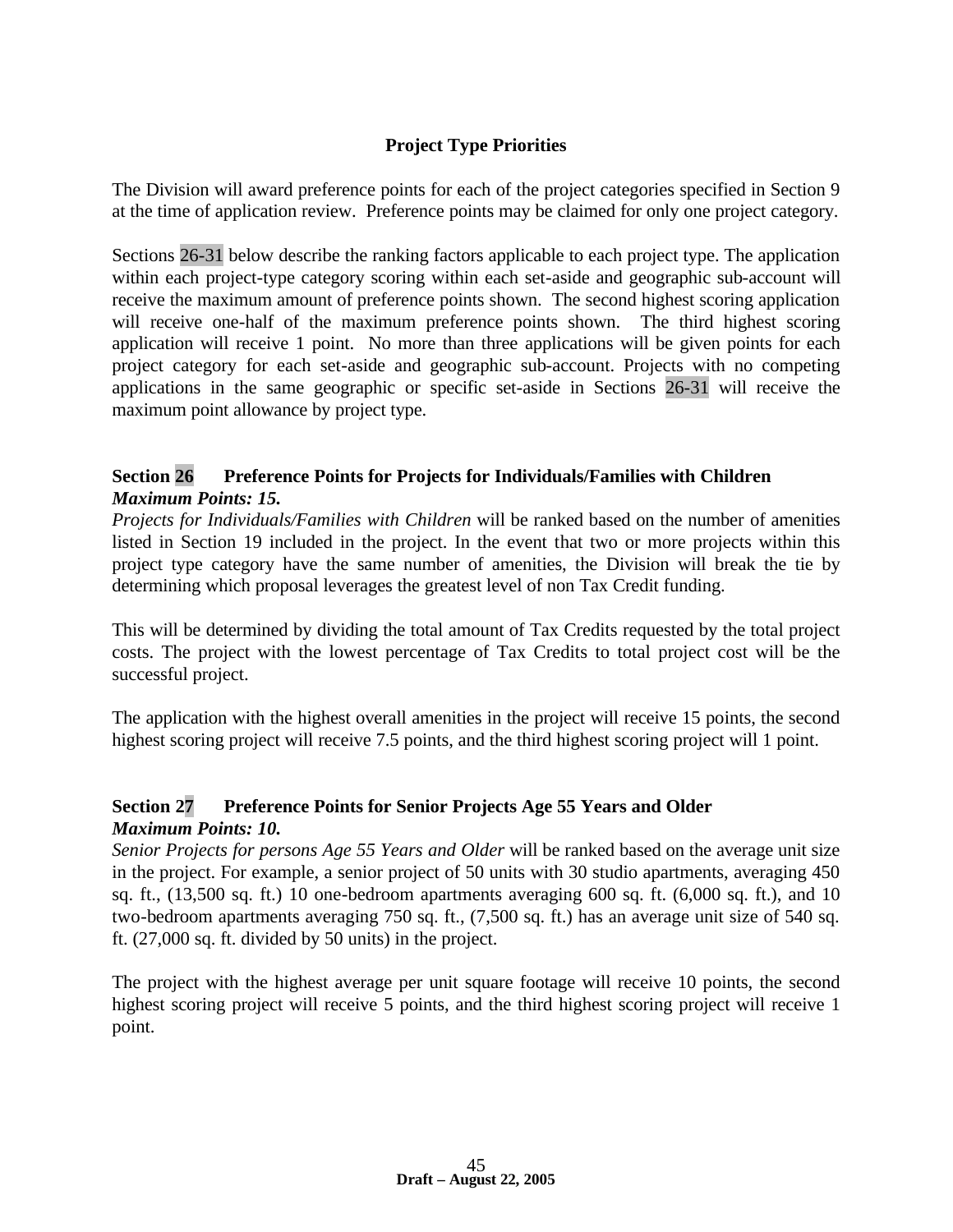## Project Type Priorities

The Division will award preference points for each of the project categories specified in Section 9 at the time of application review. Preference points may be claimed for only one project category.

Sections 26-31 below describe the ranking factors applicable to each project type. The application within each project-type category scoring within each set-aside and geographic sub-account will receive the maximum amount of preference points shown. The second highest scoring application will receive one-half of the maximum preference points shown. The third highest scoring application will receive 1 point. No more than three applications will be given points for each project category for each set-aside and geographic sub-account. Projects with no competing applications in the same geographic or specific set-aside in Sections 26-31 will receive the maximum point allowance by project type.

### Section 26 Preference Points for Projects for Individuals/Families with Children

***Maximum Points: 15.***

*Projects for Individuals/Families with Children* will be ranked based on the number of amenities listed in Section 19 included in the project. In the event that two or more projects within this project type category have the same number of amenities, the Division will break the tie by determining which proposal leverages the greatest level of non Tax Credit funding.

This will be determined by dividing the total amount of Tax Credits requested by the total project costs. The project with the lowest percentage of Tax Credits to total project cost will be the successful project.

The application with the highest overall amenities in the project will receive 15 points, the second highest scoring project will receive 7.5 points, and the third highest scoring project will 1 point.

### Section 27 Preference Points for Senior Projects Age 55 Years and Older

***Maximum Points: 10.***

*Senior Projects for persons Age 55 Years and Older* will be ranked based on the average unit size in the project. For example, a senior project of 50 units with 30 studio apartments, averaging 450 sq. ft., (13,500 sq. ft.) 10 one-bedroom apartments averaging 600 sq. ft. (6,000 sq. ft.), and 10 two-bedroom apartments averaging 750 sq. ft., (7,500 sq. ft.) has an average unit size of 540 sq. ft. (27,000 sq. ft. divided by 50 units) in the project.

The project with the highest average per unit square footage will receive 10 points, the second highest scoring project will receive 5 points, and the third highest scoring project will receive 1 point.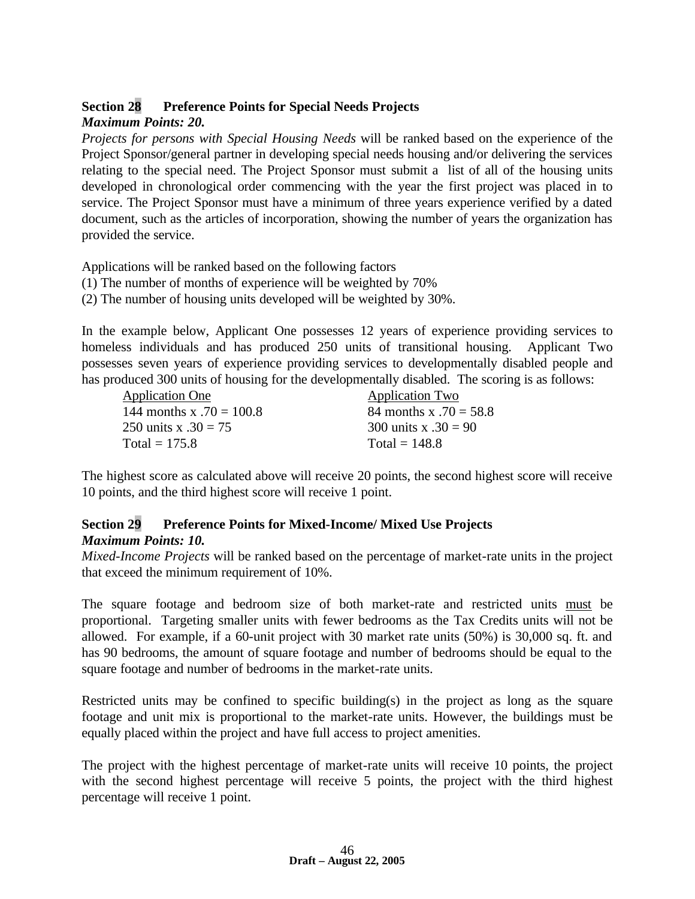### Section 28 Preference Points for Special Needs Projects

***Maximum Points: 20.***

*Projects for persons with Special Housing Needs* will be ranked based on the experience of the Project Sponsor/general partner in developing special needs housing and/or delivering the services relating to the special need. The Project Sponsor must submit a list of all of the housing units developed in chronological order commencing with the year the first project was placed in to service. The Project Sponsor must have a minimum of three years experience verified by a dated document, such as the articles of incorporation, showing the number of years the organization has provided the service.

Applications will be ranked based on the following factors
(1) The number of months of experience will be weighted by 70%
(2) The number of housing units developed will be weighted by 30%.

In the example below, Applicant One possesses 12 years of experience providing services to homeless individuals and has produced 250 units of transitional housing. Applicant Two possesses seven years of experience providing services to developmentally disabled people and has produced 300 units of housing for the developmentally disabled. The scoring is as follows:

| Application One | Application Two |
|---|---|
| 144 months x .70 = 100.8 | 84 months x .70 = 58.8 |
| 250 units x .30 = 75 | 300 units x .30 = 90 |
| Total = 175.8 | Total = 148.8 |

The highest score as calculated above will receive 20 points, the second highest score will receive 10 points, and the third highest score will receive 1 point.

### Section 29 Preference Points for Mixed-Income/ Mixed Use Projects

***Maximum Points: 10.***

*Mixed-Income Projects* will be ranked based on the percentage of market-rate units in the project that exceed the minimum requirement of 10%.

The square footage and bedroom size of both market-rate and restricted units must be proportional. Targeting smaller units with fewer bedrooms as the Tax Credits units will not be allowed. For example, if a 60-unit project with 30 market rate units (50%) is 30,000 sq. ft. and has 90 bedrooms, the amount of square footage and number of bedrooms should be equal to the square footage and number of bedrooms in the market-rate units.

Restricted units may be confined to specific building(s) in the project as long as the square footage and unit mix is proportional to the market-rate units. However, the buildings must be equally placed within the project and have full access to project amenities.

The project with the highest percentage of market-rate units will receive 10 points, the project with the second highest percentage will receive 5 points, the project with the third highest percentage will receive 1 point.

**Draft – August 22, 2005**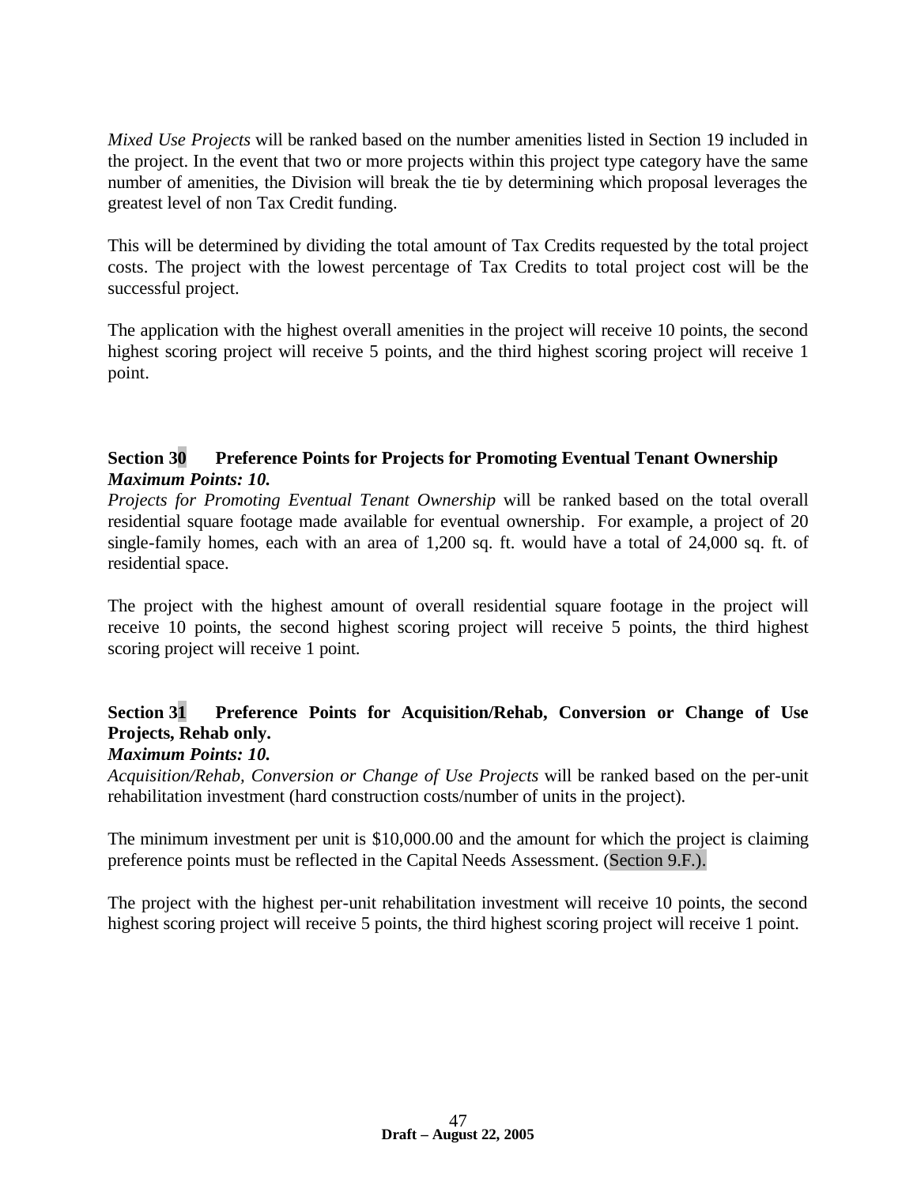*Mixed Use Projects* will be ranked based on the number amenities listed in Section 19 included in the project. In the event that two or more projects within this project type category have the same number of amenities, the Division will break the tie by determining which proposal leverages the greatest level of non Tax Credit funding.

This will be determined by dividing the total amount of Tax Credits requested by the total project costs. The project with the lowest percentage of Tax Credits to total project cost will be the successful project.

The application with the highest overall amenities in the project will receive 10 points, the second highest scoring project will receive 5 points, and the third highest scoring project will receive 1 point.

### Section 30 Preference Points for Projects for Promoting Eventual Tenant Ownership

***Maximum Points: 10.***

*Projects for Promoting Eventual Tenant Ownership* will be ranked based on the total overall residential square footage made available for eventual ownership. For example, a project of 20 single-family homes, each with an area of 1,200 sq. ft. would have a total of 24,000 sq. ft. of residential space.

The project with the highest amount of overall residential square footage in the project will receive 10 points, the second highest scoring project will receive 5 points, the third highest scoring project will receive 1 point.

### Section 31 Preference Points for Acquisition/Rehab, Conversion or Change of Use Projects, Rehab only.

***Maximum Points: 10.***

*Acquisition/Rehab, Conversion or Change of Use Projects* will be ranked based on the per-unit rehabilitation investment (hard construction costs/number of units in the project).

The minimum investment per unit is $10,000.00 and the amount for which the project is claiming preference points must be reflected in the Capital Needs Assessment. (Section 9.F.).

The project with the highest per-unit rehabilitation investment will receive 10 points, the second highest scoring project will receive 5 points, the third highest scoring project will receive 1 point.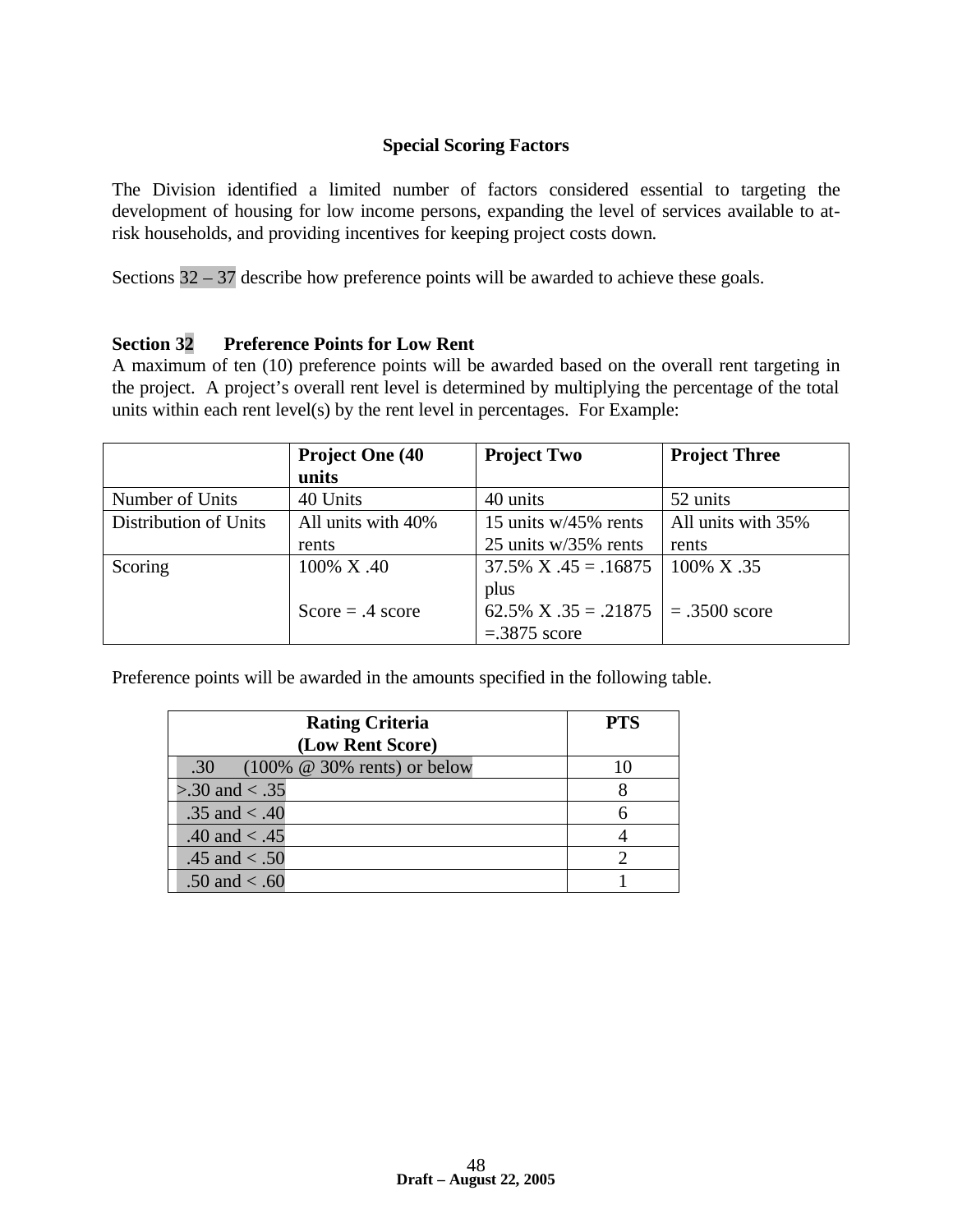### Special Scoring Factors

The Division identified a limited number of factors considered essential to targeting the development of housing for low income persons, expanding the level of services available to at-risk households, and providing incentives for keeping project costs down.

Sections 32 – 37 describe how preference points will be awarded to achieve these goals.

**Section 32 Preference Points for Low Rent**

A maximum of ten (10) preference points will be awarded based on the overall rent targeting in the project. A project's overall rent level is determined by multiplying the percentage of the total units within each rent level(s) by the rent level in percentages. For Example:

| | **Project One (40 units** | **Project Two** | **Project Three** |
|---|---|---|---|
| Number of Units | 40 Units | 40 units | 52 units |
| Distribution of Units | All units with 40% rents | 15 units w/45% rents<br>25 units w/35% rents | All units with 35% rents |
| Scoring | 100% X .40<br><br>Score = .4 score | 37.5% X .45 = .16875 plus<br>62.5% X .35 = .21875 =.3875 score | 100% X .35<br><br>= .3500 score |

Preference points will be awarded in the amounts specified in the following table.

| **Rating Criteria (Low Rent Score)** | **PTS** |
|---|---|
| .30 (100% @ 30% rents) or below | 10 |
| >.30 and < .35 | 8 |
| .35 and < .40 | 6 |
| .40 and < .45 | 4 |
| .45 and < .50 | 2 |
| .50 and < .60 | 1 |

Draft – August 22, 2005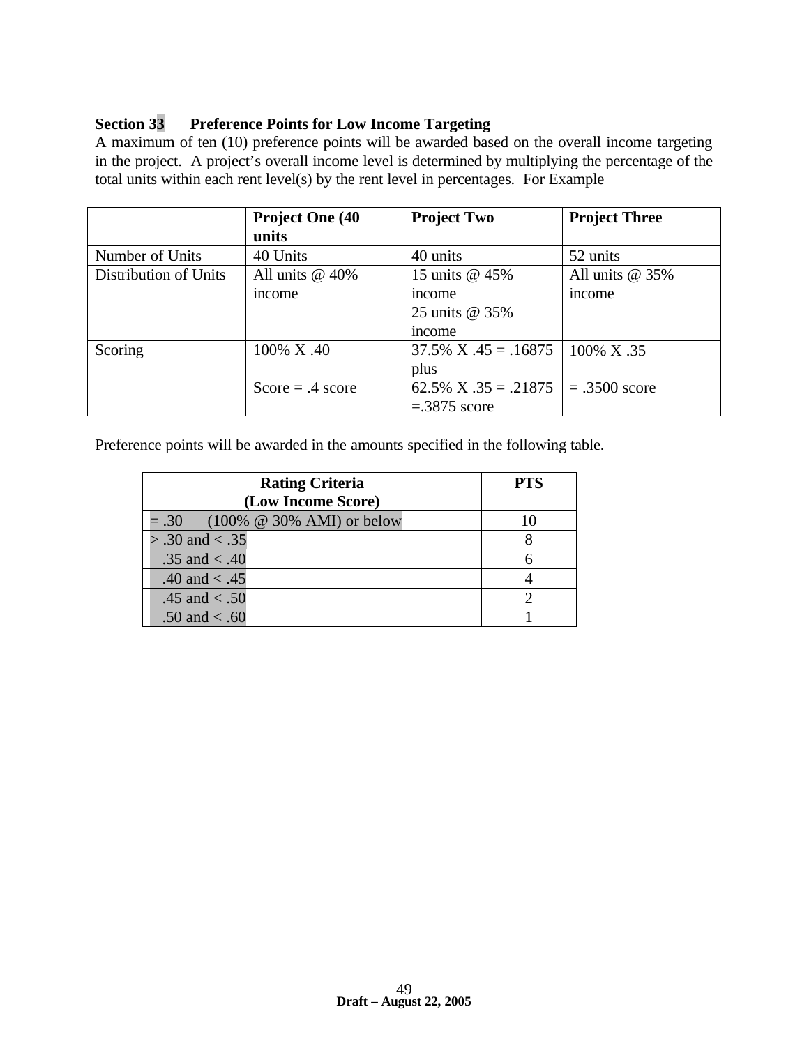### Section 33 Preference Points for Low Income Targeting

A maximum of ten (10) preference points will be awarded based on the overall income targeting in the project. A project's overall income level is determined by multiplying the percentage of the total units within each rent level(s) by the rent level in percentages. For Example

| | **Project One (40 units** | **Project Two** | **Project Three** |
|---|---|---|---|
| Number of Units | 40 Units | 40 units | 52 units |
| Distribution of Units | All units @ 40% income | 15 units @ 45% income<br>25 units @ 35% income | All units @ 35% income |
| Scoring | 100% X .40<br><br>Score = .4 score | 37.5% X .45 = .16875 plus<br>62.5% X .35 = .21875 =.3875 score | 100% X .35<br><br>= .3500 score |

Preference points will be awarded in the amounts specified in the following table.

| **Rating Criteria (Low Income Score)** | **PTS** |
|---|---|
| = .30 (100% @ 30% AMI) or below | 10 |
| > .30 and < .35 | 8 |
| .35 and < .40 | 6 |
| .40 and < .45 | 4 |
| .45 and < .50 | 2 |
| .50 and < .60 | 1 |

**Draft – August 22, 2005**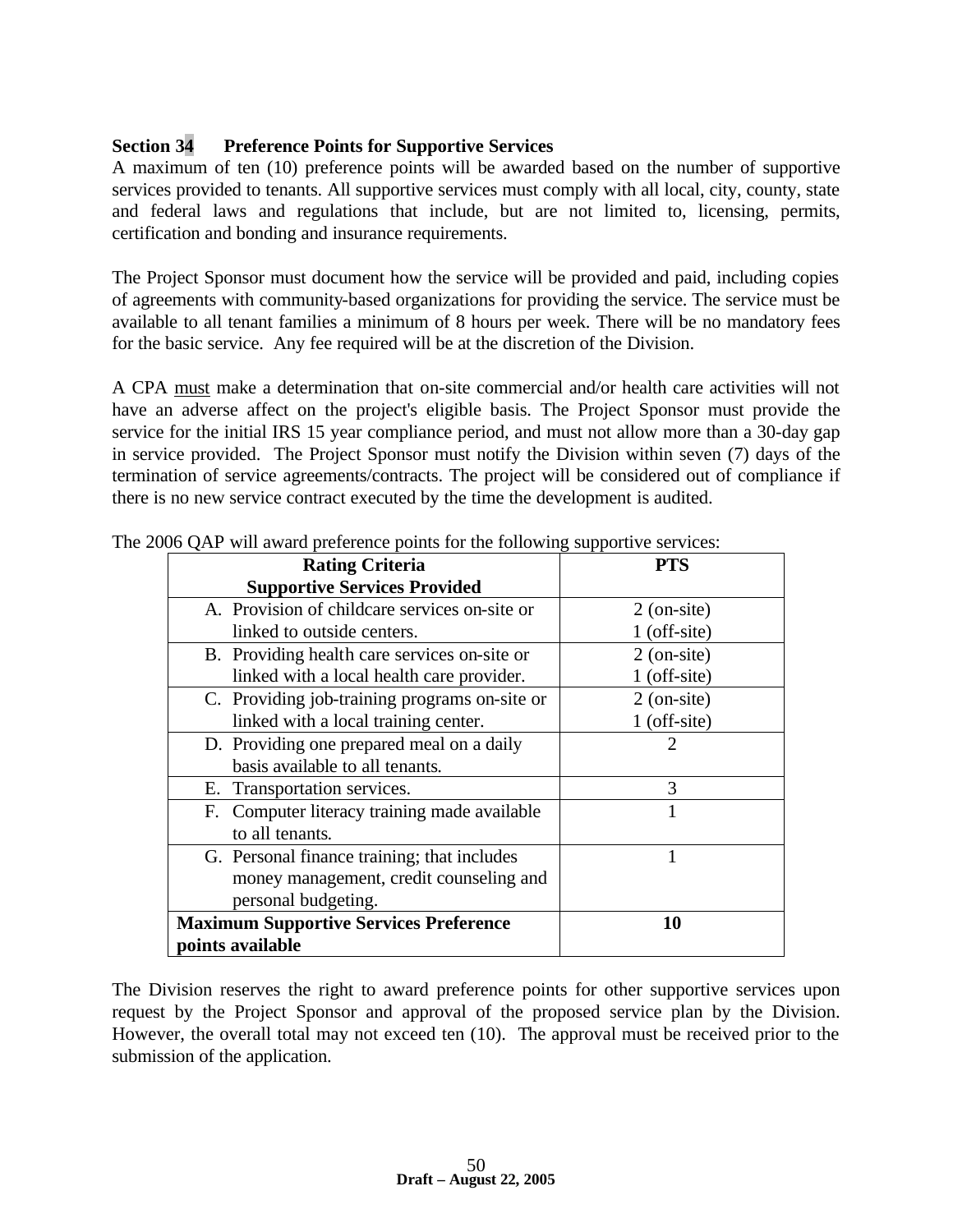### Section 34 Preference Points for Supportive Services

A maximum of ten (10) preference points will be awarded based on the number of supportive services provided to tenants. All supportive services must comply with all local, city, county, state and federal laws and regulations that include, but are not limited to, licensing, permits, certification and bonding and insurance requirements.

The Project Sponsor must document how the service will be provided and paid, including copies of agreements with community-based organizations for providing the service. The service must be available to all tenant families a minimum of 8 hours per week. There will be no mandatory fees for the basic service. Any fee required will be at the discretion of the Division.

A CPA must make a determination that on-site commercial and/or health care activities will not have an adverse affect on the project's eligible basis. The Project Sponsor must provide the service for the initial IRS 15 year compliance period, and must not allow more than a 30-day gap in service provided. The Project Sponsor must notify the Division within seven (7) days of the termination of service agreements/contracts. The project will be considered out of compliance if there is no new service contract executed by the time the development is audited.

The 2006 QAP will award preference points for the following supportive services:

| Rating Criteria<br>Supportive Services Provided | PTS |
|---|---|
| A. Provision of childcare services on-site or linked to outside centers. | 2 (on-site)<br>1 (off-site) |
| B. Providing health care services on-site or linked with a local health care provider. | 2 (on-site)<br>1 (off-site) |
| C. Providing job-training programs on-site or linked with a local training center. | 2 (on-site)<br>1 (off-site) |
| D. Providing one prepared meal on a daily basis available to all tenants. | 2 |
| E. Transportation services. | 3 |
| F. Computer literacy training made available to all tenants. | 1 |
| G. Personal finance training; that includes money management, credit counseling and personal budgeting. | 1 |
| **Maximum Supportive Services Preference points available** | **10** |

The Division reserves the right to award preference points for other supportive services upon request by the Project Sponsor and approval of the proposed service plan by the Division. However, the overall total may not exceed ten (10). The approval must be received prior to the submission of the application.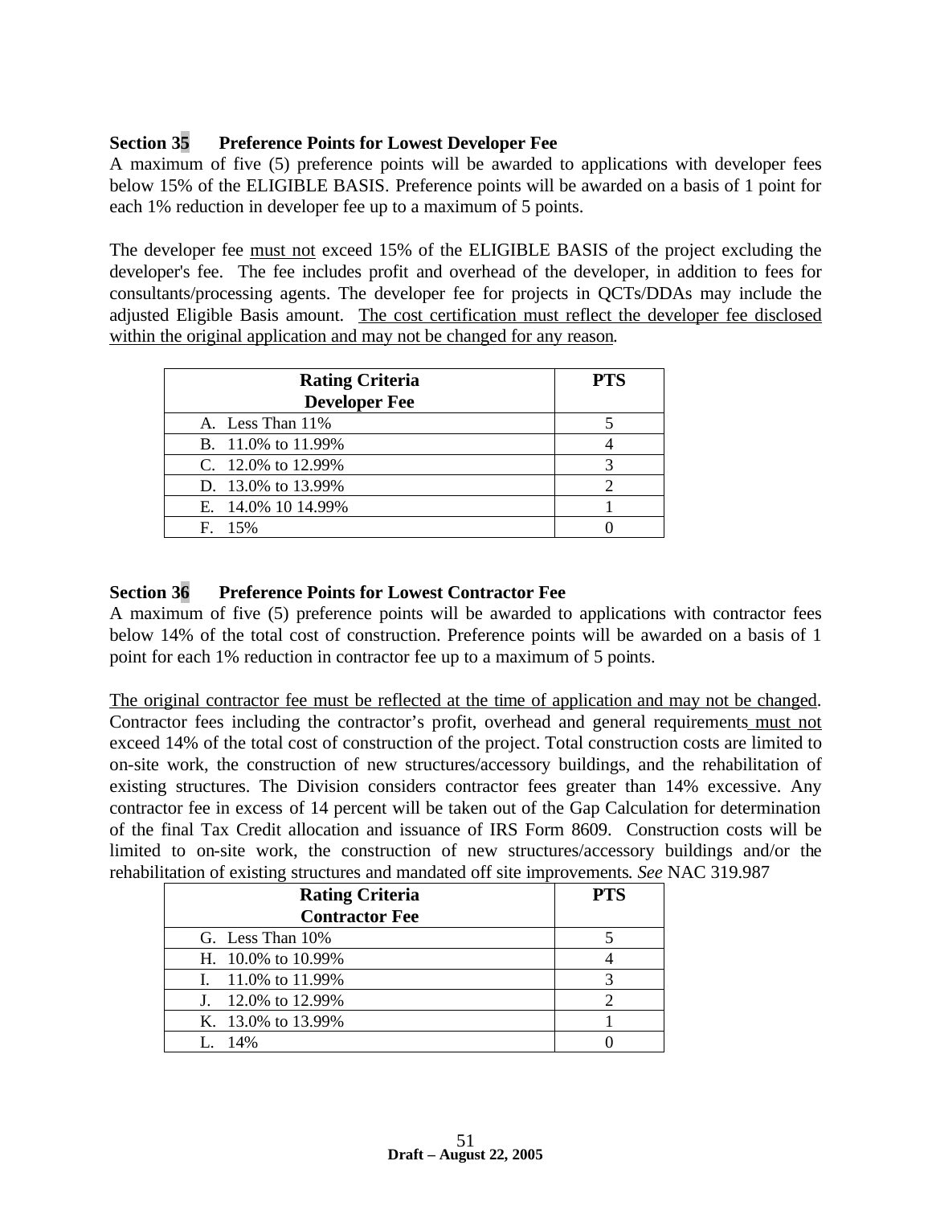## Section 35 Preference Points for Lowest Developer Fee

A maximum of five (5) preference points will be awarded to applications with developer fees below 15% of the ELIGIBLE BASIS. Preference points will be awarded on a basis of 1 point for each 1% reduction in developer fee up to a maximum of 5 points.

The developer fee must not exceed 15% of the ELIGIBLE BASIS of the project excluding the developer's fee. The fee includes profit and overhead of the developer, in addition to fees for consultants/processing agents. The developer fee for projects in QCTs/DDAs may include the adjusted Eligible Basis amount. The cost certification must reflect the developer fee disclosed within the original application and may not be changed for any reason.

| Rating Criteria Developer Fee | PTS |
|---|---|
| A. Less Than 11% | 5 |
| B. 11.0% to 11.99% | 4 |
| C. 12.0% to 12.99% | 3 |
| D. 13.0% to 13.99% | 2 |
| E. 14.0% 10 14.99% | 1 |
| F. 15% | 0 |

## Section 36 Preference Points for Lowest Contractor Fee

A maximum of five (5) preference points will be awarded to applications with contractor fees below 14% of the total cost of construction. Preference points will be awarded on a basis of 1 point for each 1% reduction in contractor fee up to a maximum of 5 points.

The original contractor fee must be reflected at the time of application and may not be changed. Contractor fees including the contractor's profit, overhead and general requirements must not exceed 14% of the total cost of construction of the project. Total construction costs are limited to on-site work, the construction of new structures/accessory buildings, and the rehabilitation of existing structures. The Division considers contractor fees greater than 14% excessive. Any contractor fee in excess of 14 percent will be taken out of the Gap Calculation for determination of the final Tax Credit allocation and issuance of IRS Form 8609. Construction costs will be limited to on-site work, the construction of new structures/accessory buildings and/or the rehabilitation of existing structures and mandated off site improvements. *See* NAC 319.987

| Rating Criteria Contractor Fee | PTS |
|---|---|
| G. Less Than 10% | 5 |
| H. 10.0% to 10.99% | 4 |
| I. 11.0% to 11.99% | 3 |
| J. 12.0% to 12.99% | 2 |
| K. 13.0% to 13.99% | 1 |
| L. 14% | 0 |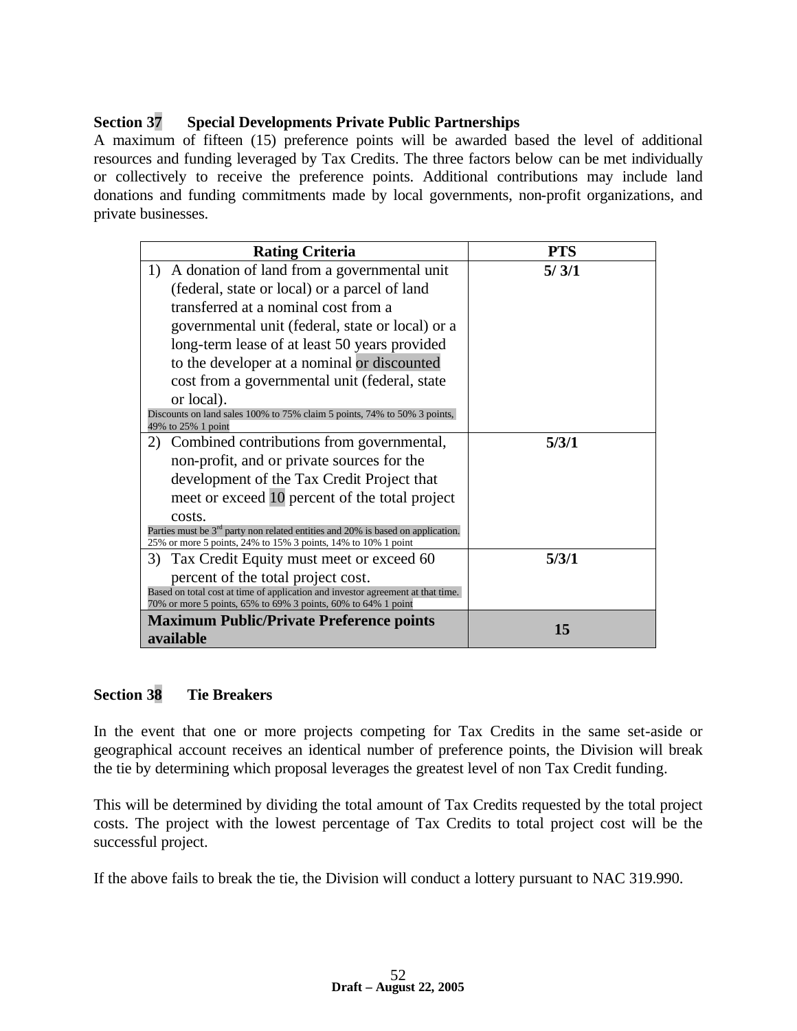### Section 37 Special Developments Private Public Partnerships

A maximum of fifteen (15) preference points will be awarded based the level of additional resources and funding leveraged by Tax Credits. The three factors below can be met individually or collectively to receive the preference points. Additional contributions may include land donations and funding commitments made by local governments, non-profit organizations, and private businesses.

| Rating Criteria | PTS |
|---|---|
| 1) A donation of land from a governmental unit (federal, state or local) or a parcel of land transferred at a nominal cost from a governmental unit (federal, state or local) or a long-term lease of at least 50 years provided to the developer at a nominal or discounted cost from a governmental unit (federal, state or local). Discounts on land sales 100% to 75% claim 5 points, 74% to 50% 3 points, 49% to 25% 1 point | **5/ 3/1** |
| 2) Combined contributions from governmental, non-profit, and or private sources for the development of the Tax Credit Project that meet or exceed 10 percent of the total project costs. Parties must be 3rd party non related entities and 20% is based on application. 25% or more 5 points, 24% to 15% 3 points, 14% to 10% 1 point | **5/3/1** |
| 3) Tax Credit Equity must meet or exceed 60 percent of the total project cost. Based on total cost at time of application and investor agreement at that time. 70% or more 5 points, 65% to 69% 3 points, 60% to 64% 1 point | **5/3/1** |
| **Maximum Public/Private Preference points available** | **15** |

### Section 38 Tie Breakers

In the event that one or more projects competing for Tax Credits in the same set-aside or geographical account receives an identical number of preference points, the Division will break the tie by determining which proposal leverages the greatest level of non Tax Credit funding.

This will be determined by dividing the total amount of Tax Credits requested by the total project costs. The project with the lowest percentage of Tax Credits to total project cost will be the successful project.

If the above fails to break the tie, the Division will conduct a lottery pursuant to NAC 319.990.

**Draft – August 22, 2005**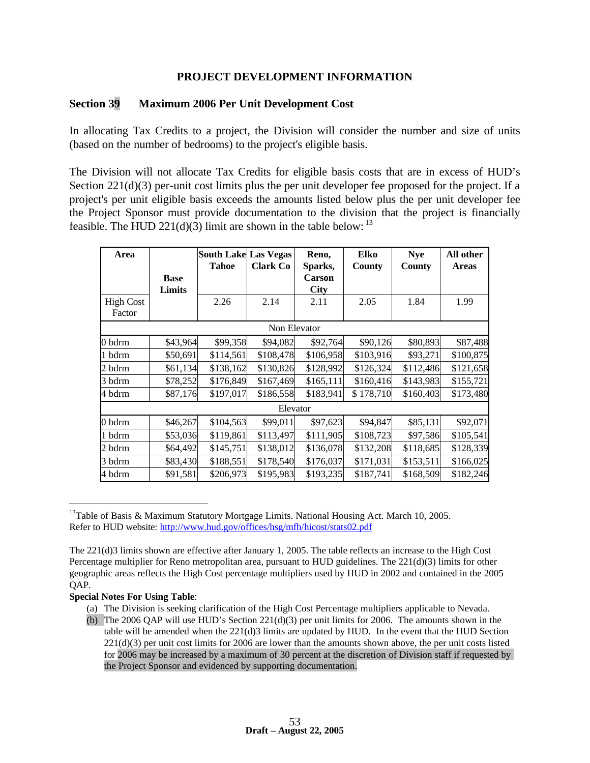## PROJECT DEVELOPMENT INFORMATION

### Section 39 Maximum 2006 Per Unit Development Cost

In allocating Tax Credits to a project, the Division will consider the number and size of units (based on the number of bedrooms) to the project's eligible basis.

The Division will not allocate Tax Credits for eligible basis costs that are in excess of HUD's Section 221(d)(3) per-unit cost limits plus the per unit developer fee proposed for the project. If a project's per unit eligible basis exceeds the amounts listed below plus the per unit developer fee the Project Sponsor must provide documentation to the division that the project is financially feasible. The HUD 221(d)(3) limit are shown in the table below: [13]

| Area | Base Limits | South Lake Tahoe | Las Vegas Clark Co | Reno, Sparks, Carson City | Elko County | Nye County | All other Areas |
|---|---|---|---|---|---|---|---|
| High Cost Factor | | 2.26 | 2.14 | 2.11 | 2.05 | 1.84 | 1.99 |
| Non Elevator | | | | | | | |
| 0 bdrm | $43,964 | $99,358 | $94,082 | $92,764 | $90,126 | $80,893 | $87,488 |
| 1 bdrm | $50,691 | $114,561 | $108,478 | $106,958 | $103,916 | $93,271 | $100,875 |
| 2 bdrm | $61,134 | $138,162 | $130,826 | $128,992 | $126,324 | $112,486 | $121,658 |
| 3 bdrm | $78,252 | $176,849 | $167,469 | $165,111 | $160,416 | $143,983 | $155,721 |
| 4 bdrm | $87,176 | $197,017 | $186,558 | $183,941 | $ 178,710 | $160,403 | $173,480 |
| Elevator | | | | | | | |
| 0 bdrm | $46,267 | $104,563 | $99,011 | $97,623 | $94,847 | $85,131 | $92,071 |
| 1 bdrm | $53,036 | $119,861 | $113,497 | $111,905 | $108,723 | $97,586 | $105,541 |
| 2 bdrm | $64,492 | $145,751 | $138,012 | $136,078 | $132,208 | $118,685 | $128,339 |
| 3 bdrm | $83,430 | $188,551 | $178,540 | $176,037 | $171,031 | $153,511 | $166,025 |
| 4 bdrm | $91,581 | $206,973 | $195,983 | $193,235 | $187,741 | $168,509 | $182,246 |

[13] Table of Basis & Maximum Statutory Mortgage Limits. National Housing Act. March 10, 2005. Refer to HUD website: http://www.hud.gov/offices/hsg/mfh/hicost/stats02.pdf

The 221(d)3 limits shown are effective after January 1, 2005. The table reflects an increase to the High Cost Percentage multiplier for Reno metropolitan area, pursuant to HUD guidelines. The 221(d)(3) limits for other geographic areas reflects the High Cost percentage multipliers used by HUD in 2002 and contained in the 2005 QAP.

**Special Notes For Using Table**:

(a) The Division is seeking clarification of the High Cost Percentage multipliers applicable to Nevada.

(b) The 2006 QAP will use HUD's Section 221(d)(3) per unit limits for 2006. The amounts shown in the table will be amended when the 221(d)3 limits are updated by HUD. In the event that the HUD Section 221(d)(3) per unit cost limits for 2006 are lower than the amounts shown above, the per unit costs listed for 2006 may be increased by a maximum of 30 percent at the discretion of Division staff if requested by the Project Sponsor and evidenced by supporting documentation.

Draft – August 22, 2005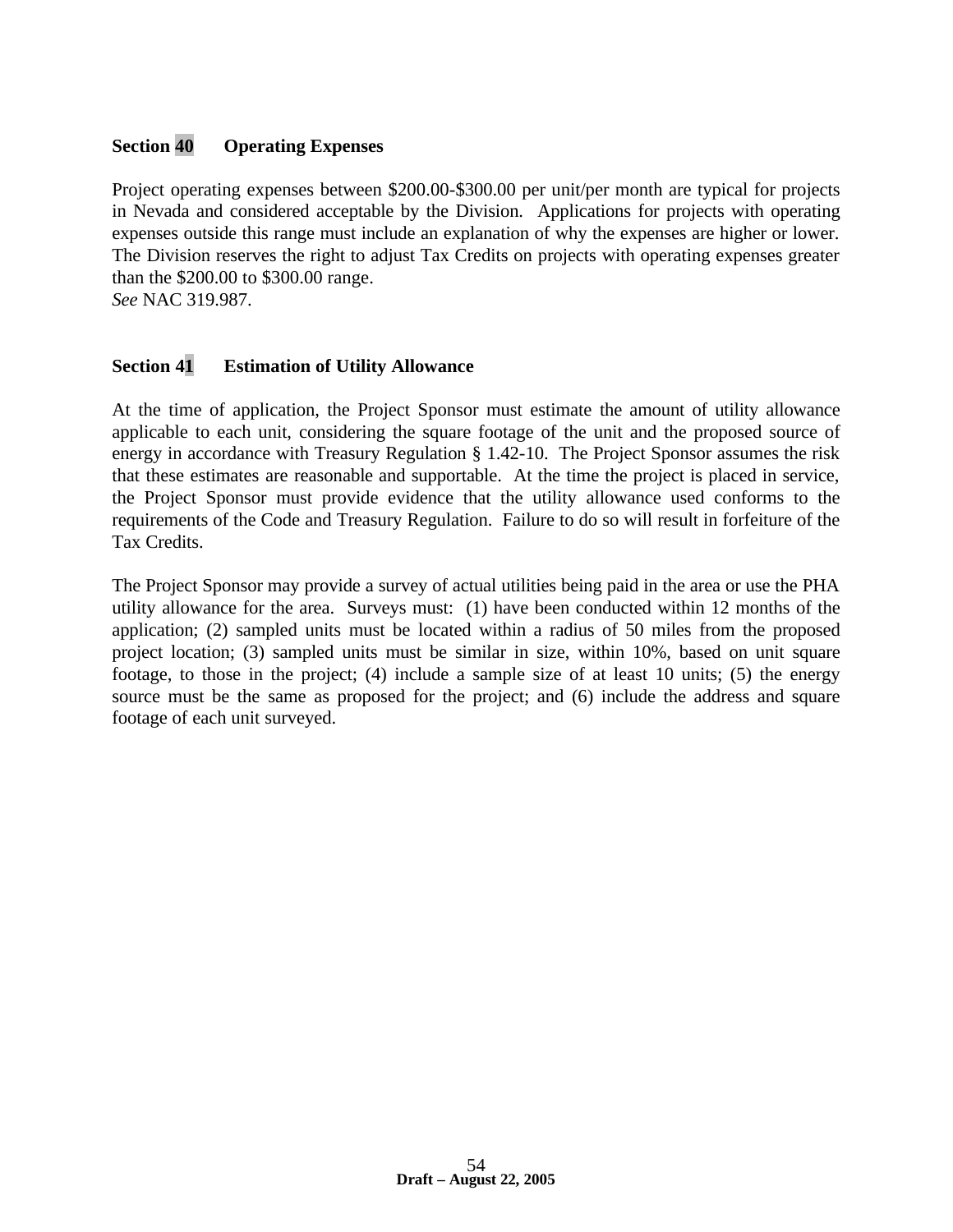## Section 40 Operating Expenses

Project operating expenses between $200.00-$300.00 per unit/per month are typical for projects in Nevada and considered acceptable by the Division. Applications for projects with operating expenses outside this range must include an explanation of why the expenses are higher or lower. The Division reserves the right to adjust Tax Credits on projects with operating expenses greater than the $200.00 to $300.00 range.
*See* NAC 319.987.

## Section 41 Estimation of Utility Allowance

At the time of application, the Project Sponsor must estimate the amount of utility allowance applicable to each unit, considering the square footage of the unit and the proposed source of energy in accordance with Treasury Regulation § 1.42-10. The Project Sponsor assumes the risk that these estimates are reasonable and supportable. At the time the project is placed in service, the Project Sponsor must provide evidence that the utility allowance used conforms to the requirements of the Code and Treasury Regulation. Failure to do so will result in forfeiture of the Tax Credits.

The Project Sponsor may provide a survey of actual utilities being paid in the area or use the PHA utility allowance for the area. Surveys must: (1) have been conducted within 12 months of the application; (2) sampled units must be located within a radius of 50 miles from the proposed project location; (3) sampled units must be similar in size, within 10%, based on unit square footage, to those in the project; (4) include a sample size of at least 10 units; (5) the energy source must be the same as proposed for the project; and (6) include the address and square footage of each unit surveyed.

**Draft – August 22, 2005**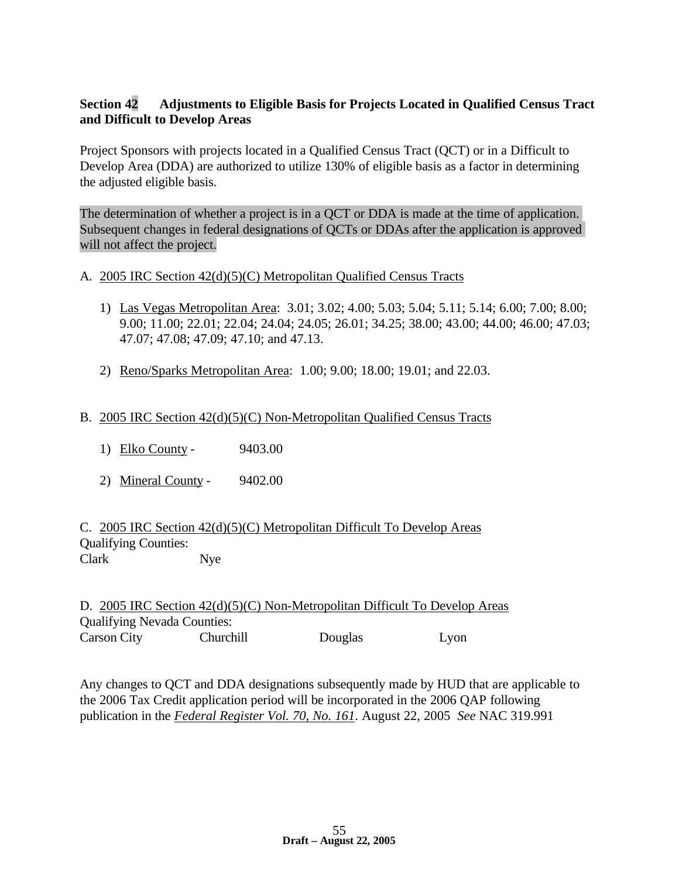**Section 42 Adjustments to Eligible Basis for Projects Located in Qualified Census Tract and Difficult to Develop Areas**

Project Sponsors with projects located in a Qualified Census Tract (QCT) or in a Difficult to Develop Area (DDA) are authorized to utilize 130% of eligible basis as a factor in determining the adjusted eligible basis.

The determination of whether a project is in a QCT or DDA is made at the time of application. Subsequent changes in federal designations of QCTs or DDAs after the application is approved will not affect the project.

A. 2005 IRC Section 42(d)(5)(C) Metropolitan Qualified Census Tracts

1) Las Vegas Metropolitan Area: 3.01; 3.02; 4.00; 5.03; 5.04; 5.11; 5.14; 6.00; 7.00; 8.00; 9.00; 11.00; 22.01; 22.04; 24.04; 24.05; 26.01; 34.25; 38.00; 43.00; 44.00; 46.00; 47.03; 47.07; 47.08; 47.09; 47.10; and 47.13.

2) Reno/Sparks Metropolitan Area: 1.00; 9.00; 18.00; 19.01; and 22.03.

B. 2005 IRC Section 42(d)(5)(C) Non-Metropolitan Qualified Census Tracts

1) Elko County - 9403.00

2) Mineral County - 9402.00

C. 2005 IRC Section 42(d)(5)(C) Metropolitan Difficult To Develop Areas
Qualifying Counties:
Clark Nye

D. 2005 IRC Section 42(d)(5)(C) Non-Metropolitan Difficult To Develop Areas
Qualifying Nevada Counties:
Carson City Churchill Douglas Lyon

Any changes to QCT and DDA designations subsequently made by HUD that are applicable to the 2006 Tax Credit application period will be incorporated in the 2006 QAP following publication in the *Federal Register Vol. 70, No. 161*. August 22, 2005 *See* NAC 319.991

**Draft – August 22, 2005**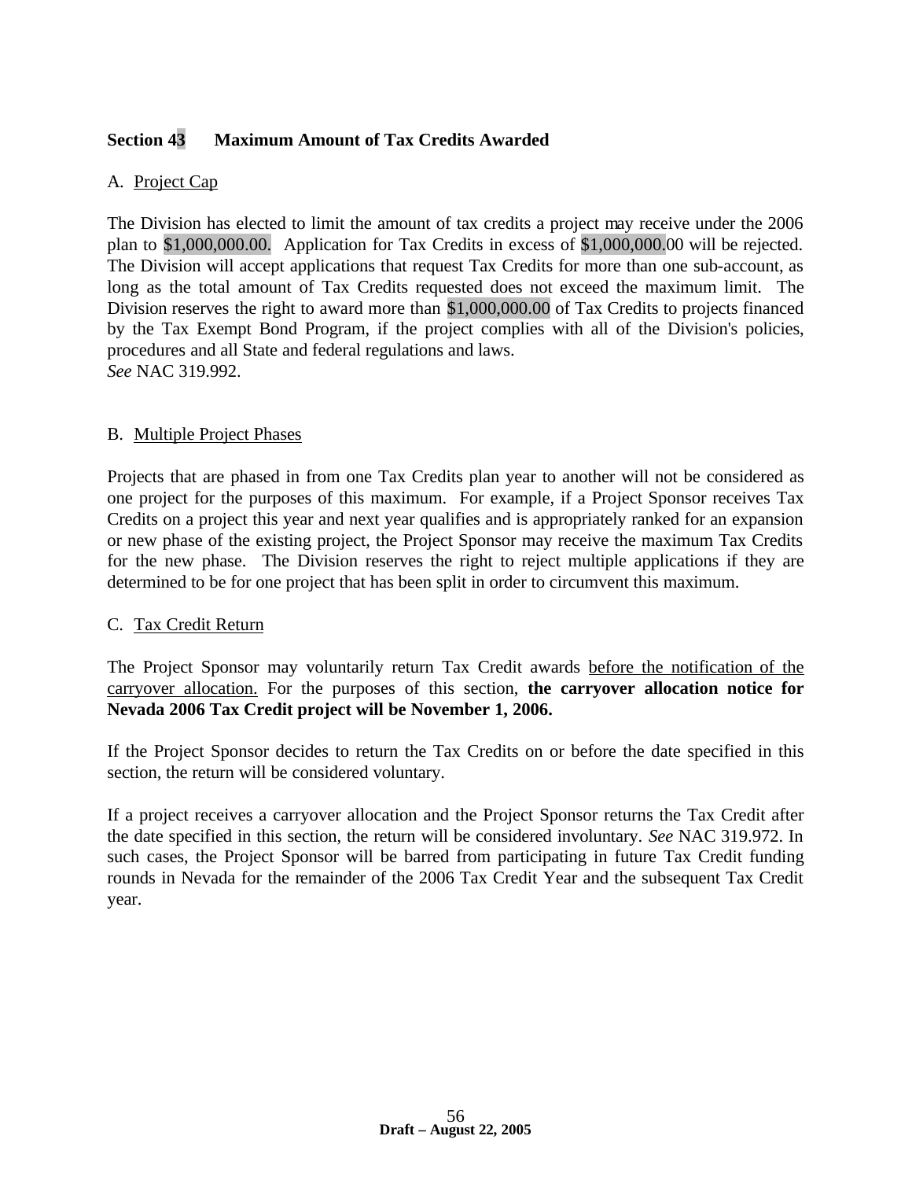## Section 43 Maximum Amount of Tax Credits Awarded

A. Project Cap

The Division has elected to limit the amount of tax credits a project may receive under the 2006 plan to $1,000,000.00. Application for Tax Credits in excess of $1,000,000.00 will be rejected. The Division will accept applications that request Tax Credits for more than one sub-account, as long as the total amount of Tax Credits requested does not exceed the maximum limit. The Division reserves the right to award more than $1,000,000.00 of Tax Credits to projects financed by the Tax Exempt Bond Program, if the project complies with all of the Division's policies, procedures and all State and federal regulations and laws.
*See* NAC 319.992.

B. Multiple Project Phases

Projects that are phased in from one Tax Credits plan year to another will not be considered as one project for the purposes of this maximum. For example, if a Project Sponsor receives Tax Credits on a project this year and next year qualifies and is appropriately ranked for an expansion or new phase of the existing project, the Project Sponsor may receive the maximum Tax Credits for the new phase. The Division reserves the right to reject multiple applications if they are determined to be for one project that has been split in order to circumvent this maximum.

C. Tax Credit Return

The Project Sponsor may voluntarily return Tax Credit awards before the notification of the carryover allocation. For the purposes of this section, **the carryover allocation notice for Nevada 2006 Tax Credit project will be November 1, 2006.**

If the Project Sponsor decides to return the Tax Credits on or before the date specified in this section, the return will be considered voluntary.

If a project receives a carryover allocation and the Project Sponsor returns the Tax Credit after the date specified in this section, the return will be considered involuntary. *See* NAC 319.972. In such cases, the Project Sponsor will be barred from participating in future Tax Credit funding rounds in Nevada for the remainder of the 2006 Tax Credit Year and the subsequent Tax Credit year.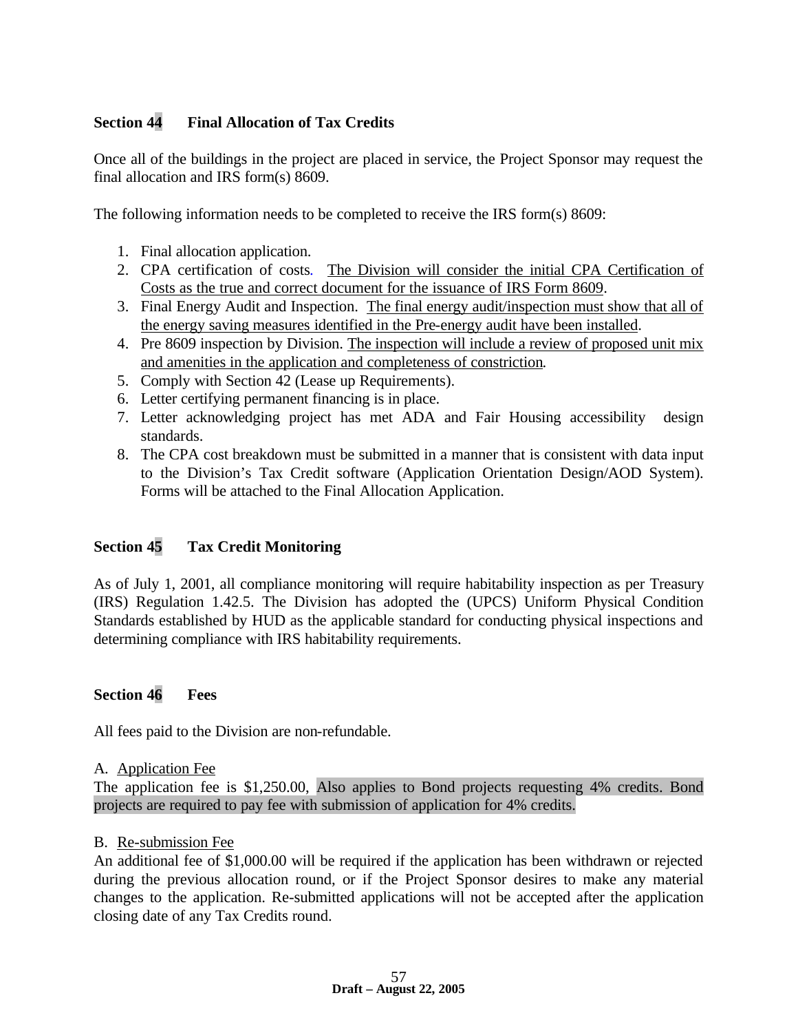## Section 44 Final Allocation of Tax Credits

Once all of the buildings in the project are placed in service, the Project Sponsor may request the final allocation and IRS form(s) 8609.

The following information needs to be completed to receive the IRS form(s) 8609:

1. Final allocation application.
2. CPA certification of costs. The Division will consider the initial CPA Certification of Costs as the true and correct document for the issuance of IRS Form 8609.
3. Final Energy Audit and Inspection. The final energy audit/inspection must show that all of the energy saving measures identified in the Pre-energy audit have been installed.
4. Pre 8609 inspection by Division. The inspection will include a review of proposed unit mix and amenities in the application and completeness of constriction.
5. Comply with Section 42 (Lease up Requirements).
6. Letter certifying permanent financing is in place.
7. Letter acknowledging project has met ADA and Fair Housing accessibility design standards.
8. The CPA cost breakdown must be submitted in a manner that is consistent with data input to the Division's Tax Credit software (Application Orientation Design/AOD System). Forms will be attached to the Final Allocation Application.

## Section 45 Tax Credit Monitoring

As of July 1, 2001, all compliance monitoring will require habitability inspection as per Treasury (IRS) Regulation 1.42.5. The Division has adopted the (UPCS) Uniform Physical Condition Standards established by HUD as the applicable standard for conducting physical inspections and determining compliance with IRS habitability requirements.

## Section 46 Fees

All fees paid to the Division are non-refundable.

A. Application Fee

The application fee is $1,250.00, Also applies to Bond projects requesting 4% credits. Bond projects are required to pay fee with submission of application for 4% credits.

B. Re-submission Fee

An additional fee of $1,000.00 will be required if the application has been withdrawn or rejected during the previous allocation round, or if the Project Sponsor desires to make any material changes to the application. Re-submitted applications will not be accepted after the application closing date of any Tax Credits round.

Draft – August 22, 2005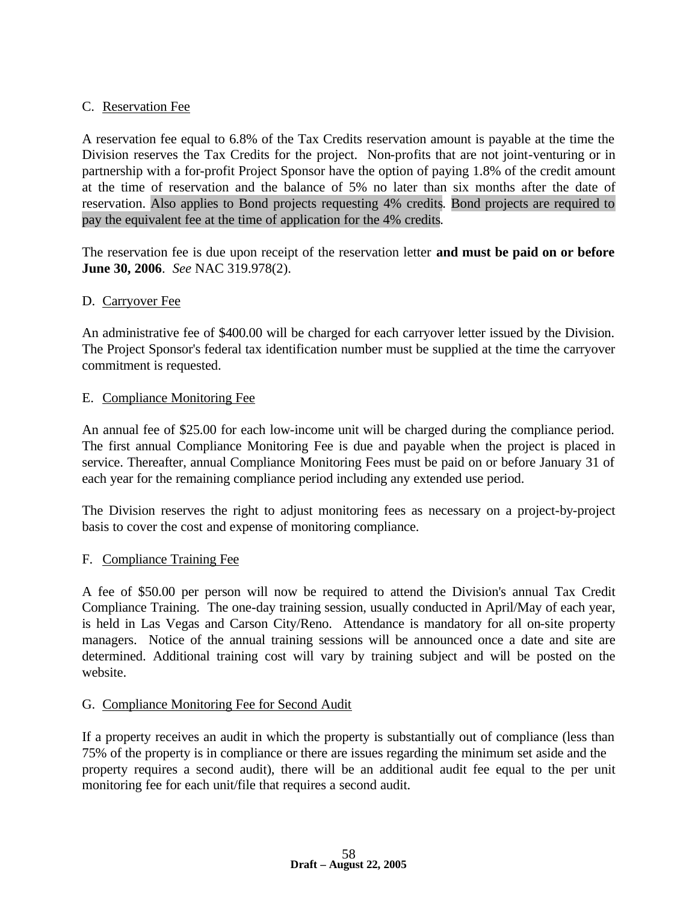C. <u>Reservation Fee</u>

A reservation fee equal to 6.8% of the Tax Credits reservation amount is payable at the time the Division reserves the Tax Credits for the project. Non-profits that are not joint-venturing or in partnership with a for-profit Project Sponsor have the option of paying 1.8% of the credit amount at the time of reservation and the balance of 5% no later than six months after the date of reservation. Also applies to Bond projects requesting 4% credits. Bond projects are required to pay the equivalent fee at the time of application for the 4% credits.

The reservation fee is due upon receipt of the reservation letter **and must be paid on or before June 30, 2006**. *See* NAC 319.978(2).

D. <u>Carryover Fee</u>

An administrative fee of $400.00 will be charged for each carryover letter issued by the Division. The Project Sponsor's federal tax identification number must be supplied at the time the carryover commitment is requested.

E. <u>Compliance Monitoring Fee</u>

An annual fee of $25.00 for each low-income unit will be charged during the compliance period. The first annual Compliance Monitoring Fee is due and payable when the project is placed in service. Thereafter, annual Compliance Monitoring Fees must be paid on or before January 31 of each year for the remaining compliance period including any extended use period.

The Division reserves the right to adjust monitoring fees as necessary on a project-by-project basis to cover the cost and expense of monitoring compliance.

F. <u>Compliance Training Fee</u>

A fee of $50.00 per person will now be required to attend the Division's annual Tax Credit Compliance Training. The one-day training session, usually conducted in April/May of each year, is held in Las Vegas and Carson City/Reno. Attendance is mandatory for all on-site property managers. Notice of the annual training sessions will be announced once a date and site are determined. Additional training cost will vary by training subject and will be posted on the website.

G. <u>Compliance Monitoring Fee for Second Audit</u>

If a property receives an audit in which the property is substantially out of compliance (less than 75% of the property is in compliance or there are issues regarding the minimum set aside and the property requires a second audit), there will be an additional audit fee equal to the per unit monitoring fee for each unit/file that requires a second audit.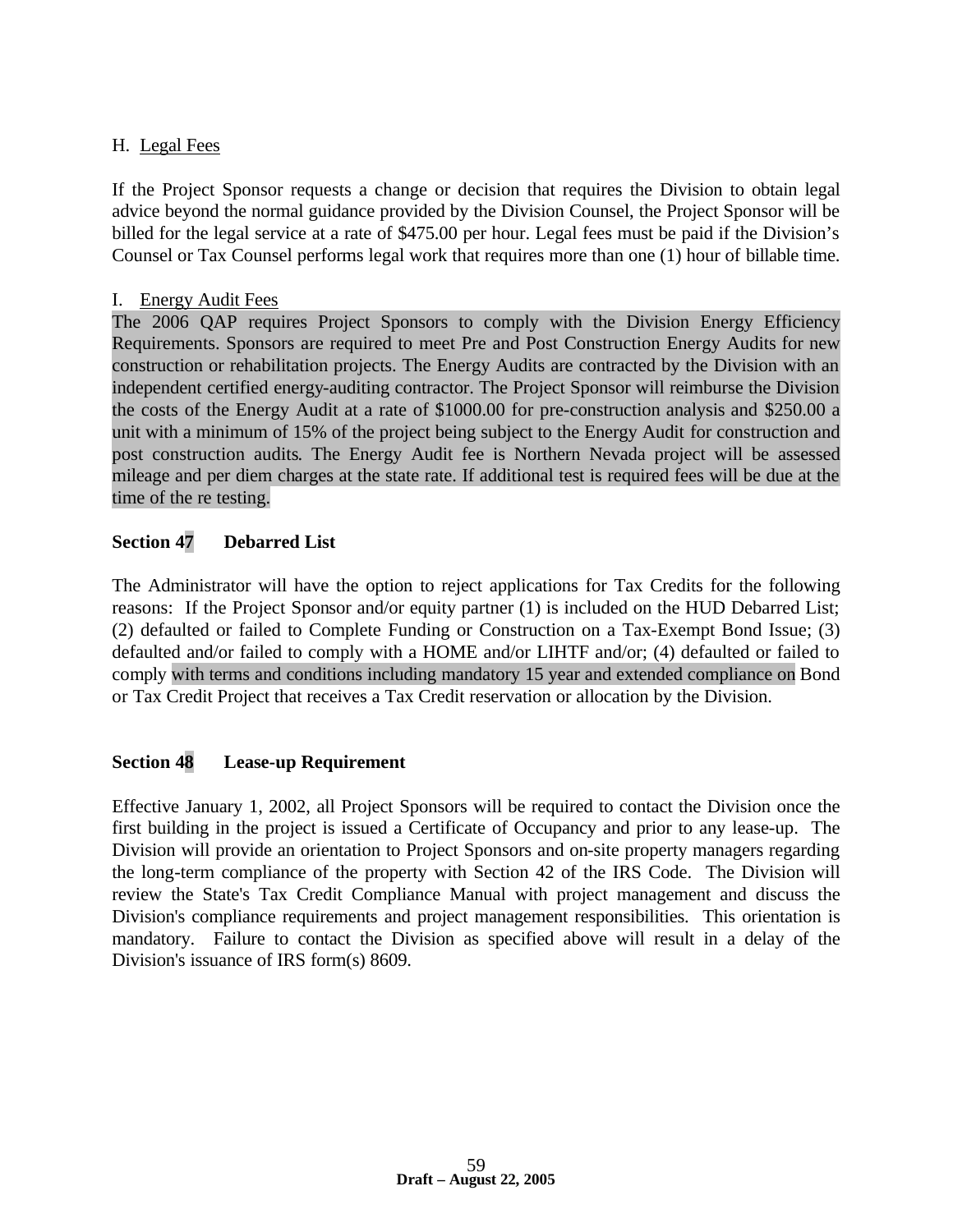H. Legal Fees

If the Project Sponsor requests a change or decision that requires the Division to obtain legal advice beyond the normal guidance provided by the Division Counsel, the Project Sponsor will be billed for the legal service at a rate of $475.00 per hour. Legal fees must be paid if the Division's Counsel or Tax Counsel performs legal work that requires more than one (1) hour of billable time.

I. Energy Audit Fees

The 2006 QAP requires Project Sponsors to comply with the Division Energy Efficiency Requirements. Sponsors are required to meet Pre and Post Construction Energy Audits for new construction or rehabilitation projects. The Energy Audits are contracted by the Division with an independent certified energy-auditing contractor. The Project Sponsor will reimburse the Division the costs of the Energy Audit at a rate of $1000.00 for pre-construction analysis and $250.00 a unit with a minimum of 15% of the project being subject to the Energy Audit for construction and post construction audits. The Energy Audit fee is Northern Nevada project will be assessed mileage and per diem charges at the state rate. If additional test is required fees will be due at the time of the re testing.

## Section 47 Debarred List

The Administrator will have the option to reject applications for Tax Credits for the following reasons: If the Project Sponsor and/or equity partner (1) is included on the HUD Debarred List; (2) defaulted or failed to Complete Funding or Construction on a Tax-Exempt Bond Issue; (3) defaulted and/or failed to comply with a HOME and/or LIHTF and/or; (4) defaulted or failed to comply with terms and conditions including mandatory 15 year and extended compliance on Bond or Tax Credit Project that receives a Tax Credit reservation or allocation by the Division.

## Section 48 Lease-up Requirement

Effective January 1, 2002, all Project Sponsors will be required to contact the Division once the first building in the project is issued a Certificate of Occupancy and prior to any lease-up. The Division will provide an orientation to Project Sponsors and on-site property managers regarding the long-term compliance of the property with Section 42 of the IRS Code. The Division will review the State's Tax Credit Compliance Manual with project management and discuss the Division's compliance requirements and project management responsibilities. This orientation is mandatory. Failure to contact the Division as specified above will result in a delay of the Division's issuance of IRS form(s) 8609.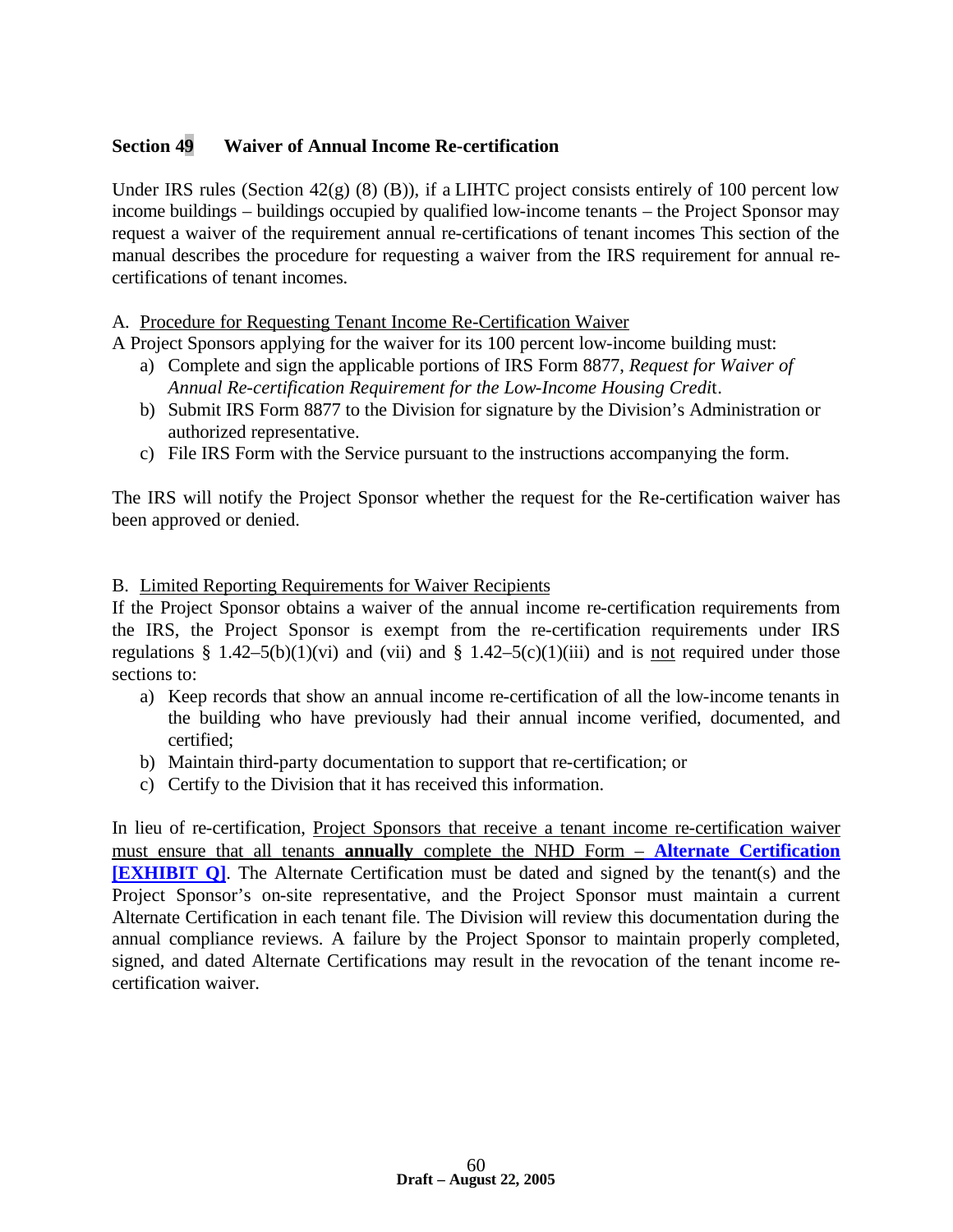## Section 49 Waiver of Annual Income Re-certification

Under IRS rules (Section 42(g) (8) (B)), if a LIHTC project consists entirely of 100 percent low income buildings – buildings occupied by qualified low-income tenants – the Project Sponsor may request a waiver of the requirement annual re-certifications of tenant incomes This section of the manual describes the procedure for requesting a waiver from the IRS requirement for annual re-certifications of tenant incomes.

A. Procedure for Requesting Tenant Income Re-Certification Waiver

A Project Sponsors applying for the waiver for its 100 percent low-income building must:

a) Complete and sign the applicable portions of IRS Form 8877, *Request for Waiver of Annual Re-certification Requirement for the Low-Income Housing Credit*.
b) Submit IRS Form 8877 to the Division for signature by the Division's Administration or authorized representative.
c) File IRS Form with the Service pursuant to the instructions accompanying the form.

The IRS will notify the Project Sponsor whether the request for the Re-certification waiver has been approved or denied.

B. Limited Reporting Requirements for Waiver Recipients

If the Project Sponsor obtains a waiver of the annual income re-certification requirements from the IRS, the Project Sponsor is exempt from the re-certification requirements under IRS regulations § 1.42–5(b)(1)(vi) and (vii) and § 1.42–5(c)(1)(iii) and is not required under those sections to:

a) Keep records that show an annual income re-certification of all the low-income tenants in the building who have previously had their annual income verified, documented, and certified;
b) Maintain third-party documentation to support that re-certification; or
c) Certify to the Division that it has received this information.

In lieu of re-certification, Project Sponsors that receive a tenant income re-certification waiver must ensure that all tenants **annually** complete the NHD Form – **Alternate Certification [EXHIBIT Q]**. The Alternate Certification must be dated and signed by the tenant(s) and the Project Sponsor's on-site representative, and the Project Sponsor must maintain a current Alternate Certification in each tenant file. The Division will review this documentation during the annual compliance reviews. A failure by the Project Sponsor to maintain properly completed, signed, and dated Alternate Certifications may result in the revocation of the tenant income re-certification waiver.

**Draft – August 22, 2005**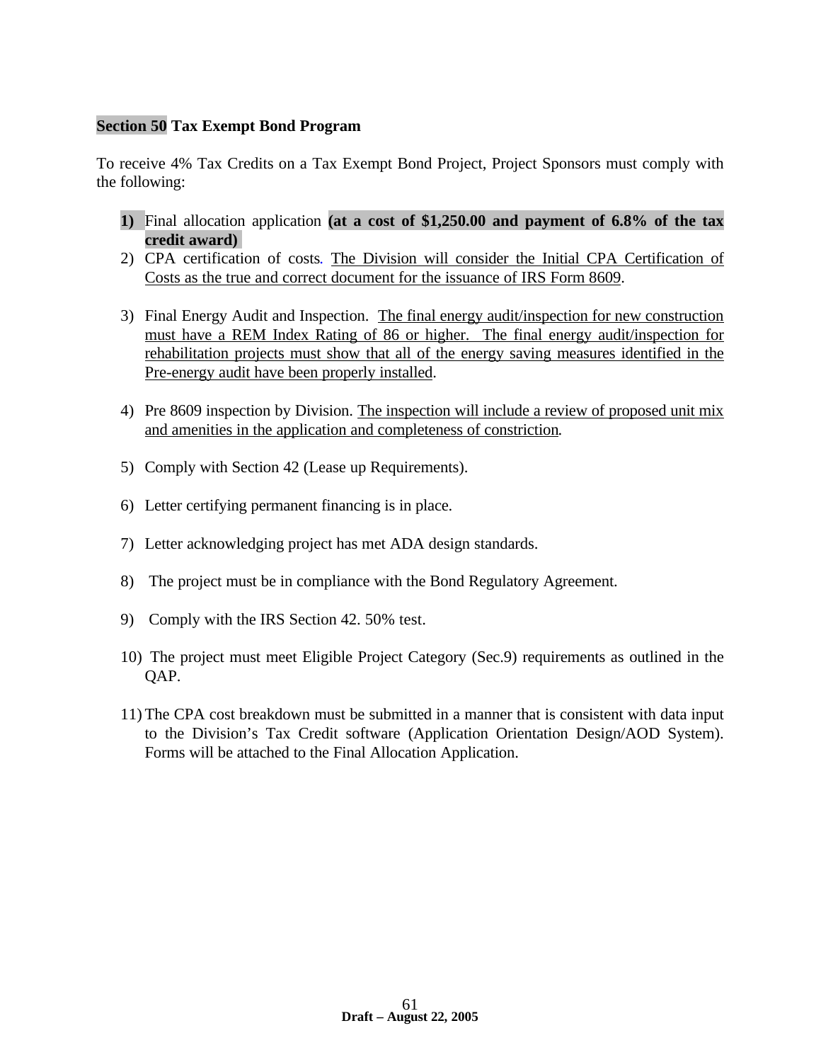**Section 50 Tax Exempt Bond Program**

To receive 4% Tax Credits on a Tax Exempt Bond Project, Project Sponsors must comply with the following:

1) Final allocation application **(at a cost of $1,250.00 and payment of 6.8% of the tax credit award)**
2) CPA certification of costs. <u>The Division will consider the Initial CPA Certification of Costs as the true and correct document for the issuance of IRS Form 8609</u>.
3) Final Energy Audit and Inspection. <u>The final energy audit/inspection for new construction must have a REM Index Rating of 86 or higher. The final energy audit/inspection for rehabilitation projects must show that all of the energy saving measures identified in the Pre-energy audit have been properly installed</u>.
4) Pre 8609 inspection by Division. <u>The inspection will include a review of proposed unit mix and amenities in the application and completeness of constriction</u>.
5) Comply with Section 42 (Lease up Requirements).
6) Letter certifying permanent financing is in place.
7) Letter acknowledging project has met ADA design standards.
8) The project must be in compliance with the Bond Regulatory Agreement.
9) Comply with the IRS Section 42. 50% test.
10) The project must meet Eligible Project Category (Sec.9) requirements as outlined in the QAP.
11) The CPA cost breakdown must be submitted in a manner that is consistent with data input to the Division's Tax Credit software (Application Orientation Design/AOD System). Forms will be attached to the Final Allocation Application.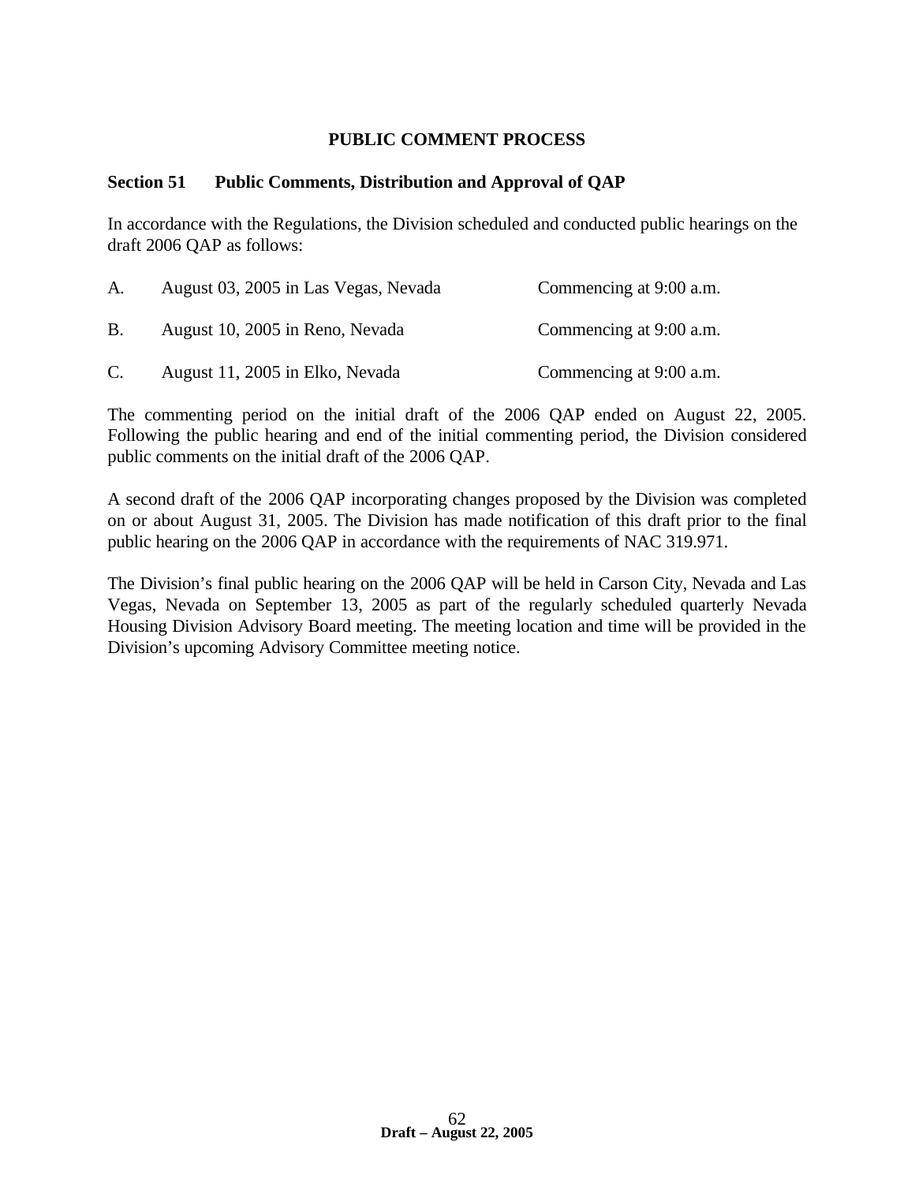## PUBLIC COMMENT PROCESS

### Section 51 Public Comments, Distribution and Approval of QAP

In accordance with the Regulations, the Division scheduled and conducted public hearings on the draft 2006 QAP as follows:

| | | |
|---|---|---|
| A. | August 03, 2005 in Las Vegas, Nevada | Commencing at 9:00 a.m. |
| B. | August 10, 2005 in Reno, Nevada | Commencing at 9:00 a.m. |
| C. | August 11, 2005 in Elko, Nevada | Commencing at 9:00 a.m. |

The commenting period on the initial draft of the 2006 QAP ended on August 22, 2005. Following the public hearing and end of the initial commenting period, the Division considered public comments on the initial draft of the 2006 QAP.

A second draft of the 2006 QAP incorporating changes proposed by the Division was completed on or about August 31, 2005. The Division has made notification of this draft prior to the final public hearing on the 2006 QAP in accordance with the requirements of NAC 319.971.

The Division's final public hearing on the 2006 QAP will be held in Carson City, Nevada and Las Vegas, Nevada on September 13, 2005 as part of the regularly scheduled quarterly Nevada Housing Division Advisory Board meeting. The meeting location and time will be provided in the Division's upcoming Advisory Committee meeting notice.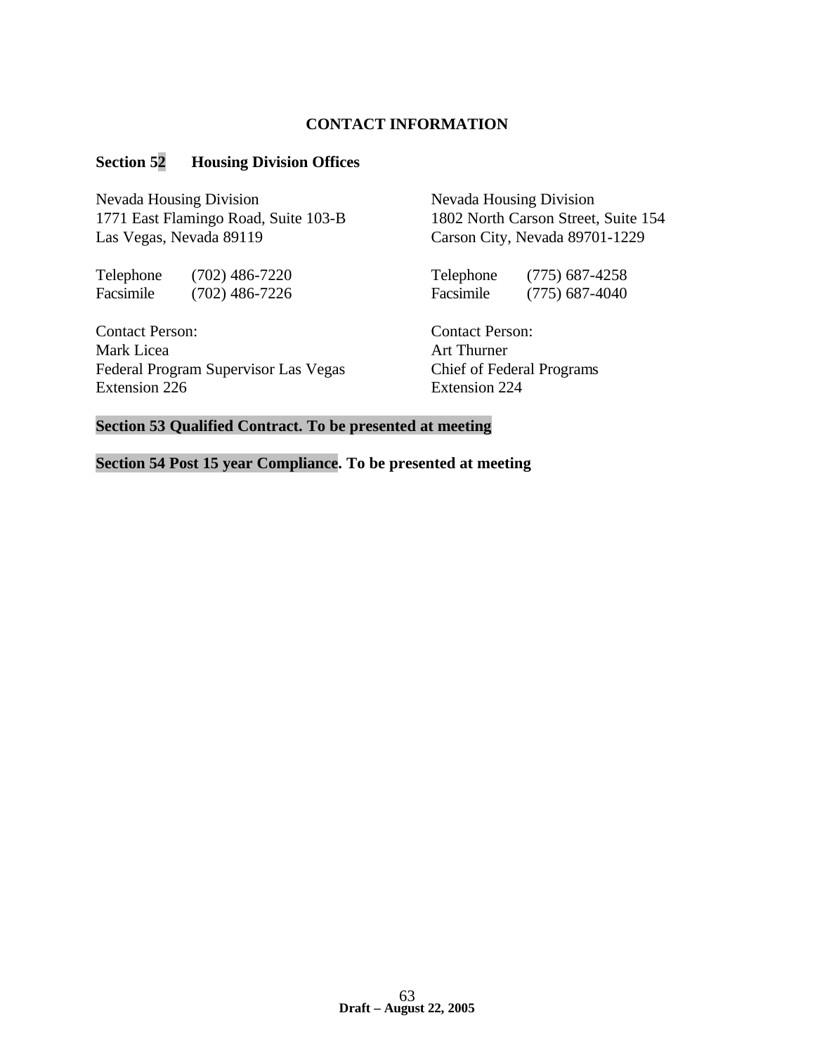## CONTACT INFORMATION

### Section 52 Housing Division Offices

Nevada Housing Division
1771 East Flamingo Road, Suite 103-B
Las Vegas, Nevada 89119

Telephone (702) 486-7220
Facsimile (702) 486-7226

Contact Person:
Mark Licea
Federal Program Supervisor Las Vegas
Extension 226

Nevada Housing Division
1802 North Carson Street, Suite 154
Carson City, Nevada 89701-1229

Telephone (775) 687-4258
Facsimile (775) 687-4040

Contact Person:
Art Thurner
Chief of Federal Programs
Extension 224

**Section 53 Qualified Contract. To be presented at meeting**

**Section 54 Post 15 year Compliance. To be presented at meeting**

**Draft – August 22, 2005**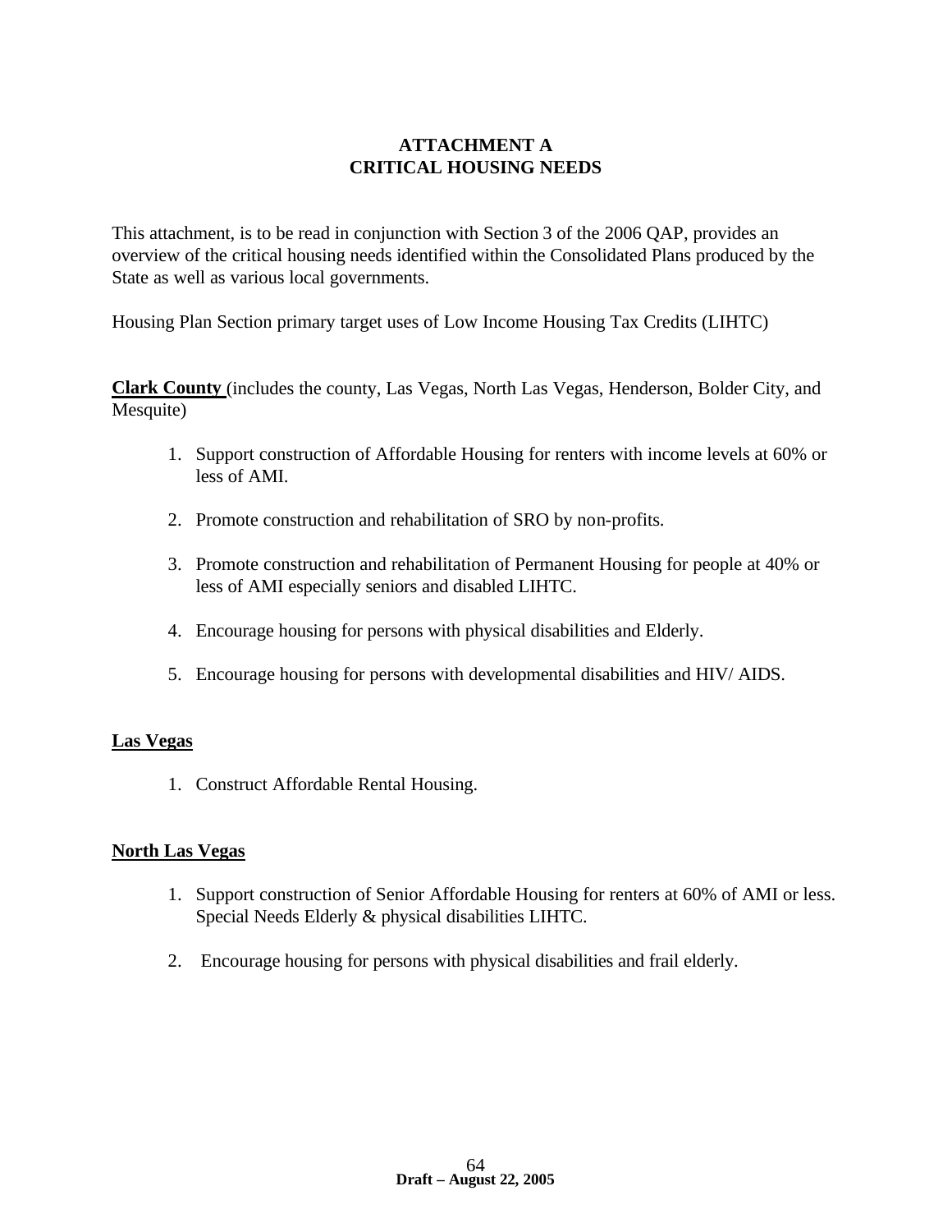# ATTACHMENT A
# CRITICAL HOUSING NEEDS

This attachment, is to be read in conjunction with Section 3 of the 2006 QAP, provides an overview of the critical housing needs identified within the Consolidated Plans produced by the State as well as various local governments.

Housing Plan Section primary target uses of Low Income Housing Tax Credits (LIHTC)

**Clark County** (includes the county, Las Vegas, North Las Vegas, Henderson, Bolder City, and Mesquite)

1. Support construction of Affordable Housing for renters with income levels at 60% or less of AMI.
2. Promote construction and rehabilitation of SRO by non-profits.
3. Promote construction and rehabilitation of Permanent Housing for people at 40% or less of AMI especially seniors and disabled LIHTC.
4. Encourage housing for persons with physical disabilities and Elderly.
5. Encourage housing for persons with developmental disabilities and HIV/ AIDS.

**Las Vegas**

1. Construct Affordable Rental Housing.

**North Las Vegas**

1. Support construction of Senior Affordable Housing for renters at 60% of AMI or less. Special Needs Elderly & physical disabilities LIHTC.
2. Encourage housing for persons with physical disabilities and frail elderly.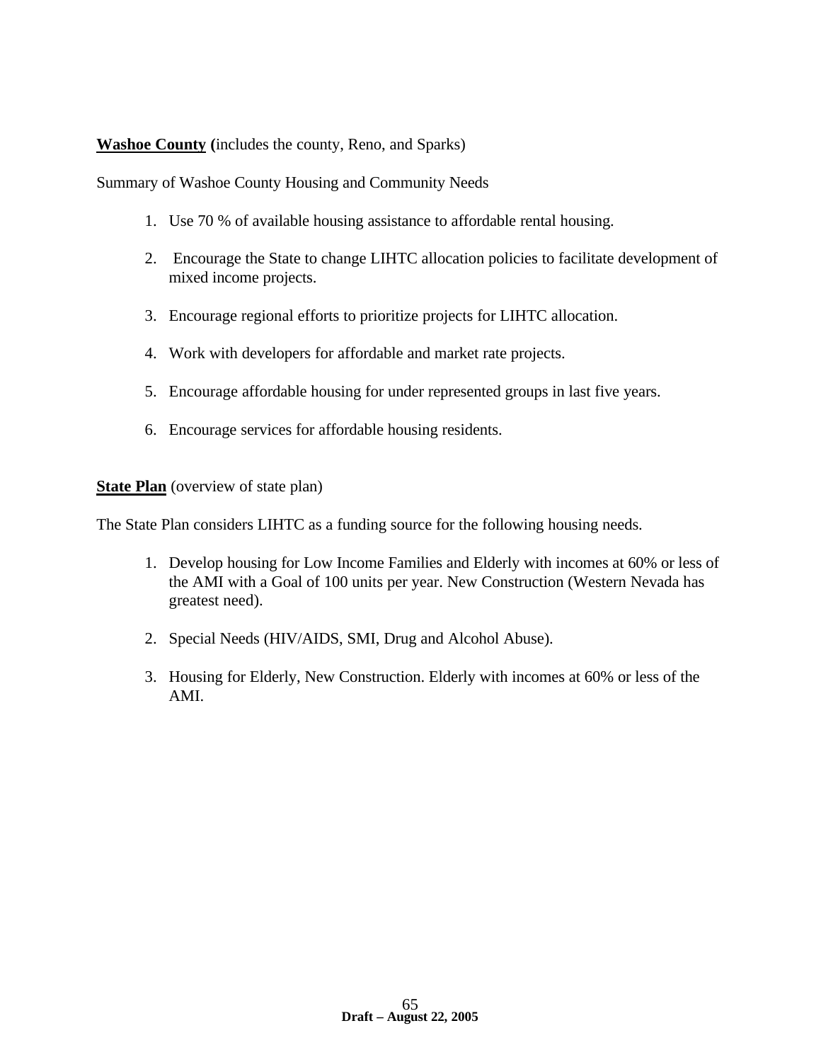**Washoe County** (includes the county, Reno, and Sparks)

Summary of Washoe County Housing and Community Needs

1. Use 70 % of available housing assistance to affordable rental housing.

2. Encourage the State to change LIHTC allocation policies to facilitate development of mixed income projects.

3. Encourage regional efforts to prioritize projects for LIHTC allocation.

4. Work with developers for affordable and market rate projects.

5. Encourage affordable housing for under represented groups in last five years.

6. Encourage services for affordable housing residents.

**State Plan** (overview of state plan)

The State Plan considers LIHTC as a funding source for the following housing needs.

1. Develop housing for Low Income Families and Elderly with incomes at 60% or less of the AMI with a Goal of 100 units per year. New Construction (Western Nevada has greatest need).

2. Special Needs (HIV/AIDS, SMI, Drug and Alcohol Abuse).

3. Housing for Elderly, New Construction. Elderly with incomes at 60% or less of the AMI.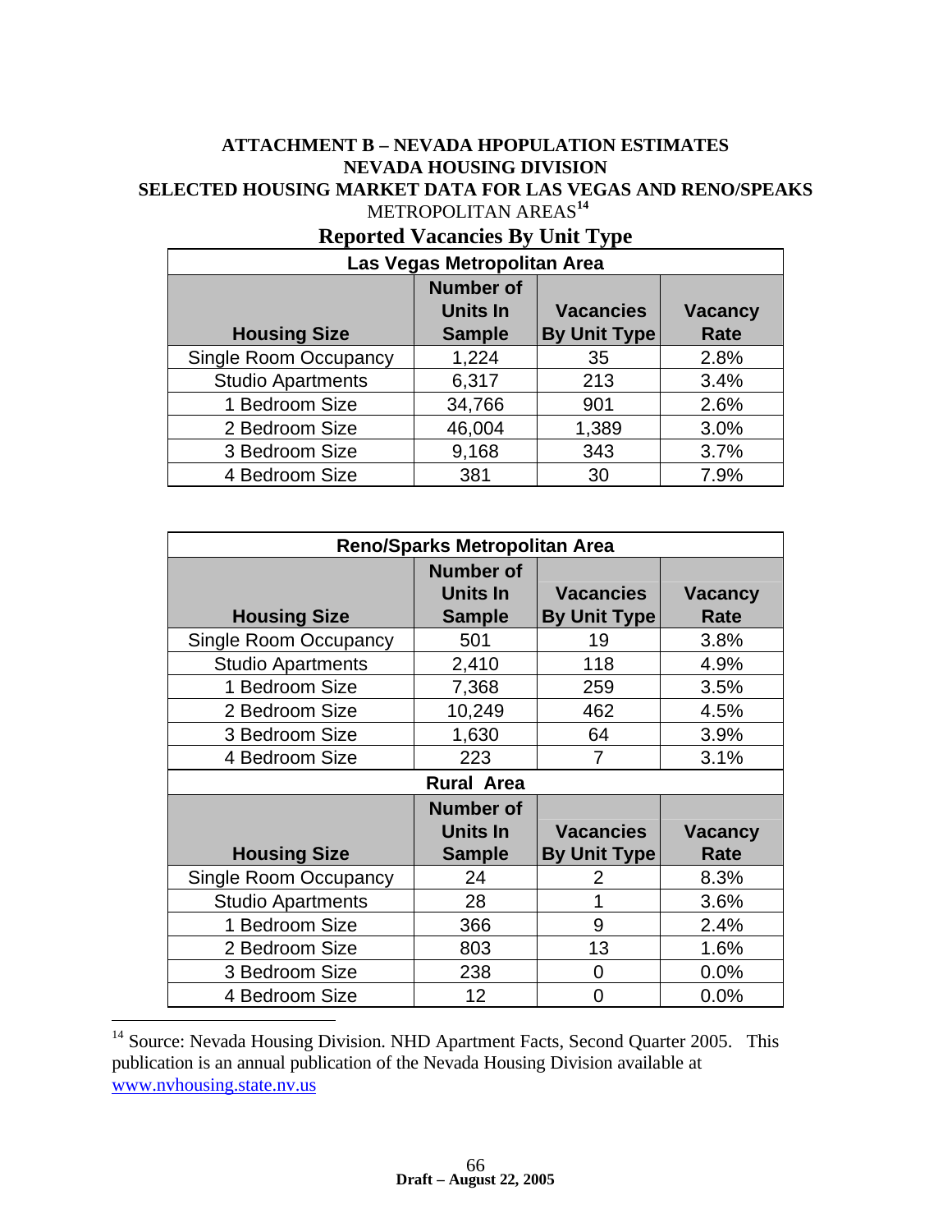**ATTACHMENT B – NEVADA HPOPULATION ESTIMATES**
**NEVADA HOUSING DIVISION**
**SELECTED HOUSING MARKET DATA FOR LAS VEGAS AND RENO/SPEAKS**
METROPOLITAN AREAS[14]

## Reported Vacancies By Unit Type

| Las Vegas Metropolitan Area | | | |
|---|---|---|---|
| **Housing Size** | **Number of Units In Sample** | **Vacancies By Unit Type** | **Vacancy Rate** |
| Single Room Occupancy | 1,224 | 35 | 2.8% |
| Studio Apartments | 6,317 | 213 | 3.4% |
| 1 Bedroom Size | 34,766 | 901 | 2.6% |
| 2 Bedroom Size | 46,004 | 1,389 | 3.0% |
| 3 Bedroom Size | 9,168 | 343 | 3.7% |
| 4 Bedroom Size | 381 | 30 | 7.9% |

| Reno/Sparks Metropolitan Area | | | |
|---|---|---|---|
| **Housing Size** | **Number of Units In Sample** | **Vacancies By Unit Type** | **Vacancy Rate** |
| Single Room Occupancy | 501 | 19 | 3.8% |
| Studio Apartments | 2,410 | 118 | 4.9% |
| 1 Bedroom Size | 7,368 | 259 | 3.5% |
| 2 Bedroom Size | 10,249 | 462 | 4.5% |
| 3 Bedroom Size | 1,630 | 64 | 3.9% |
| 4 Bedroom Size | 223 | 7 | 3.1% |
| **Rural Area** | | | |
| **Housing Size** | **Number of Units In Sample** | **Vacancies By Unit Type** | **Vacancy Rate** |
| Single Room Occupancy | 24 | 2 | 8.3% |
| Studio Apartments | 28 | 1 | 3.6% |
| 1 Bedroom Size | 366 | 9 | 2.4% |
| 2 Bedroom Size | 803 | 13 | 1.6% |
| 3 Bedroom Size | 238 | 0 | 0.0% |
| 4 Bedroom Size | 12 | 0 | 0.0% |

[14] Source: Nevada Housing Division. NHD Apartment Facts, Second Quarter 2005. This publication is an annual publication of the Nevada Housing Division available at www.nvhousing.state.nv.us

Draft – August 22, 2005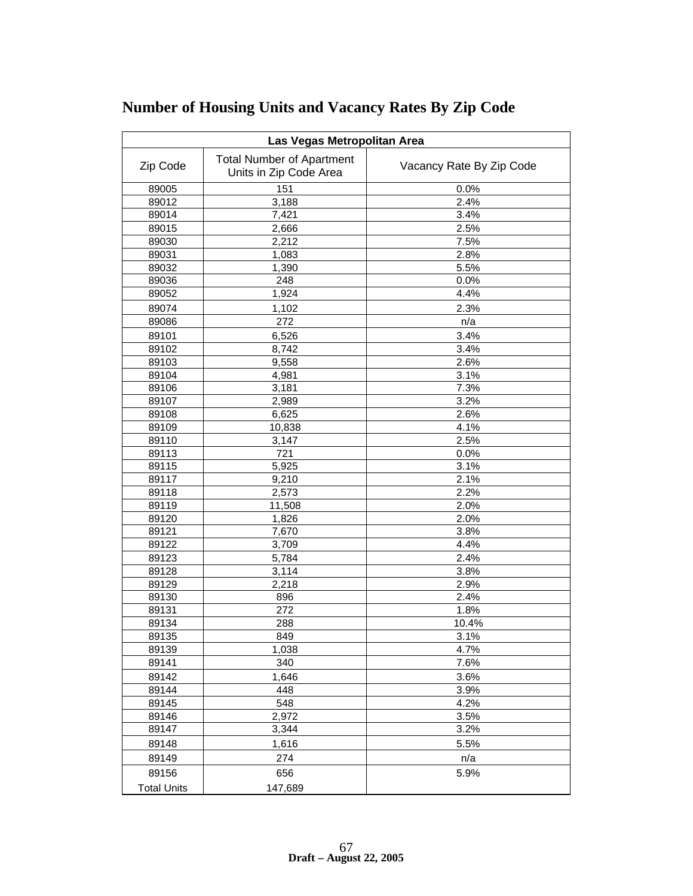# Number of Housing Units and Vacancy Rates By Zip Code

| Las Vegas Metropolitan Area | | |
|---|---|---|
| Zip Code | Total Number of Apartment Units in Zip Code Area | Vacancy Rate By Zip Code |
| 89005 | 151 | 0.0% |
| 89012 | 3,188 | 2.4% |
| 89014 | 7,421 | 3.4% |
| 89015 | 2,666 | 2.5% |
| 89030 | 2,212 | 7.5% |
| 89031 | 1,083 | 2.8% |
| 89032 | 1,390 | 5.5% |
| 89036 | 248 | 0.0% |
| 89052 | 1,924 | 4.4% |
| 89074 | 1,102 | 2.3% |
| 89086 | 272 | n/a |
| 89101 | 6,526 | 3.4% |
| 89102 | 8,742 | 3.4% |
| 89103 | 9,558 | 2.6% |
| 89104 | 4,981 | 3.1% |
| 89106 | 3,181 | 7.3% |
| 89107 | 2,989 | 3.2% |
| 89108 | 6,625 | 2.6% |
| 89109 | 10,838 | 4.1% |
| 89110 | 3,147 | 2.5% |
| 89113 | 721 | 0.0% |
| 89115 | 5,925 | 3.1% |
| 89117 | 9,210 | 2.1% |
| 89118 | 2,573 | 2.2% |
| 89119 | 11,508 | 2.0% |
| 89120 | 1,826 | 2.0% |
| 89121 | 7,670 | 3.8% |
| 89122 | 3,709 | 4.4% |
| 89123 | 5,784 | 2.4% |
| 89128 | 3,114 | 3.8% |
| 89129 | 2,218 | 2.9% |
| 89130 | 896 | 2.4% |
| 89131 | 272 | 1.8% |
| 89134 | 288 | 10.4% |
| 89135 | 849 | 3.1% |
| 89139 | 1,038 | 4.7% |
| 89141 | 340 | 7.6% |
| 89142 | 1,646 | 3.6% |
| 89144 | 448 | 3.9% |
| 89145 | 548 | 4.2% |
| 89146 | 2,972 | 3.5% |
| 89147 | 3,344 | 3.2% |
| 89148 | 1,616 | 5.5% |
| 89149 | 274 | n/a |
| 89156 | 656 | 5.9% |
| Total Units | 147,689 | |

**Draft – August 22, 2005**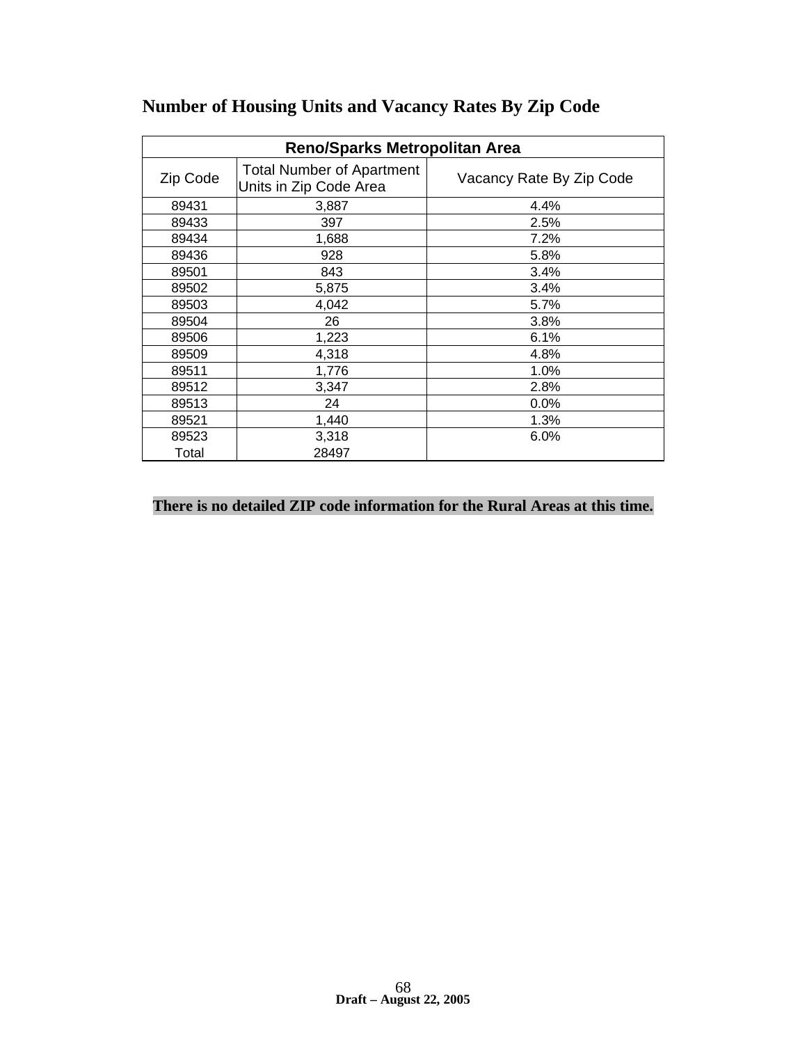## Number of Housing Units and Vacancy Rates By Zip Code

| Reno/Sparks Metropolitan Area | | |
|---|---|---|
| Zip Code | Total Number of Apartment Units in Zip Code Area | Vacancy Rate By Zip Code |
| 89431 | 3,887 | 4.4% |
| 89433 | 397 | 2.5% |
| 89434 | 1,688 | 7.2% |
| 89436 | 928 | 5.8% |
| 89501 | 843 | 3.4% |
| 89502 | 5,875 | 3.4% |
| 89503 | 4,042 | 5.7% |
| 89504 | 26 | 3.8% |
| 89506 | 1,223 | 6.1% |
| 89509 | 4,318 | 4.8% |
| 89511 | 1,776 | 1.0% |
| 89512 | 3,347 | 2.8% |
| 89513 | 24 | 0.0% |
| 89521 | 1,440 | 1.3% |
| 89523 | 3,318 | 6.0% |
| Total | 28497 | |

**There is no detailed ZIP code information for the Rural Areas at this time.**

**Draft – August 22, 2005**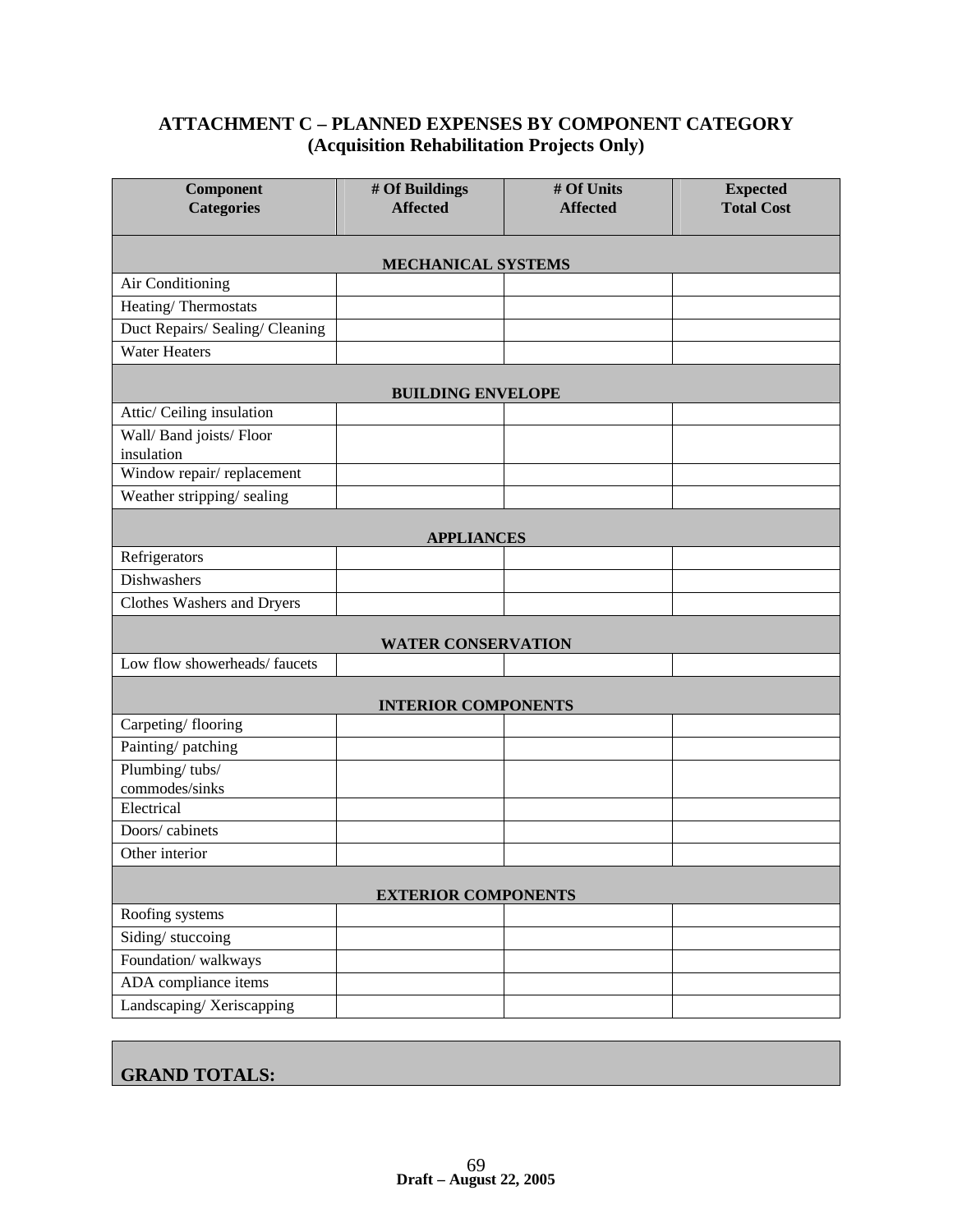## ATTACHMENT C – PLANNED EXPENSES BY COMPONENT CATEGORY
### (Acquisition Rehabilitation Projects Only)

| Component Categories | # Of Buildings Affected | # Of Units Affected | Expected Total Cost |
|---|---|---|---|
| **MECHANICAL SYSTEMS** | | | |
| Air Conditioning | | | |
| Heating/ Thermostats | | | |
| Duct Repairs/ Sealing/ Cleaning | | | |
| Water Heaters | | | |
| **BUILDING ENVELOPE** | | | |
| Attic/ Ceiling insulation | | | |
| Wall/ Band joists/ Floor insulation | | | |
| Window repair/ replacement | | | |
| Weather stripping/ sealing | | | |
| **APPLIANCES** | | | |
| Refrigerators | | | |
| Dishwashers | | | |
| Clothes Washers and Dryers | | | |
| **WATER CONSERVATION** | | | |
| Low flow showerheads/ faucets | | | |
| **INTERIOR COMPONENTS** | | | |
| Carpeting/ flooring | | | |
| Painting/ patching | | | |
| Plumbing/ tubs/ commodes/sinks | | | |
| Electrical | | | |
| Doors/ cabinets | | | |
| Other interior | | | |
| **EXTERIOR COMPONENTS** | | | |
| Roofing systems | | | |
| Siding/ stuccoing | | | |
| Foundation/ walkways | | | |
| ADA compliance items | | | |
| Landscaping/ Xeriscapping | | | |

**GRAND TOTALS:**

**Draft – August 22, 2005**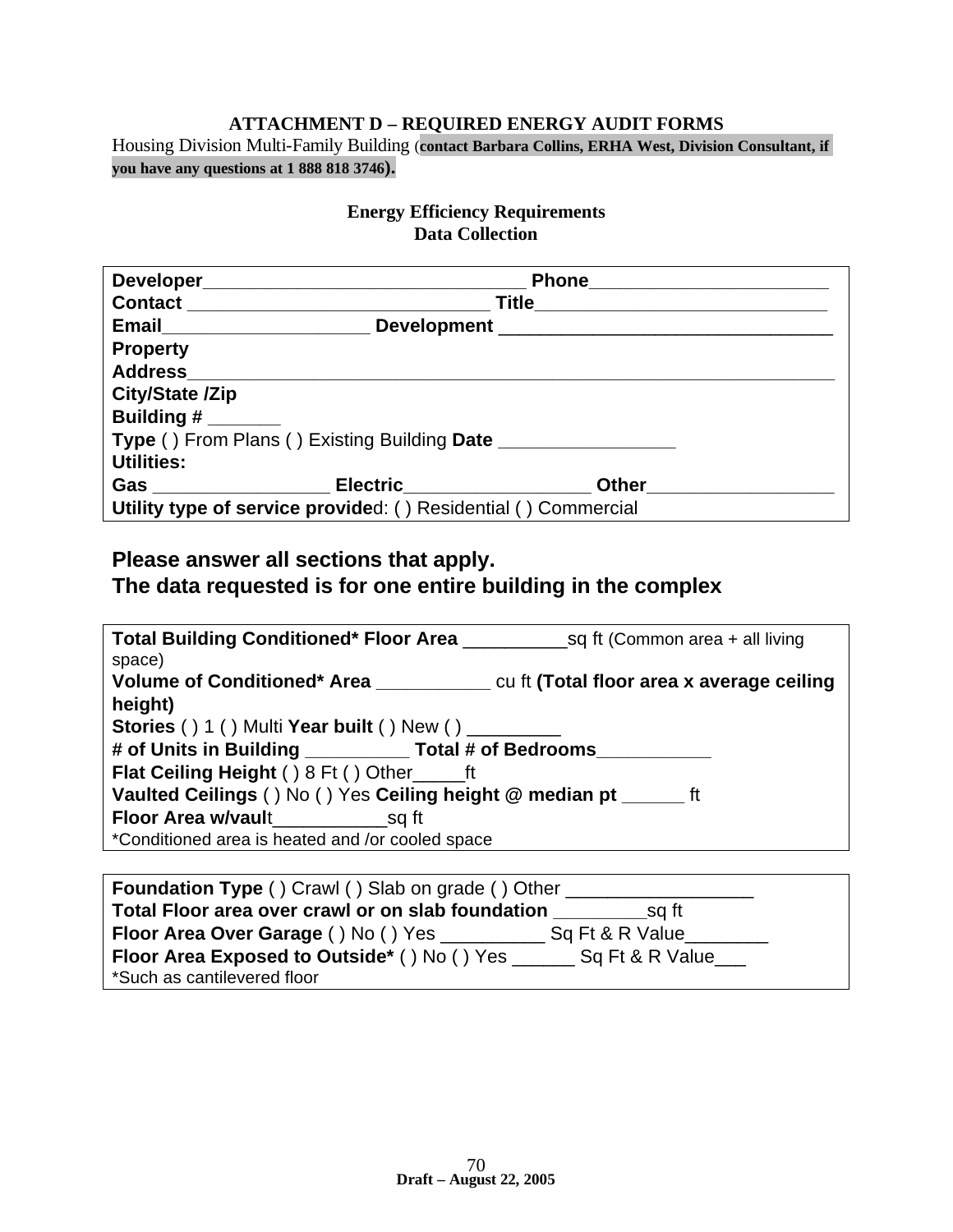**ATTACHMENT D – REQUIRED ENERGY AUDIT FORMS**

Housing Division Multi-Family Building (**contact Barbara Collins, ERHA West, Division Consultant, if you have any questions at 1 888 818 3746**).

**Energy Efficiency Requirements**
**Data Collection**

**Developer**_______________________________ **Phone**_______________________
**Contact** _____________________________ **Title**____________________________
**Email**____________________ **Development** ________________________________
**Property Address**_______________________________________________________________
**City/State /Zip**
**Building #** _______
**Type** ( ) From Plans ( ) Existing Building **Date** _________________
**Utilities:**
**Gas** _________________ **Electric**_________________ **Other**__________________
**Utility type of service provide**d: ( ) Residential ( ) Commercial

**Please answer all sections that apply.**
**The data requested is for one entire building in the complex**

**Total Building Conditioned* Floor Area** __________sq ft (Common area + all living space)
**Volume of Conditioned* Area** ___________ cu ft **(Total floor area x average ceiling height)**
**Stories** ( ) 1 ( ) Multi **Year built** ( ) New ( ) _________
**# of Units in Building** __________ **Total # of Bedrooms**___________
**Flat Ceiling Height** ( ) 8 Ft ( ) Other_____ft
**Vaulted Ceilings** ( ) No ( ) Yes **Ceiling height @ median pt** ______ ft
**Floor Area w/vaul**t___________sq ft
*Conditioned area is heated and /or cooled space

**Foundation Type** ( ) Crawl ( ) Slab on grade ( ) Other __________________
**Total Floor area over crawl or on slab foundation** _________sq ft
**Floor Area Over Garage** ( ) No ( ) Yes __________ Sq Ft & R Value________
**Floor Area Exposed to Outside*** ( ) No ( ) Yes ______ Sq Ft & R Value___
*Such as cantilevered floor

**Draft – August 22, 2005**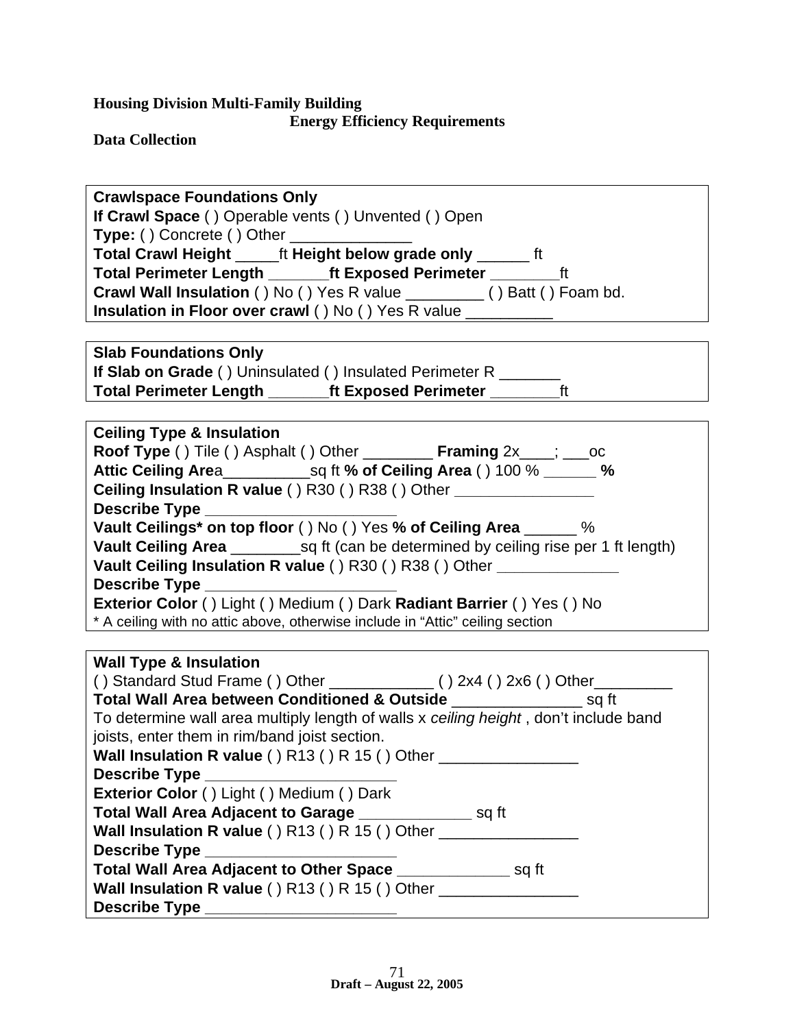**Housing Division Multi-Family Building**
**Energy Efficiency Requirements**
**Data Collection**

**Crawlspace Foundations Only**
**If Crawl Space** ( ) Operable vents ( ) Unvented ( ) Open
**Type:** ( ) Concrete ( ) Other ______________
**Total Crawl Height** _____ft **Height below grade only** ______ ft
**Total Perimeter Length** _______**ft Exposed Perimeter** ________ft
**Crawl Wall Insulation** ( ) No ( ) Yes R value _________ ( ) Batt ( ) Foam bd.
**Insulation in Floor over crawl** ( ) No ( ) Yes R value __________

**Slab Foundations Only**
**If Slab on Grade** ( ) Uninsulated ( ) Insulated Perimeter R _______
**Total Perimeter Length** _______**ft Exposed Perimeter** ________ft

**Ceiling Type & Insulation**
**Roof Type** ( ) Tile ( ) Asphalt ( ) Other ________ **Framing** 2x____; ___oc
**Attic Ceiling Are**a__________sq ft **% of Ceiling Area** ( ) 100 % ______ **%**
**Ceiling Insulation R value** ( ) R30 ( ) R38 ( ) Other ________________
**Describe Type** ______________________
**Vault Ceilings\* on top floor** ( ) No ( ) Yes **% of Ceiling Area** ______ %
**Vault Ceiling Area** ________sq ft (can be determined by ceiling rise per 1 ft length)
**Vault Ceiling Insulation R value** ( ) R30 ( ) R38 ( ) Other ______________
**Describe Type** ______________________
**Exterior Color** ( ) Light ( ) Medium ( ) Dark **Radiant Barrier** ( ) Yes ( ) No
\* A ceiling with no attic above, otherwise include in "Attic" ceiling section

**Wall Type & Insulation**
( ) Standard Stud Frame ( ) Other ____________ ( ) 2x4 ( ) 2x6 ( ) Other_________
**Total Wall Area between Conditioned & Outside** _______________ sq ft
To determine wall area multiply length of walls x *ceiling height* , don't include band joists, enter them in rim/band joist section.
**Wall Insulation R value** ( ) R13 ( ) R 15 ( ) Other ________________
**Describe Type** ______________________
**Exterior Color** ( ) Light ( ) Medium ( ) Dark
**Total Wall Area Adjacent to Garage** _____________ sq ft
**Wall Insulation R value** ( ) R13 ( ) R 15 ( ) Other ________________
**Describe Type** ______________________
**Total Wall Area Adjacent to Other Space** _____________ sq ft
**Wall Insulation R value** ( ) R13 ( ) R 15 ( ) Other ________________
**Describe Type** ______________________

**Draft – August 22, 2005**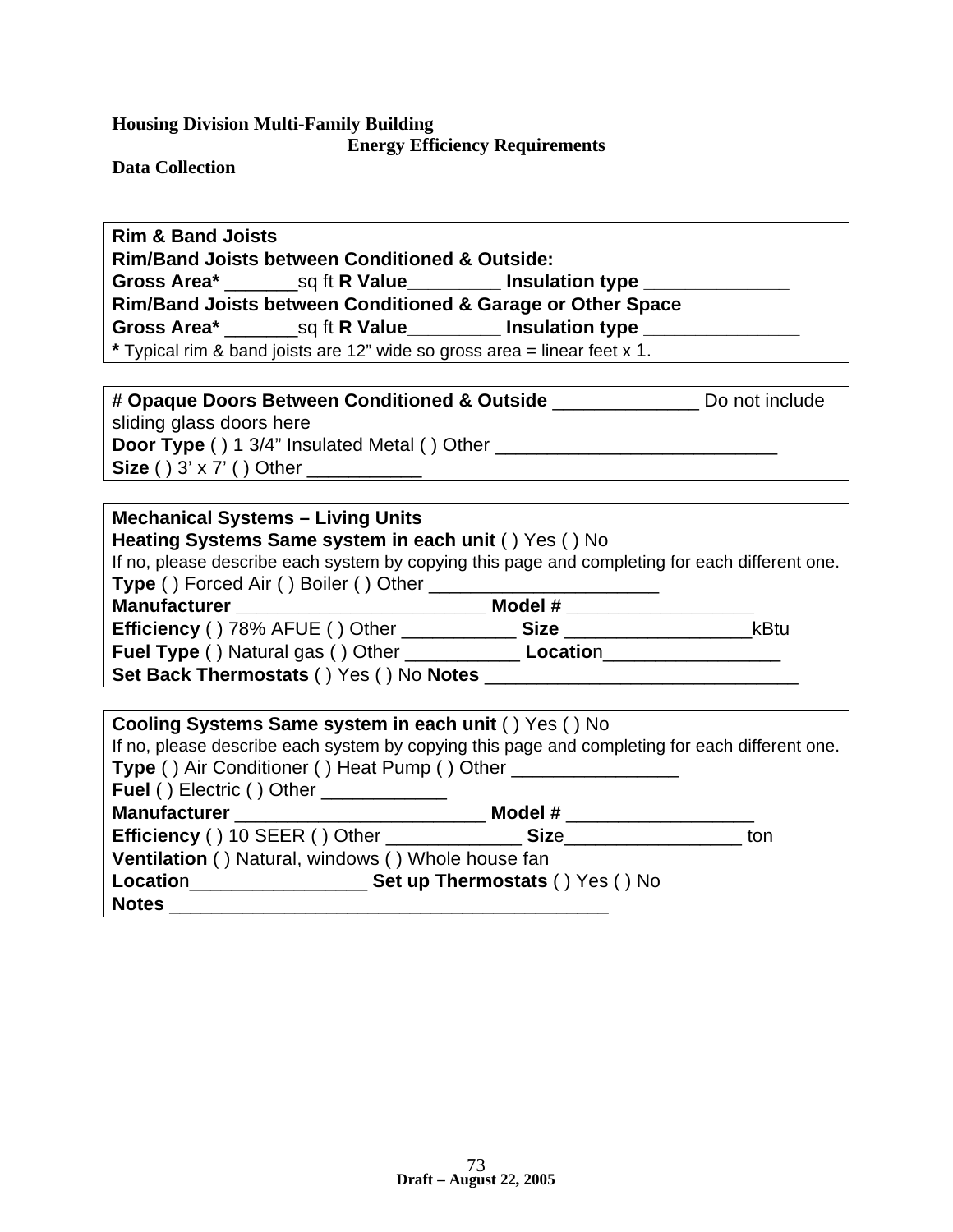**Housing Division Multi-Family Building**
**Energy Efficiency Requirements**
**Data Collection**

**Rim & Band Joists**
**Rim/Band Joists between Conditioned & Outside:**
**Gross Area*** _______sq ft **R Value**_________ **Insulation type** ______________
**Rim/Band Joists between Conditioned & Garage or Other Space**
**Gross Area*** _______sq ft **R Value**_________ **Insulation type** _______________
***** Typical rim & band joists are 12" wide so gross area = linear feet x 1.

**# Opaque Doors Between Conditioned & Outside** ______________ Do not include sliding glass doors here
**Door Type** ( ) 1 3/4" Insulated Metal ( ) Other ___________________________
**Size** ( ) 3' x 7' ( ) Other ___________

**Mechanical Systems – Living Units**
**Heating Systems Same system in each unit** ( ) Yes ( ) No
If no, please describe each system by copying this page and completing for each different one.
**Type** ( ) Forced Air ( ) Boiler ( ) Other ______________________
**Manufacturer** ________________________ **Model #** __________________
**Efficiency** ( ) 78% AFUE ( ) Other ___________ **Size** __________________kBtu
**Fuel Type** ( ) Natural gas ( ) Other ___________ **Locatio**n_________________
**Set Back Thermostats** ( ) Yes ( ) No **Notes** ______________________________

**Cooling Systems Same system in each unit** ( ) Yes ( ) No
If no, please describe each system by copying this page and completing for each different one.
**Type** ( ) Air Conditioner ( ) Heat Pump ( ) Other ________________
**Fuel** ( ) Electric ( ) Other ____________
**Manufacturer** ________________________ **Model #** __________________
**Efficiency** ( ) 10 SEER ( ) Other _____________ **Siz**e_________________ ton
**Ventilation** ( ) Natural, windows ( ) Whole house fan
**Locatio**n_________________ **Set up Thermostats** ( ) Yes ( ) No
**Notes** ___________________________________________

**Draft – August 22, 2005**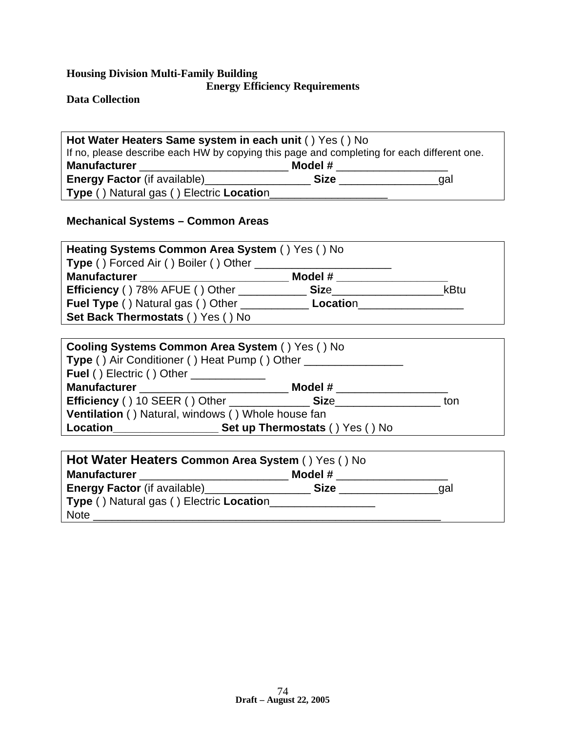**Housing Division Multi-Family Building**
**Energy Efficiency Requirements**
**Data Collection**

**Hot Water Heaters Same system in each unit** ( ) Yes ( ) No
If no, please describe each HW by copying this page and completing for each different one.
**Manufacturer** ________________________ **Model #** __________________
**Energy Factor** (if available)_________________ **Size** ________________gal
**Type** ( ) Natural gas ( ) Electric **Location**___________________

**Mechanical Systems – Common Areas**

**Heating Systems Common Area System** ( ) Yes ( ) No
**Type** ( ) Forced Air ( ) Boiler ( ) Other ______________________
**Manufacturer** ________________________ **Model #** __________________
**Efficiency** ( ) 78% AFUE ( ) Other ___________ **Size**__________________kBtu
**Fuel Type** ( ) Natural gas ( ) Other ___________ **Location**_________________
**Set Back Thermostats** ( ) Yes ( ) No

**Cooling Systems Common Area System** ( ) Yes ( ) No
**Type** ( ) Air Conditioner ( ) Heat Pump ( ) Other ________________
**Fuel** ( ) Electric ( ) Other ____________
**Manufacturer** ________________________ **Model #** __________________
**Efficiency** ( ) 10 SEER ( ) Other _____________ **Size**_________________ ton
**Ventilation** ( ) Natural, windows ( ) Whole house fan
**Location**_________________ **Set up Thermostats** ( ) Yes ( ) No

**Hot Water Heaters Common Area System** ( ) Yes ( ) No
**Manufacturer** ________________________ **Model #** __________________
**Energy Factor** (if available)_________________ **Size** ________________gal
**Type** ( ) Natural gas ( ) Electric **Location**_________________
Note ________________________________________________________

Draft – August 22, 2005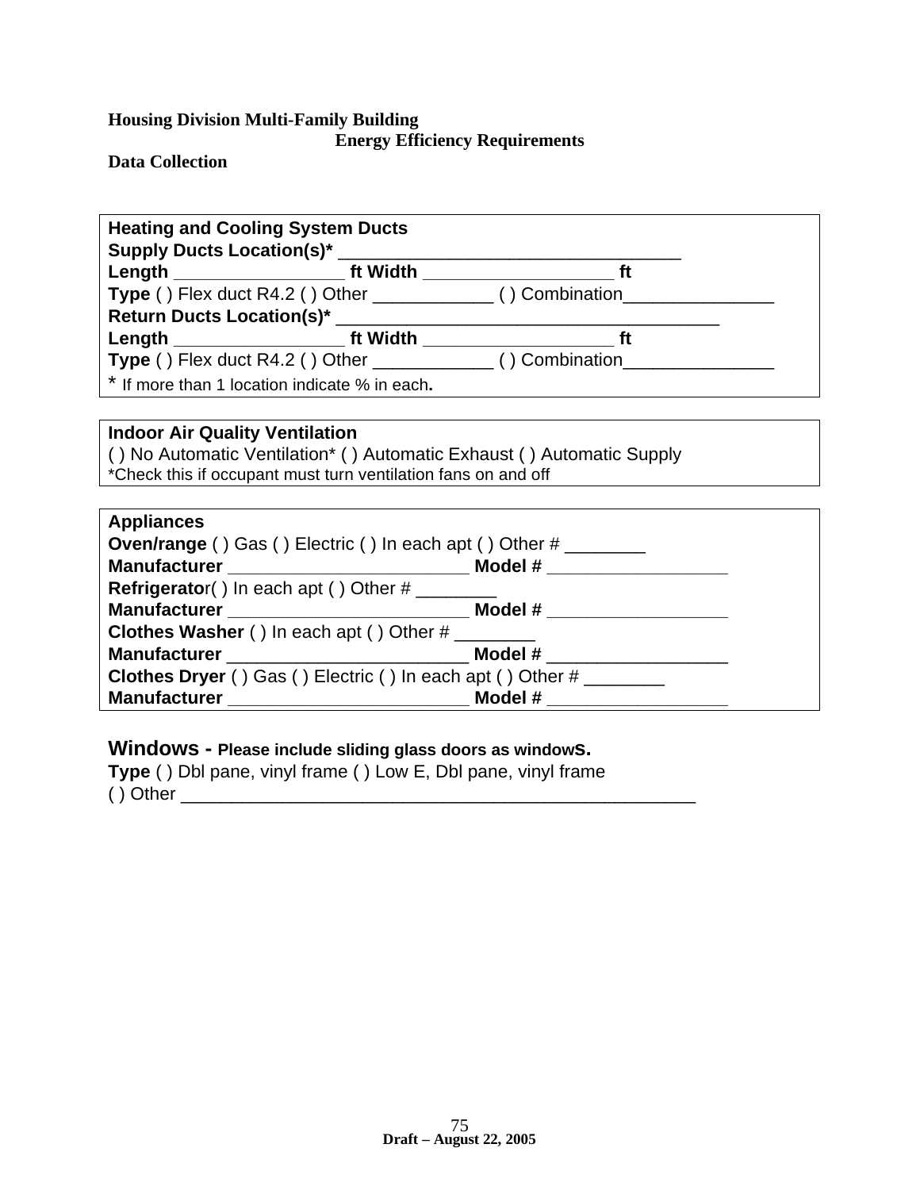**Housing Division Multi-Family Building**
**Energy Efficiency Requirements**
**Data Collection**

**Heating and Cooling System Ducts**
**Supply Ducts Location(s)*** ________________________________
**Length** ________________ **ft Width** __________________ **ft**
**Type** ( ) Flex duct R4.2 ( ) Other ___________ ( ) Combination_______________
**Return Ducts Location(s)*** ____________________________________
**Length** ________________ **ft Width** __________________ **ft**
**Type** ( ) Flex duct R4.2 ( ) Other ___________ ( ) Combination_______________
* If more than 1 location indicate % in each.

**Indoor Air Quality Ventilation**
( ) No Automatic Ventilation* ( ) Automatic Exhaust ( ) Automatic Supply
*Check this if occupant must turn ventilation fans on and off

**Appliances**
**Oven/range** ( ) Gas ( ) Electric ( ) In each apt ( ) Other # ________
**Manufacturer** _______________________ **Model #** _________________
**Refrigerator**( ) In each apt ( ) Other # ________
**Manufacturer** _______________________ **Model #** _________________
**Clothes Washer** ( ) In each apt ( ) Other # ________
**Manufacturer** _______________________ **Model #** _________________
**Clothes Dryer** ( ) Gas ( ) Electric ( ) In each apt ( ) Other # ________
**Manufacturer** _______________________ **Model #** _________________

**Windows - Please include sliding glass doors as windows.**
**Type** ( ) Dbl pane, vinyl frame ( ) Low E, Dbl pane, vinyl frame
( ) Other ________________________________________________

Draft – August 22, 2005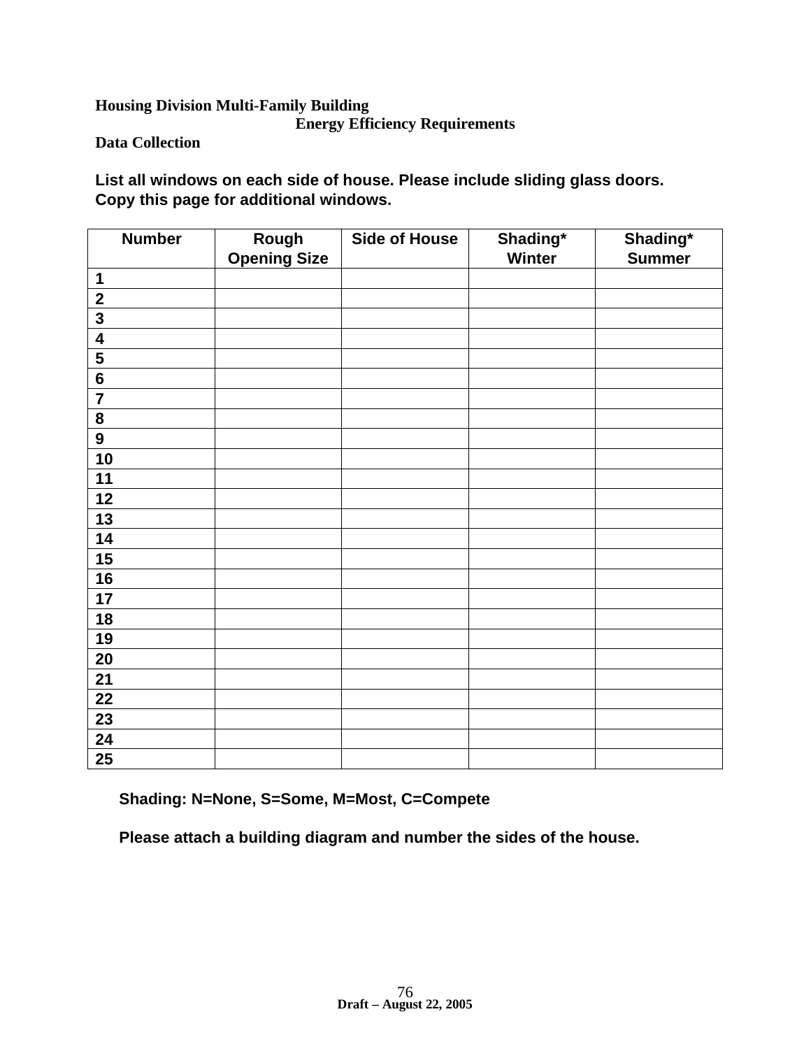**Housing Division Multi-Family Building**
**Energy Efficiency Requirements**
**Data Collection**

**List all windows on each side of house. Please include sliding glass doors. Copy this page for additional windows.**

| Number | Rough Opening Size | Side of House | Shading* Winter | Shading* Summer |
|---|---|---|---|---|
| 1 | | | | |
| 2 | | | | |
| 3 | | | | |
| 4 | | | | |
| 5 | | | | |
| 6 | | | | |
| 7 | | | | |
| 8 | | | | |
| 9 | | | | |
| 10 | | | | |
| 11 | | | | |
| 12 | | | | |
| 13 | | | | |
| 14 | | | | |
| 15 | | | | |
| 16 | | | | |
| 17 | | | | |
| 18 | | | | |
| 19 | | | | |
| 20 | | | | |
| 21 | | | | |
| 22 | | | | |
| 23 | | | | |
| 24 | | | | |
| 25 | | | | |

**Shading: N=None, S=Some, M=Most, C=Compete**

**Please attach a building diagram and number the sides of the house.**

**Draft – August 22, 2005**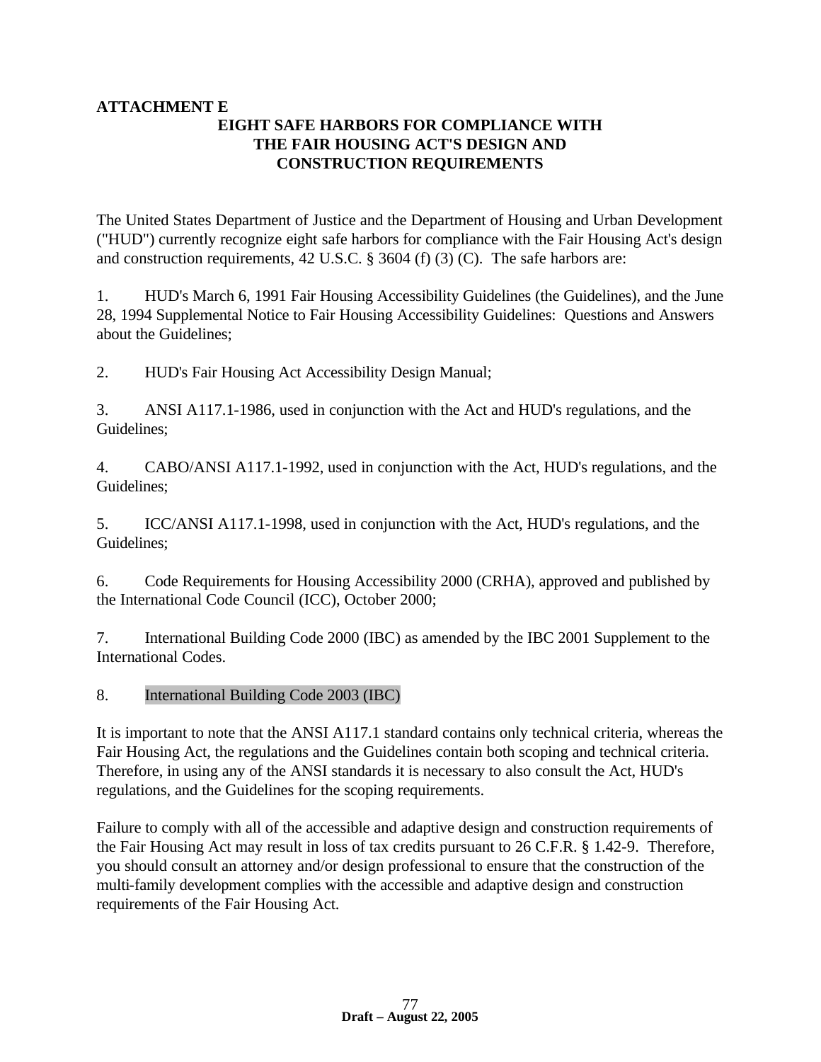**ATTACHMENT E**

## EIGHT SAFE HARBORS FOR COMPLIANCE WITH THE FAIR HOUSING ACT'S DESIGN AND CONSTRUCTION REQUIREMENTS

The United States Department of Justice and the Department of Housing and Urban Development ("HUD") currently recognize eight safe harbors for compliance with the Fair Housing Act's design and construction requirements, 42 U.S.C. § 3604 (f) (3) (C). The safe harbors are:

1. HUD's March 6, 1991 Fair Housing Accessibility Guidelines (the Guidelines), and the June 28, 1994 Supplemental Notice to Fair Housing Accessibility Guidelines: Questions and Answers about the Guidelines;

2. HUD's Fair Housing Act Accessibility Design Manual;

3. ANSI A117.1-1986, used in conjunction with the Act and HUD's regulations, and the Guidelines;

4. CABO/ANSI A117.1-1992, used in conjunction with the Act, HUD's regulations, and the Guidelines;

5. ICC/ANSI A117.1-1998, used in conjunction with the Act, HUD's regulations, and the Guidelines;

6. Code Requirements for Housing Accessibility 2000 (CRHA), approved and published by the International Code Council (ICC), October 2000;

7. International Building Code 2000 (IBC) as amended by the IBC 2001 Supplement to the International Codes.

8. International Building Code 2003 (IBC)

It is important to note that the ANSI A117.1 standard contains only technical criteria, whereas the Fair Housing Act, the regulations and the Guidelines contain both scoping and technical criteria. Therefore, in using any of the ANSI standards it is necessary to also consult the Act, HUD's regulations, and the Guidelines for the scoping requirements.

Failure to comply with all of the accessible and adaptive design and construction requirements of the Fair Housing Act may result in loss of tax credits pursuant to 26 C.F.R. § 1.42-9. Therefore, you should consult an attorney and/or design professional to ensure that the construction of the multi-family development complies with the accessible and adaptive design and construction requirements of the Fair Housing Act.

**Draft – August 22, 2005**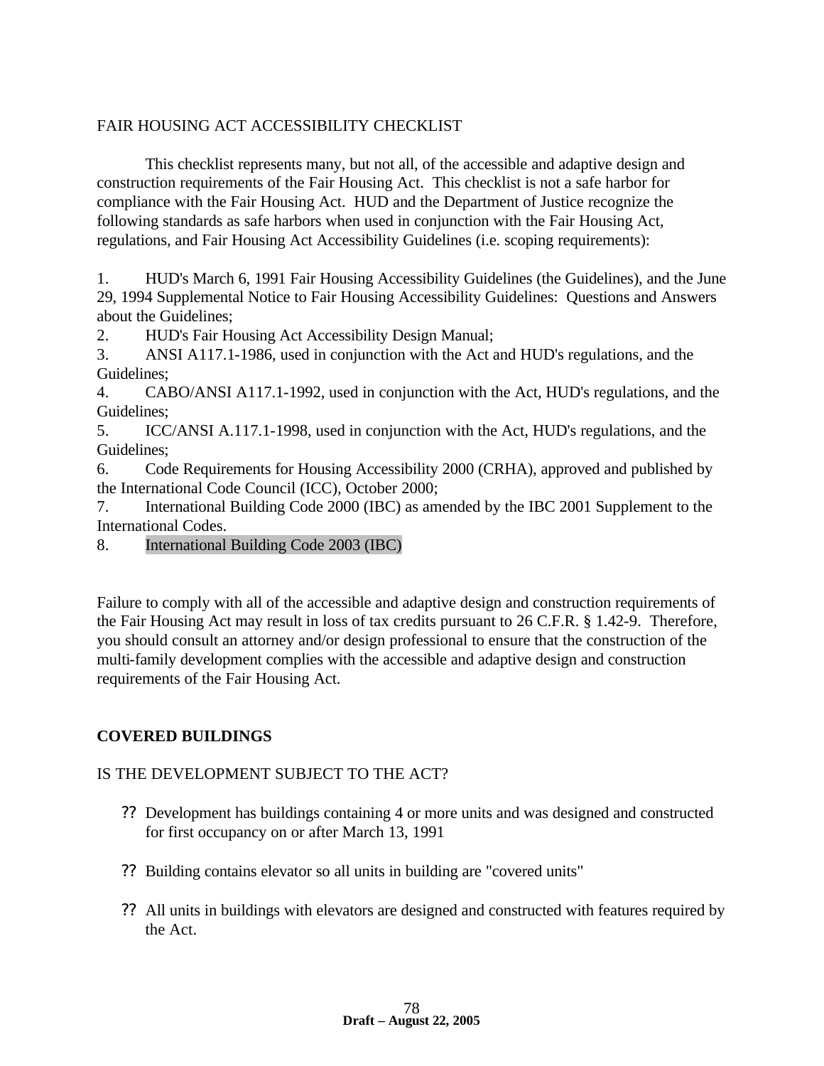FAIR HOUSING ACT ACCESSIBILITY CHECKLIST

This checklist represents many, but not all, of the accessible and adaptive design and construction requirements of the Fair Housing Act. This checklist is not a safe harbor for compliance with the Fair Housing Act. HUD and the Department of Justice recognize the following standards as safe harbors when used in conjunction with the Fair Housing Act, regulations, and Fair Housing Act Accessibility Guidelines (i.e. scoping requirements):

1. HUD's March 6, 1991 Fair Housing Accessibility Guidelines (the Guidelines), and the June 29, 1994 Supplemental Notice to Fair Housing Accessibility Guidelines: Questions and Answers about the Guidelines;
2. HUD's Fair Housing Act Accessibility Design Manual;
3. ANSI A117.1-1986, used in conjunction with the Act and HUD's regulations, and the Guidelines;
4. CABO/ANSI A117.1-1992, used in conjunction with the Act, HUD's regulations, and the Guidelines;
5. ICC/ANSI A.117.1-1998, used in conjunction with the Act, HUD's regulations, and the Guidelines;
6. Code Requirements for Housing Accessibility 2000 (CRHA), approved and published by the International Code Council (ICC), October 2000;
7. International Building Code 2000 (IBC) as amended by the IBC 2001 Supplement to the International Codes.
8. International Building Code 2003 (IBC)

Failure to comply with all of the accessible and adaptive design and construction requirements of the Fair Housing Act may result in loss of tax credits pursuant to 26 C.F.R. § 1.42-9. Therefore, you should consult an attorney and/or design professional to ensure that the construction of the multi-family development complies with the accessible and adaptive design and construction requirements of the Fair Housing Act.

**COVERED BUILDINGS**

IS THE DEVELOPMENT SUBJECT TO THE ACT?

- ?? Development has buildings containing 4 or more units and was designed and constructed for first occupancy on or after March 13, 1991
- ?? Building contains elevator so all units in building are "covered units"
- ?? All units in buildings with elevators are designed and constructed with features required by the Act.

**Draft – August 22, 2005**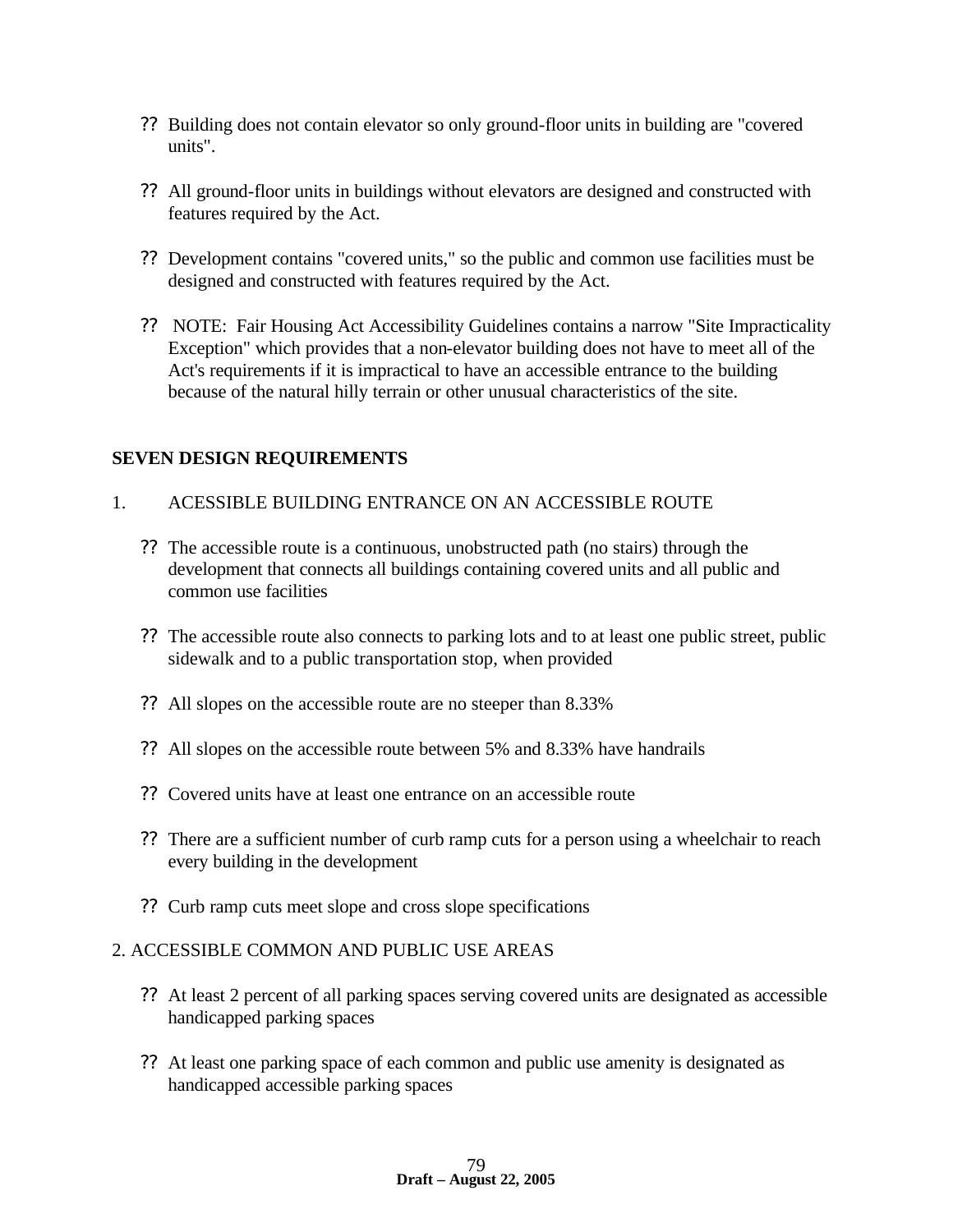- ?? Building does not contain elevator so only ground-floor units in building are "covered units".

- ?? All ground-floor units in buildings without elevators are designed and constructed with features required by the Act.

- ?? Development contains "covered units," so the public and common use facilities must be designed and constructed with features required by the Act.

- ?? NOTE: Fair Housing Act Accessibility Guidelines contains a narrow "Site Impracticality Exception" which provides that a non-elevator building does not have to meet all of the Act's requirements if it is impractical to have an accessible entrance to the building because of the natural hilly terrain or other unusual characteristics of the site.

**SEVEN DESIGN REQUIREMENTS**

1. ACESSIBLE BUILDING ENTRANCE ON AN ACCESSIBLE ROUTE

   - ?? The accessible route is a continuous, unobstructed path (no stairs) through the development that connects all buildings containing covered units and all public and common use facilities

   - ?? The accessible route also connects to parking lots and to at least one public street, public sidewalk and to a public transportation stop, when provided

   - ?? All slopes on the accessible route are no steeper than 8.33%

   - ?? All slopes on the accessible route between 5% and 8.33% have handrails

   - ?? Covered units have at least one entrance on an accessible route

   - ?? There are a sufficient number of curb ramp cuts for a person using a wheelchair to reach every building in the development

   - ?? Curb ramp cuts meet slope and cross slope specifications

2. ACCESSIBLE COMMON AND PUBLIC USE AREAS

   - ?? At least 2 percent of all parking spaces serving covered units are designated as accessible handicapped parking spaces

   - ?? At least one parking space of each common and public use amenity is designated as handicapped accessible parking spaces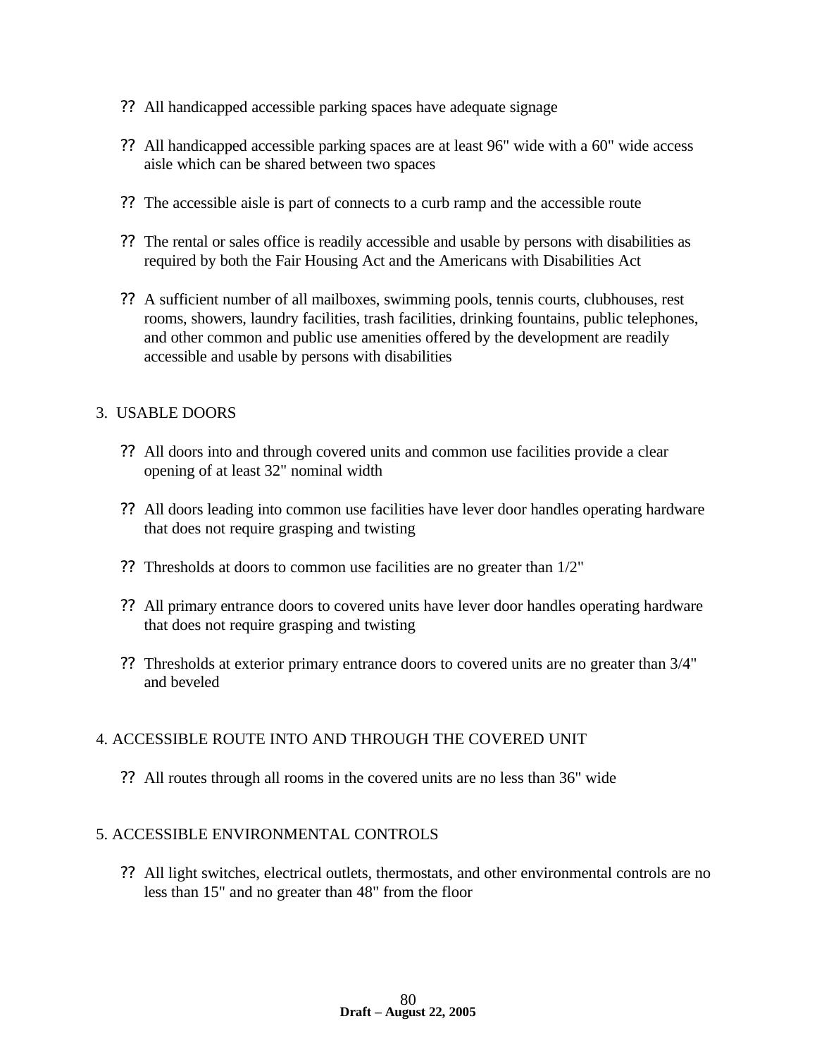- ?? All handicapped accessible parking spaces have adequate signage

- ?? All handicapped accessible parking spaces are at least 96" wide with a 60" wide access aisle which can be shared between two spaces

- ?? The accessible aisle is part of connects to a curb ramp and the accessible route

- ?? The rental or sales office is readily accessible and usable by persons with disabilities as required by both the Fair Housing Act and the Americans with Disabilities Act

- ?? A sufficient number of all mailboxes, swimming pools, tennis courts, clubhouses, rest rooms, showers, laundry facilities, trash facilities, drinking fountains, public telephones, and other common and public use amenities offered by the development are readily accessible and usable by persons with disabilities

## 3. USABLE DOORS

- ?? All doors into and through covered units and common use facilities provide a clear opening of at least 32" nominal width

- ?? All doors leading into common use facilities have lever door handles operating hardware that does not require grasping and twisting

- ?? Thresholds at doors to common use facilities are no greater than 1/2"

- ?? All primary entrance doors to covered units have lever door handles operating hardware that does not require grasping and twisting

- ?? Thresholds at exterior primary entrance doors to covered units are no greater than 3/4" and beveled

## 4. ACCESSIBLE ROUTE INTO AND THROUGH THE COVERED UNIT

- ?? All routes through all rooms in the covered units are no less than 36" wide

## 5. ACCESSIBLE ENVIRONMENTAL CONTROLS

- ?? All light switches, electrical outlets, thermostats, and other environmental controls are no less than 15" and no greater than 48" from the floor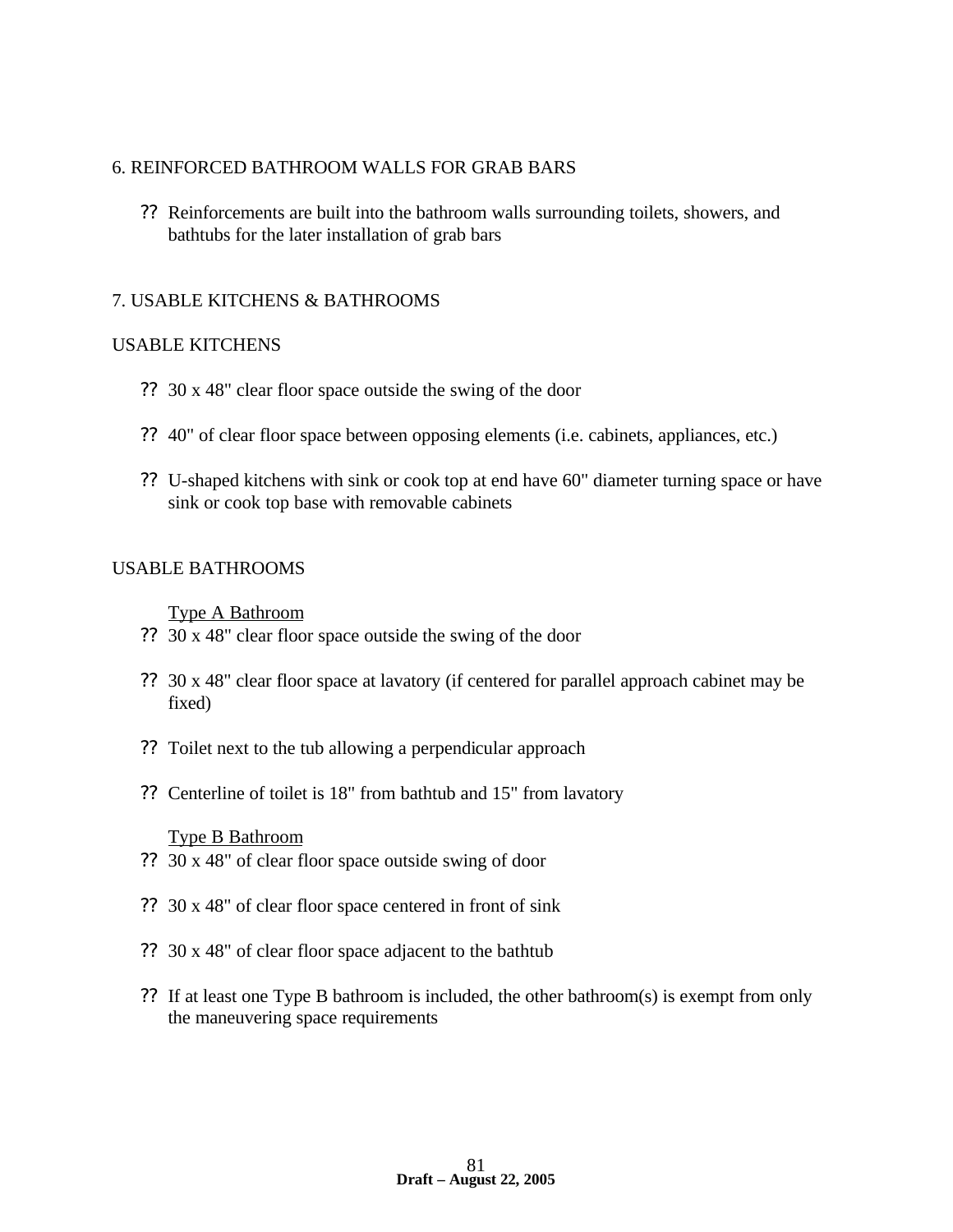## 6. REINFORCED BATHROOM WALLS FOR GRAB BARS

- Reinforcements are built into the bathroom walls surrounding toilets, showers, and bathtubs for the later installation of grab bars

## 7. USABLE KITCHENS & BATHROOMS

### USABLE KITCHENS

- 30 x 48" clear floor space outside the swing of the door
- 40" of clear floor space between opposing elements (i.e. cabinets, appliances, etc.)
- U-shaped kitchens with sink or cook top at end have 60" diameter turning space or have sink or cook top base with removable cabinets

### USABLE BATHROOMS

Type A Bathroom

- 30 x 48" clear floor space outside the swing of the door
- 30 x 48" clear floor space at lavatory (if centered for parallel approach cabinet may be fixed)
- Toilet next to the tub allowing a perpendicular approach
- Centerline of toilet is 18" from bathtub and 15" from lavatory

Type B Bathroom

- 30 x 48" of clear floor space outside swing of door
- 30 x 48" of clear floor space centered in front of sink
- 30 x 48" of clear floor space adjacent to the bathtub
- If at least one Type B bathroom is included, the other bathroom(s) is exempt from only the maneuvering space requirements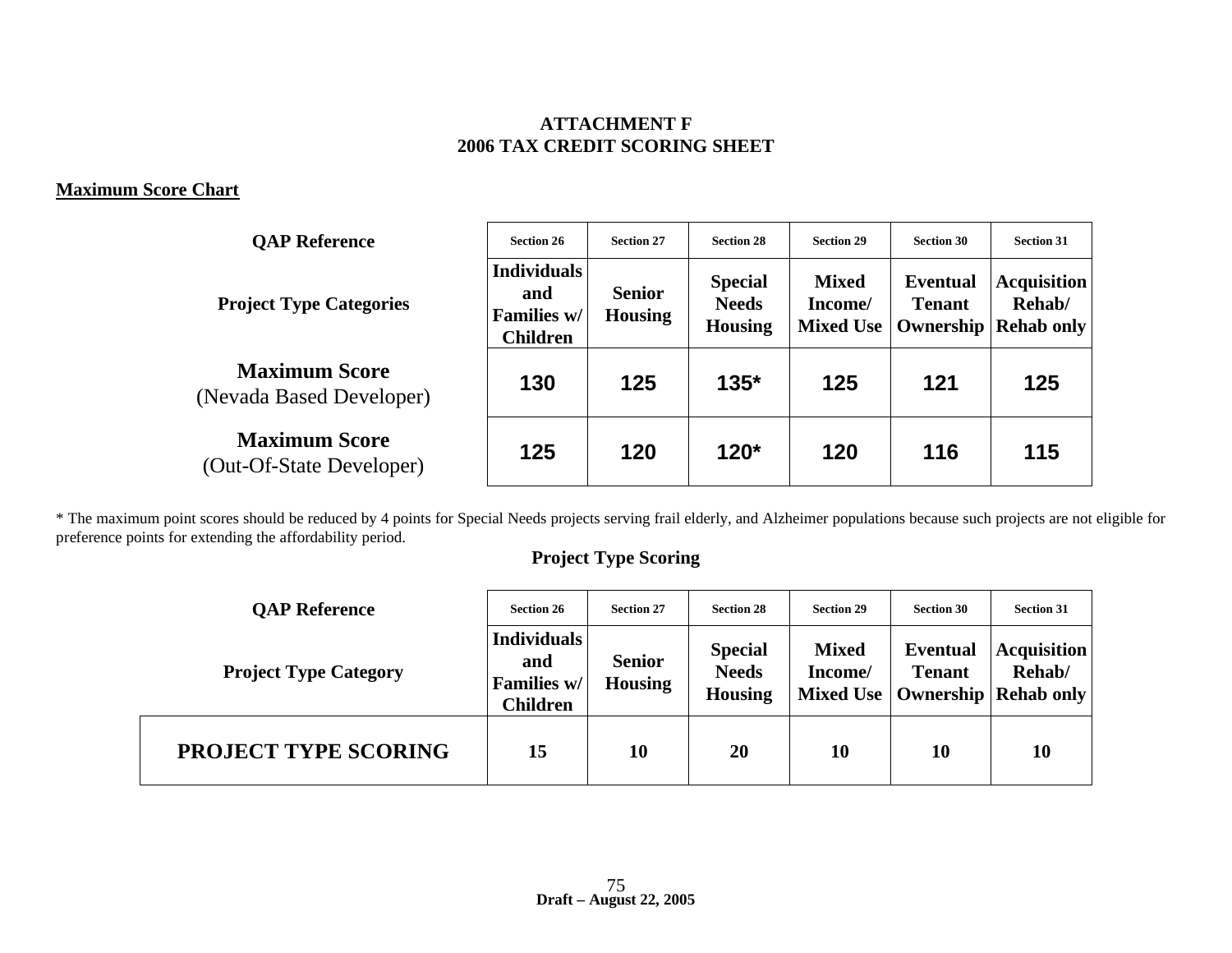**ATTACHMENT F**
**2006 TAX CREDIT SCORING SHEET**

**Maximum Score Chart**

| QAP Reference | Section 26 | Section 27 | Section 28 | Section 29 | Section 30 | Section 31 |
|---|---|---|---|---|---|---|
| **Project Type Categories** | **Individuals and Families w/ Children** | **Senior Housing** | **Special Needs Housing** | **Mixed Income/ Mixed Use** | **Eventual Tenant Ownership** | **Acquisition Rehab/ Rehab only** |
| **Maximum Score** (Nevada Based Developer) | **130** | **125** | **135*** | **125** | **121** | **125** |
| **Maximum Score** (Out-Of-State Developer) | **125** | **120** | **120*** | **120** | **116** | **115** |

* The maximum point scores should be reduced by 4 points for Special Needs projects serving frail elderly, and Alzheimer populations because such projects are not eligible for preference points for extending the affordability period.

**Project Type Scoring**

| QAP Reference | Section 26 | Section 27 | Section 28 | Section 29 | Section 30 | Section 31 |
|---|---|---|---|---|---|---|
| **Project Type Category** | **Individuals and Families w/ Children** | **Senior Housing** | **Special Needs Housing** | **Mixed Income/ Mixed Use** | **Eventual Tenant Ownership** | **Acquisition Rehab/ Rehab only** |
| **PROJECT TYPE SCORING** | **15** | **10** | **20** | **10** | **10** | **10** |

**Draft – August 22, 2005**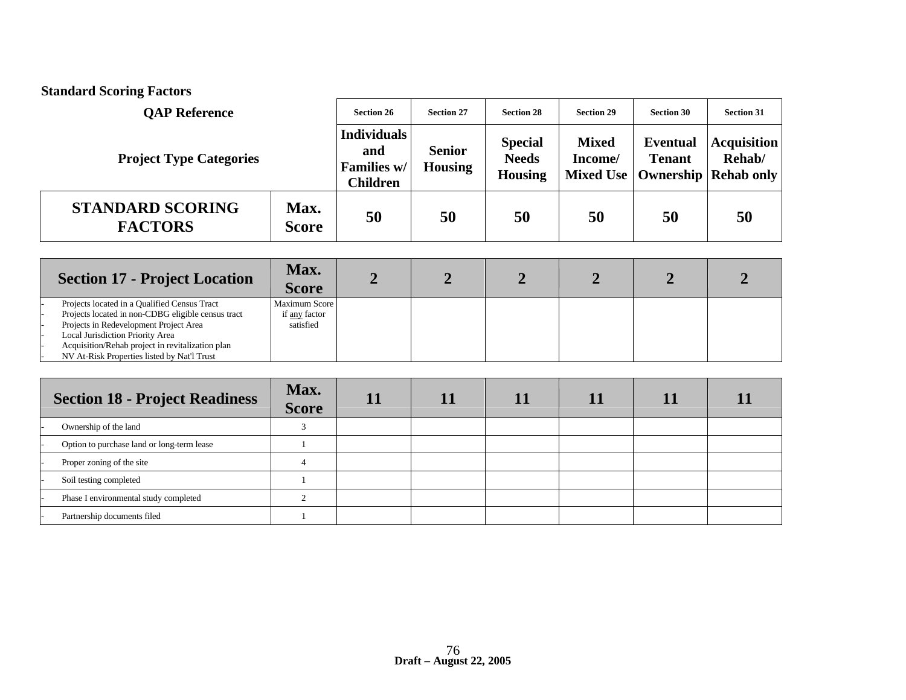**Standard Scoring Factors**

| QAP Reference | | Section 26 | Section 27 | Section 28 | Section 29 | Section 30 | Section 31 |
|---|---|---|---|---|---|---|---|
| **Project Type Categories** | | **Individuals and Families w/ Children** | **Senior Housing** | **Special Needs Housing** | **Mixed Income/ Mixed Use** | **Eventual Tenant Ownership** | **Acquisition Rehab/ Rehab only** |
| **STANDARD SCORING FACTORS** | **Max. Score** | **50** | **50** | **50** | **50** | **50** | **50** |

| Section 17 - Project Location | Max. Score | 2 | 2 | 2 | 2 | 2 | 2 |
|---|---|---|---|---|---|---|---|
| - Projects located in a Qualified Census Tract<br>- Projects located in non-CDBG eligible census tract<br>- Projects in Redevelopment Project Area<br>- Local Jurisdiction Priority Area<br>- Acquisition/Rehab project in revitalization plan<br>- NV At-Risk Properties listed by Nat'l Trust | Maximum Score if any factor satisfied | | | | | | |

| Section 18 - Project Readiness | Max. Score | 11 | 11 | 11 | 11 | 11 | 11 |
|---|---|---|---|---|---|---|---|
| - Ownership of the land | 3 | | | | | | |
| - Option to purchase land or long-term lease | 1 | | | | | | |
| - Proper zoning of the site | 4 | | | | | | |
| - Soil testing completed | 1 | | | | | | |
| - Phase I environmental study completed | 2 | | | | | | |
| - Partnership documents filed | 1 | | | | | | |

**Draft – August 22, 2005**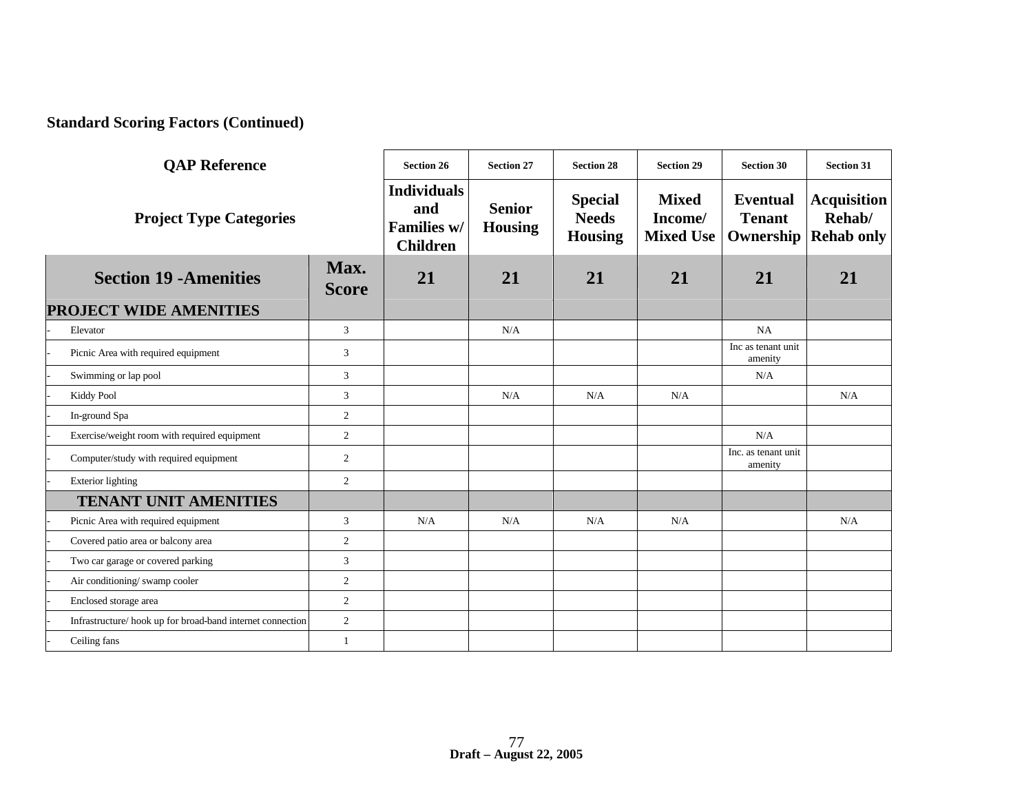**Standard Scoring Factors (Continued)**

| QAP Reference | | Section 26 | Section 27 | Section 28 | Section 29 | Section 30 | Section 31 |
|---|---|---|---|---|---|---|---|
| **Project Type Categories** | | **Individuals and Families w/ Children** | **Senior Housing** | **Special Needs Housing** | **Mixed Income/ Mixed Use** | **Eventual Tenant Ownership** | **Acquisition Rehab/ Rehab only** |
| **Section 19 -Amenities** | **Max. Score** | **21** | **21** | **21** | **21** | **21** | **21** |
| **PROJECT WIDE AMENITIES** | | | | | | | |
| - Elevator | 3 | | N/A | | | NA | |
| - Picnic Area with required equipment | 3 | | | | | Inc as tenant unit amenity | |
| - Swimming or lap pool | 3 | | | | | N/A | |
| - Kiddy Pool | 3 | | N/A | N/A | N/A | | N/A |
| - In-ground Spa | 2 | | | | | | |
| - Exercise/weight room with required equipment | 2 | | | | | N/A | |
| - Computer/study with required equipment | 2 | | | | | Inc. as tenant unit amenity | |
| - Exterior lighting | 2 | | | | | | |
| **TENANT UNIT AMENITIES** | | | | | | | |
| - Picnic Area with required equipment | 3 | N/A | N/A | N/A | N/A | | N/A |
| - Covered patio area or balcony area | 2 | | | | | | |
| - Two car garage or covered parking | 3 | | | | | | |
| - Air conditioning/ swamp cooler | 2 | | | | | | |
| - Enclosed storage area | 2 | | | | | | |
| - Infrastructure/ hook up for broad-band internet connection | 2 | | | | | | |
| - Ceiling fans | 1 | | | | | | |

**Draft – August 22, 2005**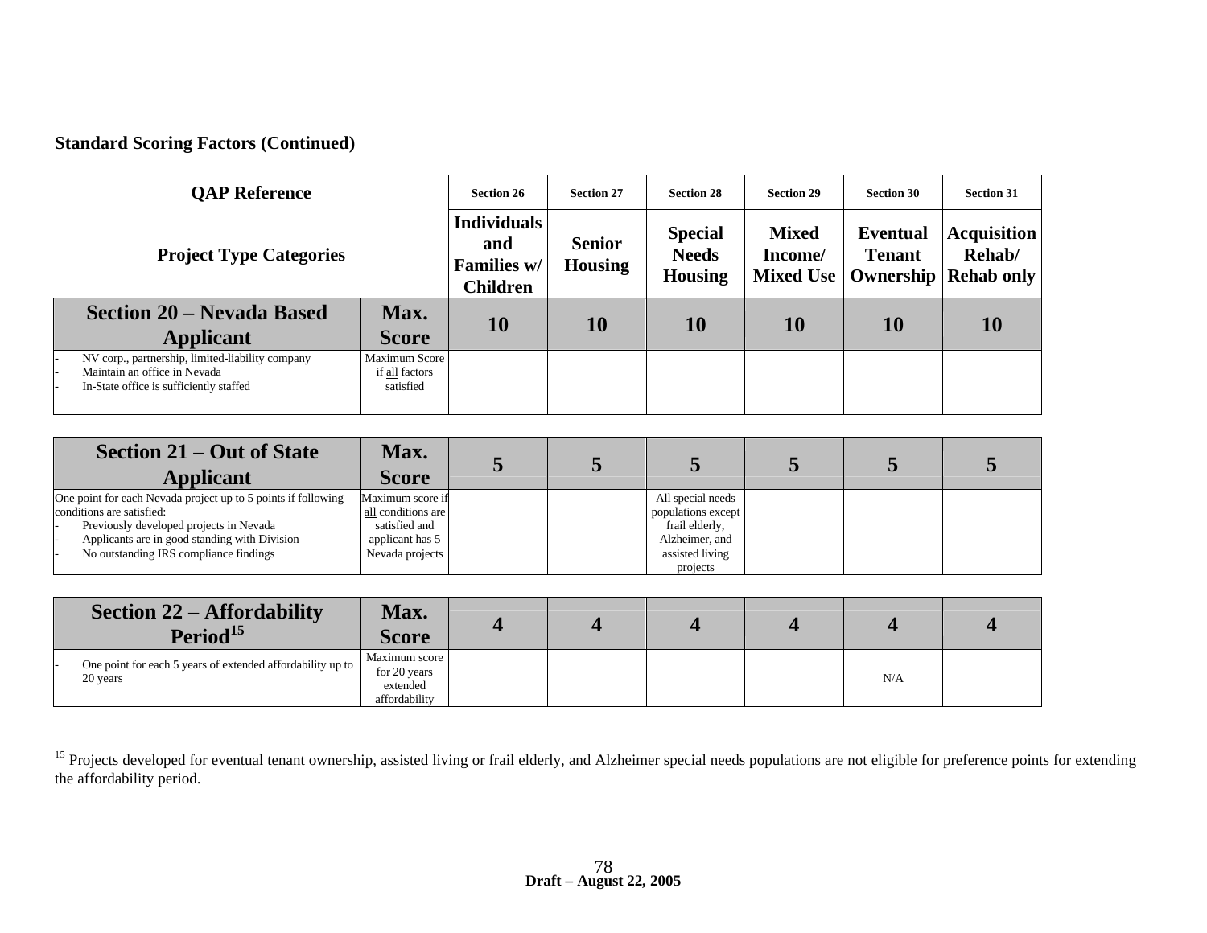**Standard Scoring Factors (Continued)**

| QAP Reference | | Section 26 | Section 27 | Section 28 | Section 29 | Section 30 | Section 31 |
|---|---|---|---|---|---|---|---|
| **Project Type Categories** | | **Individuals and Families w/ Children** | **Senior Housing** | **Special Needs Housing** | **Mixed Income/ Mixed Use** | **Eventual Tenant Ownership** | **Acquisition Rehab/ Rehab only** |
| **Section 20 – Nevada Based Applicant** | **Max. Score** | **10** | **10** | **10** | **10** | **10** | **10** |
| - NV corp., partnership, limited-liability company<br>- Maintain an office in Nevada<br>- In-State office is sufficiently staffed | Maximum Score if all factors satisfied | | | | | | |

| **Section 21 – Out of State Applicant** | **Max. Score** | **5** | **5** | **5** | **5** | **5** | **5** |
|---|---|---|---|---|---|---|---|
| One point for each Nevada project up to 5 points if following conditions are satisfied:<br>- Previously developed projects in Nevada<br>- Applicants are in good standing with Division<br>- No outstanding IRS compliance findings | Maximum score if all conditions are satisfied and applicant has 5 Nevada projects | | | All special needs populations except frail elderly, Alzheimer, and assisted living projects | | | |

| **Section 22 – Affordability Period[15]** | **Max. Score** | **4** | **4** | **4** | **4** | **4** | **4** |
|---|---|---|---|---|---|---|---|
| - One point for each 5 years of extended affordability up to 20 years | Maximum score for 20 years extended affordability | | | | | N/A | |

[15] Projects developed for eventual tenant ownership, assisted living or frail elderly, and Alzheimer special needs populations are not eligible for preference points for extending the affordability period.

**Draft – August 22, 2005**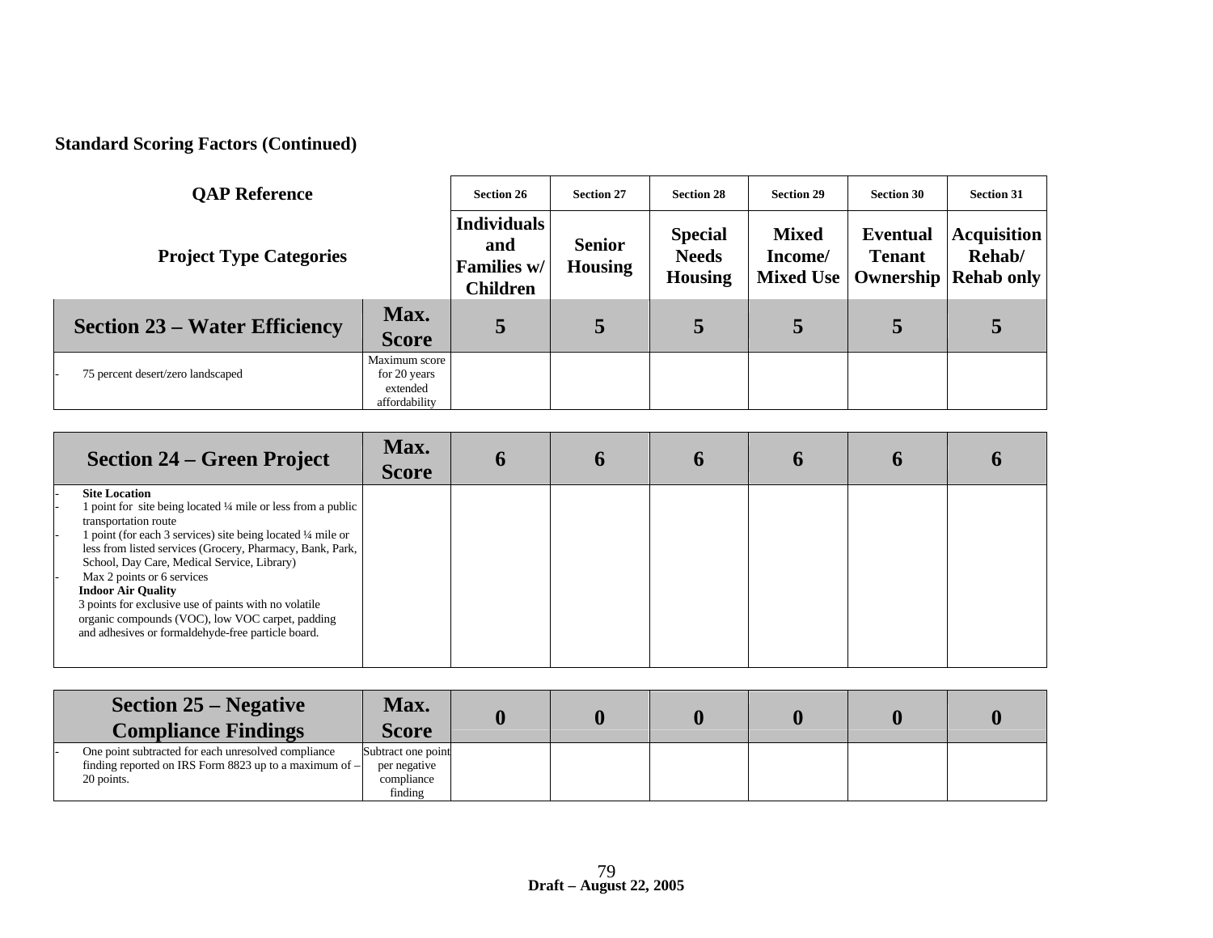**Standard Scoring Factors (Continued)**

| QAP Reference | | Section 26 | Section 27 | Section 28 | Section 29 | Section 30 | Section 31 |
|---|---|---|---|---|---|---|---|
| **Project Type Categories** | | **Individuals and Families w/ Children** | **Senior Housing** | **Special Needs Housing** | **Mixed Income/ Mixed Use** | **Eventual Tenant Ownership** | **Acquisition Rehab/ Rehab only** |
| **Section 23 – Water Efficiency** | **Max. Score** | **5** | **5** | **5** | **5** | **5** | **5** |
| - 75 percent desert/zero landscaped | Maximum score for 20 years extended affordability | | | | | | |

| **Section 24 – Green Project** | **Max. Score** | **6** | **6** | **6** | **6** | **6** | **6** |
|---|---|---|---|---|---|---|---|
| - **Site Location** <br> - 1 point for site being located ¼ mile or less from a public transportation route <br> - 1 point (for each 3 services) site being located ¼ mile or less from listed services (Grocery, Pharmacy, Bank, Park, School, Day Care, Medical Service, Library) <br> - Max 2 points or 6 services <br> **Indoor Air Quality** <br> 3 points for exclusive use of paints with no volatile organic compounds (VOC), low VOC carpet, padding and adhesives or formaldehyde-free particle board. | | | | | | | |

| **Section 25 – Negative Compliance Findings** | **Max. Score** | **0** | **0** | **0** | **0** | **0** | **0** |
|---|---|---|---|---|---|---|---|
| - One point subtracted for each unresolved compliance finding reported on IRS Form 8823 up to a maximum of –20 points. | Subtract one point per negative compliance finding | | | | | | |

**Draft – August 22, 2005**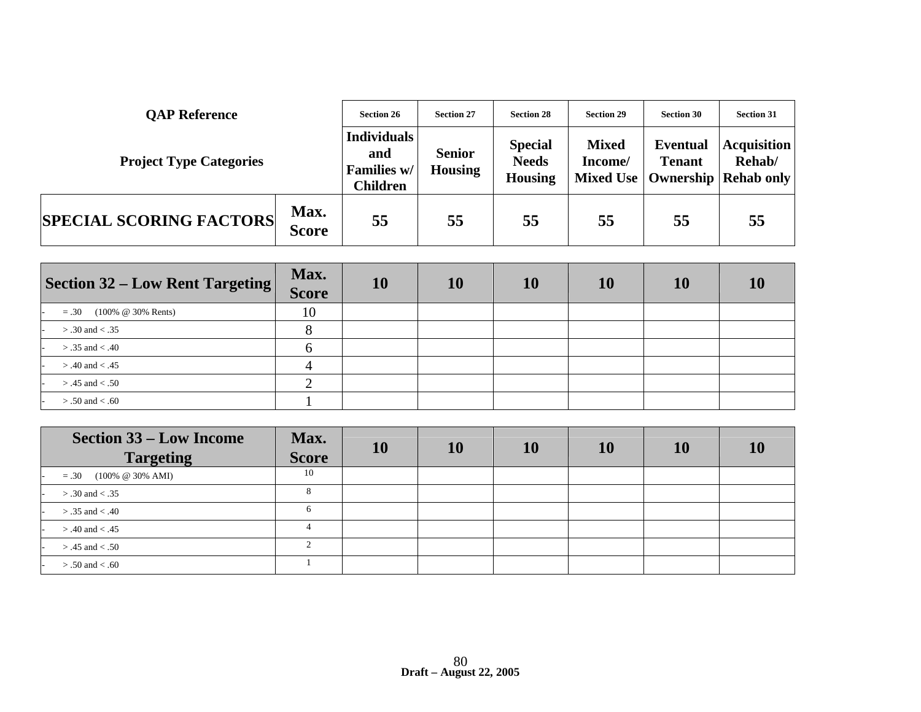| QAP Reference | | Section 26 | Section 27 | Section 28 | Section 29 | Section 30 | Section 31 |
|---|---|---|---|---|---|---|---|
| Project Type Categories | | Individuals and Families w/ Children | Senior Housing | Special Needs Housing | Mixed Income/ Mixed Use | Eventual Tenant Ownership | Acquisition Rehab/ Rehab only |
| **SPECIAL SCORING FACTORS** | **Max. Score** | **55** | **55** | **55** | **55** | **55** | **55** |

| Section 32 – Low Rent Targeting | Max. Score | 10 | 10 | 10 | 10 | 10 | 10 |
|---|---|---|---|---|---|---|---|
| - = .30 (100% @ 30% Rents) | 10 | | | | | | |
| - > .30 and < .35 | 8 | | | | | | |
| - > .35 and < .40 | 6 | | | | | | |
| - > .40 and < .45 | 4 | | | | | | |
| - > .45 and < .50 | 2 | | | | | | |
| - > .50 and < .60 | 1 | | | | | | |

| Section 33 – Low Income Targeting | Max. Score | 10 | 10 | 10 | 10 | 10 | 10 |
|---|---|---|---|---|---|---|---|
| - = .30 (100% @ 30% AMI) | 10 | | | | | | |
| - > .30 and < .35 | 8 | | | | | | |
| - > .35 and < .40 | 6 | | | | | | |
| - > .40 and < .45 | 4 | | | | | | |
| - > .45 and < .50 | 2 | | | | | | |
| - > .50 and < .60 | 1 | | | | | | |

**Draft – August 22, 2005**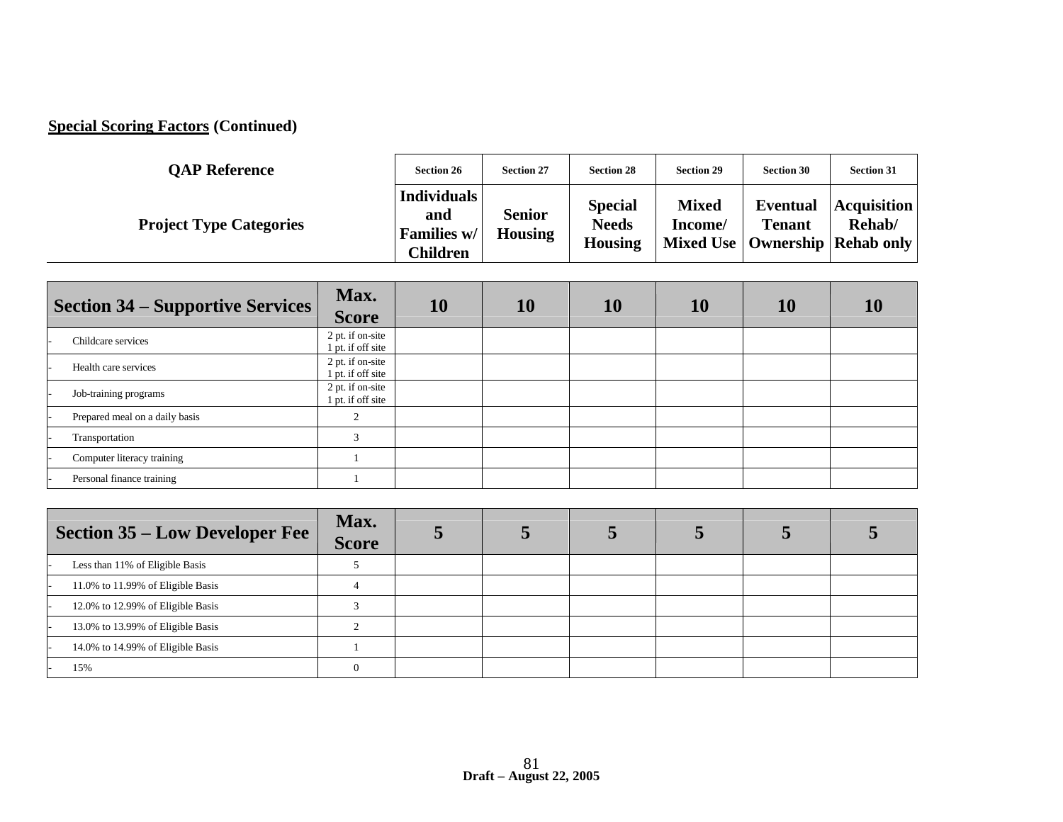**<u>Special Scoring Factors</u> (Continued)**

| QAP Reference | | Section 26 | Section 27 | Section 28 | Section 29 | Section 30 | Section 31 |
|---|---|---|---|---|---|---|---|
| **Project Type Categories** | | **Individuals and Families w/ Children** | **Senior Housing** | **Special Needs Housing** | **Mixed Income/ Mixed Use** | **Eventual Tenant Ownership** | **Acquisition Rehab/ Rehab only** |
| **Section 34 – Supportive Services** | **Max. Score** | **10** | **10** | **10** | **10** | **10** | **10** |
| - Childcare services | 2 pt. if on-site 1 pt. if off site | | | | | | |
| - Health care services | 2 pt. if on-site 1 pt. if off site | | | | | | |
| - Job-training programs | 2 pt. if on-site 1 pt. if off site | | | | | | |
| - Prepared meal on a daily basis | 2 | | | | | | |
| - Transportation | 3 | | | | | | |
| - Computer literacy training | 1 | | | | | | |
| - Personal finance training | 1 | | | | | | |
| **Section 35 – Low Developer Fee** | **Max. Score** | **5** | **5** | **5** | **5** | **5** | **5** |
| - Less than 11% of Eligible Basis | 5 | | | | | | |
| - 11.0% to 11.99% of Eligible Basis | 4 | | | | | | |
| - 12.0% to 12.99% of Eligible Basis | 3 | | | | | | |
| - 13.0% to 13.99% of Eligible Basis | 2 | | | | | | |
| - 14.0% to 14.99% of Eligible Basis | 1 | | | | | | |
| - 15% | 0 | | | | | | |

**Draft – August 22, 2005**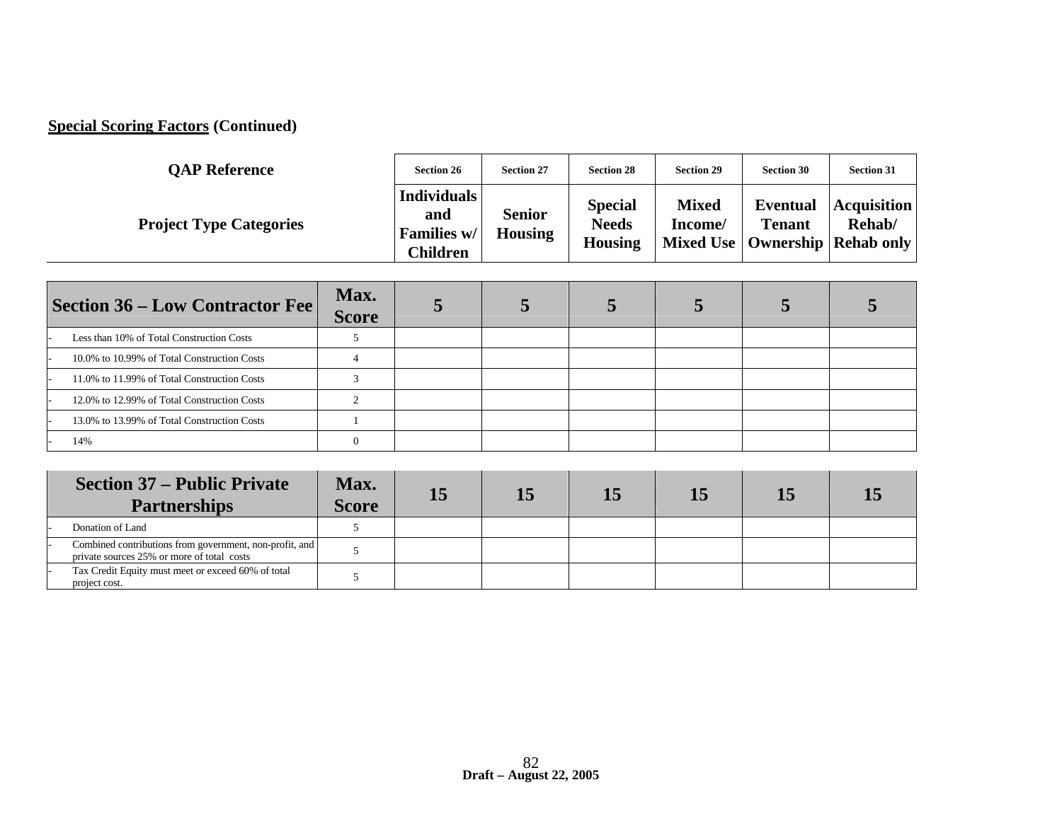**Special Scoring Factors (Continued)**

| QAP Reference | | Section 26 | Section 27 | Section 28 | Section 29 | Section 30 | Section 31 |
|---|---|---|---|---|---|---|---|
| Project Type Categories | | Individuals and Families w/ Children | Senior Housing | Special Needs Housing | Mixed Income/ Mixed Use | Eventual Tenant Ownership | Acquisition Rehab/ Rehab only |
| **Section 36 – Low Contractor Fee** | **Max. Score** | **5** | **5** | **5** | **5** | **5** | **5** |
| - Less than 10% of Total Construction Costs | 5 | | | | | | |
| - 10.0% to 10.99% of Total Construction Costs | 4 | | | | | | |
| - 11.0% to 11.99% of Total Construction Costs | 3 | | | | | | |
| - 12.0% to 12.99% of Total Construction Costs | 2 | | | | | | |
| - 13.0% to 13.99% of Total Construction Costs | 1 | | | | | | |
| - 14% | 0 | | | | | | |
| **Section 37 – Public Private Partnerships** | **Max. Score** | **15** | **15** | **15** | **15** | **15** | **15** |
| - Donation of Land | 5 | | | | | | |
| - Combined contributions from government, non-profit, and private sources 25% or more of total costs | 5 | | | | | | |
| - Tax Credit Equity must meet or exceed 60% of total project cost. | 5 | | | | | | |

**Draft – August 22, 2005**